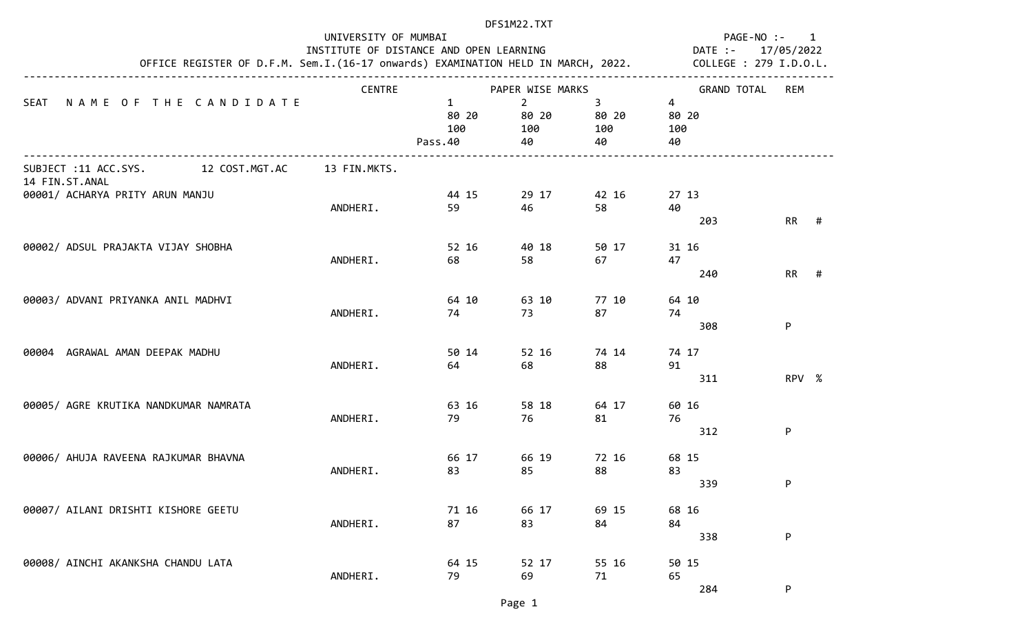DFS1M22.TXT

UNIVERSITY OF MUMBAI
INSTITUTE OF DISTANCE AND OPEN LEARNING
OFFICE REGISTER OF D.F.M. Sem.I.(16-17 onwards) EXAMINATION HELD IN MARCH, 2022.

PAGE-NO :- 1
DATE :- 17/05/2022
COLLEGE : 279 I.D.O.L.

SUBJECT :11 ACC.SYS. 12 COST.MGT.AC 13 FIN.MKTS. 14 FIN.ST.ANAL

| SEAT | NAME OF THE CANDIDATE | CENTRE | 1 (80 20 / 100 / Pass.40) | 2 (80 20 / 100 / 40) | 3 (80 20 / 100 / 40) | 4 (80 20 / 100 / 40) | GRAND TOTAL | REM |
|---|---|---|---|---|---|---|---|---|
| 00001/ | ACHARYA PRITY ARUN MANJU | ANDHERI. | 44 15 / 59 | 29 17 / 46 | 42 16 / 58 | 27 13 / 40 | 203 | RR # |
| 00002/ | ADSUL PRAJAKTA VIJAY SHOBHA | ANDHERI. | 52 16 / 68 | 40 18 / 58 | 50 17 / 67 | 31 16 / 47 | 240 | RR # |
| 00003/ | ADVANI PRIYANKA ANIL MADHVI | ANDHERI. | 64 10 / 74 | 63 10 / 73 | 77 10 / 87 | 64 10 / 74 | 308 | P |
| 00004 | AGRAWAL AMAN DEEPAK MADHU | ANDHERI. | 50 14 / 64 | 52 16 / 68 | 74 14 / 88 | 74 17 / 91 | 311 | RPV % |
| 00005/ | AGRE KRUTIKA NANDKUMAR NAMRATA | ANDHERI. | 63 16 / 79 | 58 18 / 76 | 64 17 / 81 | 60 16 / 76 | 312 | P |
| 00006/ | AHUJA RAVEENA RAJKUMAR BHAVNA | ANDHERI. | 66 17 / 83 | 66 19 / 85 | 72 16 / 88 | 68 15 / 83 | 339 | P |
| 00007/ | AILANI DRISHTI KISHORE GEETU | ANDHERI. | 71 16 / 87 | 66 17 / 83 | 69 15 / 84 | 68 16 / 84 | 338 | P |
| 00008/ | AINCHI AKANKSHA CHANDU LATA | ANDHERI. | 64 15 / 79 | 52 17 / 69 | 55 16 / 71 | 50 15 / 65 | 284 | P |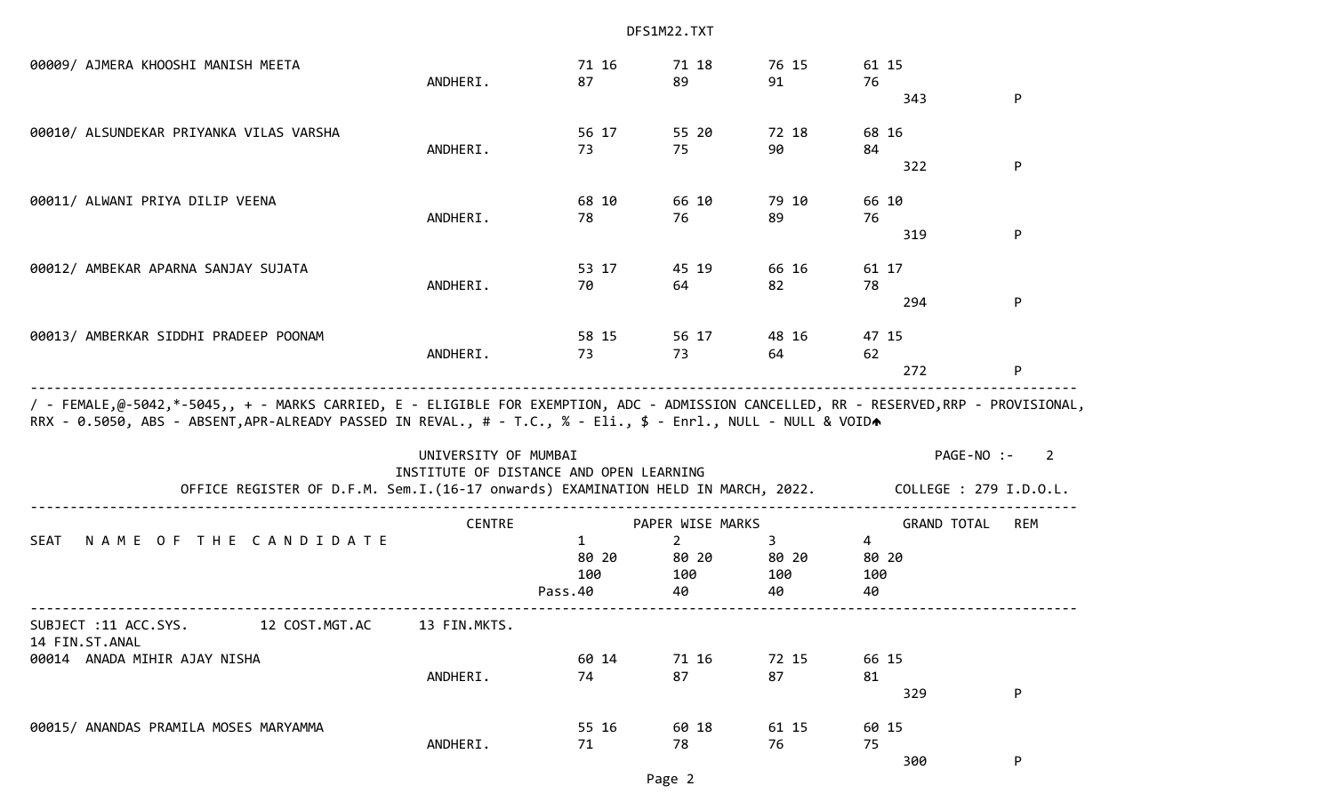| SEAT | NAME OF THE CANDIDATE | CENTRE | 1 | 2 | 3 | 4 | GRAND TOTAL | REM |
|---|---|---|---|---|---|---|---|---|
| 00009/ | AJMERA KHOOSHI MANISH MEETA | ANDHERI. | 71 16<br>87 | 71 18<br>89 | 76 15<br>91 | 61 15<br>76 | 343 | P |
| 00010/ | ALSUNDEKAR PRIYANKA VILAS VARSHA | ANDHERI. | 56 17<br>73 | 55 20<br>75 | 72 18<br>90 | 68 16<br>84 | 322 | P |
| 00011/ | ALWANI PRIYA DILIP VEENA | ANDHERI. | 68 10<br>78 | 66 10<br>76 | 79 10<br>89 | 66 10<br>76 | 319 | P |
| 00012/ | AMBEKAR APARNA SANJAY SUJATA | ANDHERI. | 53 17<br>70 | 45 19<br>64 | 66 16<br>82 | 61 17<br>78 | 294 | P |
| 00013/ | AMBERKAR SIDDHI PRADEEP POONAM | ANDHERI. | 58 15<br>73 | 56 17<br>73 | 48 16<br>64 | 47 15<br>62 | 272 | P |

/ - FEMALE,@-5042,*-5045,, + - MARKS CARRIED, E - ELIGIBLE FOR EXEMPTION, ADC - ADMISSION CANCELLED, RR - RESERVED,RRP - PROVISIONAL, RRX - 0.5050, ABS - ABSENT,APR-ALREADY PASSED IN REVAL., # - T.C., % - Eli., $ - Enrl., NULL - NULL & VOID

UNIVERSITY OF MUMBAI
INSTITUTE OF DISTANCE AND OPEN LEARNING
OFFICE REGISTER OF D.F.M. Sem.I.(16-17 onwards) EXAMINATION HELD IN MARCH, 2022.

PAGE-NO :- 2
COLLEGE : 279 I.D.O.L.

| SEAT | NAME OF THE CANDIDATE | CENTRE | PAPER WISE MARKS 1 | 2 | 3 | 4 | GRAND TOTAL | REM |
|---|---|---|---|---|---|---|---|---|
| | | | 80 20<br>100<br>Pass.40 | 80 20<br>100<br>40 | 80 20<br>100<br>40 | 80 20<br>100<br>40 | | |

SUBJECT :11 ACC.SYS. 12 COST.MGT.AC 13 FIN.MKTS. 14 FIN.ST.ANAL

| SEAT | NAME OF THE CANDIDATE | CENTRE | 1 | 2 | 3 | 4 | GRAND TOTAL | REM |
|---|---|---|---|---|---|---|---|---|
| 00014 | ANADA MIHIR AJAY NISHA | ANDHERI. | 60 14<br>74 | 71 16<br>87 | 72 15<br>87 | 66 15<br>81 | 329 | P |
| 00015/ | ANANDAS PRAMILA MOSES MARYAMMA | ANDHERI. | 55 16<br>71 | 60 18<br>78 | 61 15<br>76 | 60 15<br>75 | 300 | P |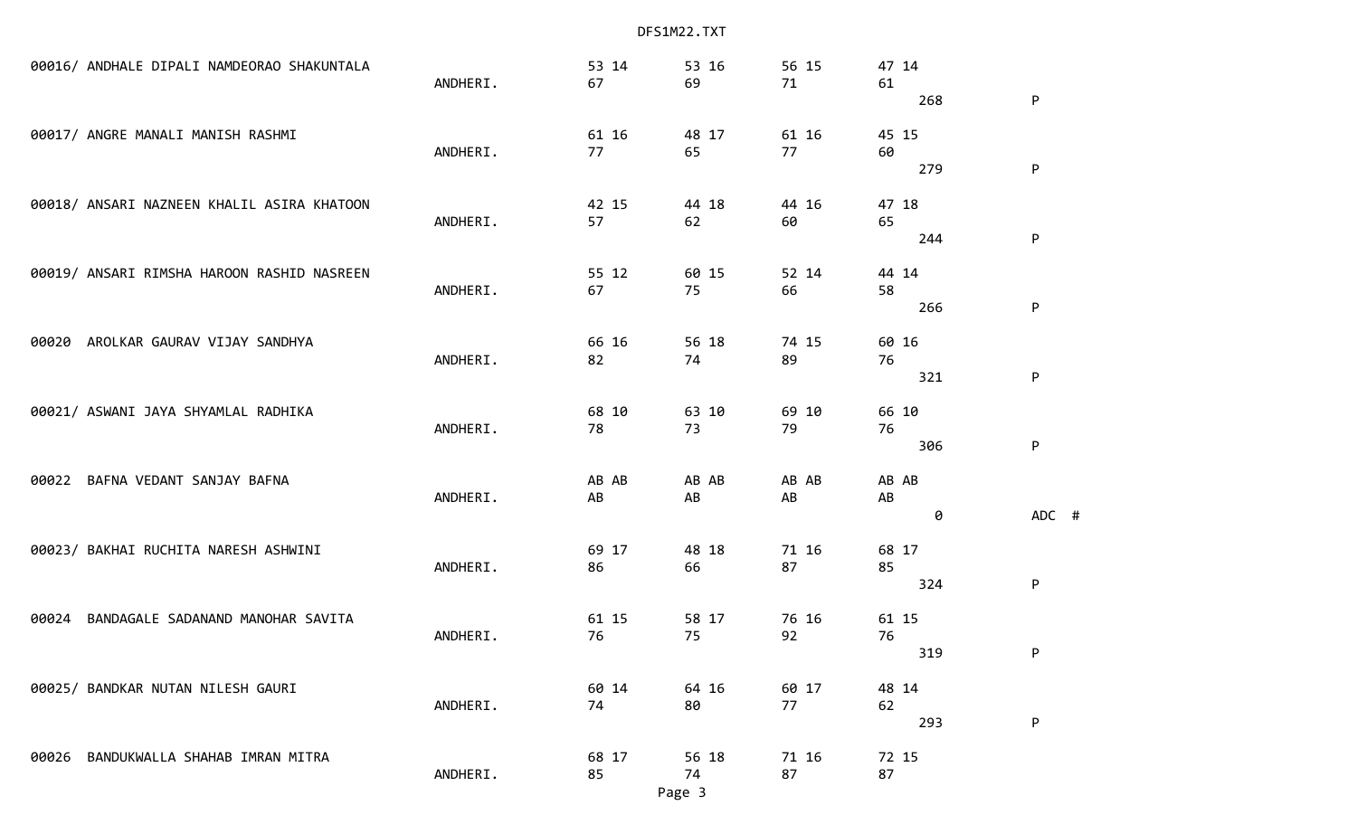```
00016/ ANDHALE DIPALI NAMDEORAO SHAKUNTALA                    53 14       53 16       56 15       47 14
                                              ANDHERI.       67          69          71          61
                                                                                                    268           P

00017/ ANGRE MANALI MANISH RASHMI                             61 16       48 17       61 16       45 15
                                              ANDHERI.       77          65          77          60
                                                                                                    279           P

00018/ ANSARI NAZNEEN KHALIL ASIRA KHATOON                    42 15       44 18       44 16       47 18
                                              ANDHERI.       57          62          60          65
                                                                                                    244           P

00019/ ANSARI RIMSHA HAROON RASHID NASREEN                    55 12       60 15       52 14       44 14
                                              ANDHERI.       67          75          66          58
                                                                                                    266           P

00020  AROLKAR GAURAV VIJAY SANDHYA                           66 16       56 18       74 15       60 16
                                              ANDHERI.       82          74          89          76
                                                                                                    321           P

00021/ ASWANI JAYA SHYAMLAL RADHIKA                           68 10       63 10       69 10       66 10
                                              ANDHERI.       78          73          79          76
                                                                                                    306           P

00022  BAFNA VEDANT SANJAY BAFNA                              AB AB       AB AB       AB AB       AB AB
                                              ANDHERI.       AB          AB          AB          AB
                                                                                                      0           ADC  #

00023/ BAKHAI RUCHITA NARESH ASHWINI                          69 17       48 18       71 16       68 17
                                              ANDHERI.       86          66          87          85
                                                                                                    324           P

00024  BANDAGALE SADANAND MANOHAR SAVITA                      61 15       58 17       76 16       61 15
                                              ANDHERI.       76          75          92          76
                                                                                                    319           P

00025/ BANDKAR NUTAN NILESH GAURI                             60 14       64 16       60 17       48 14
                                              ANDHERI.       74          80          77          62
                                                                                                    293           P

00026  BANDUKWALLA SHAHAB IMRAN MITRA                         68 17       56 18       71 16       72 15
                                              ANDHERI.       85          74          87          87
```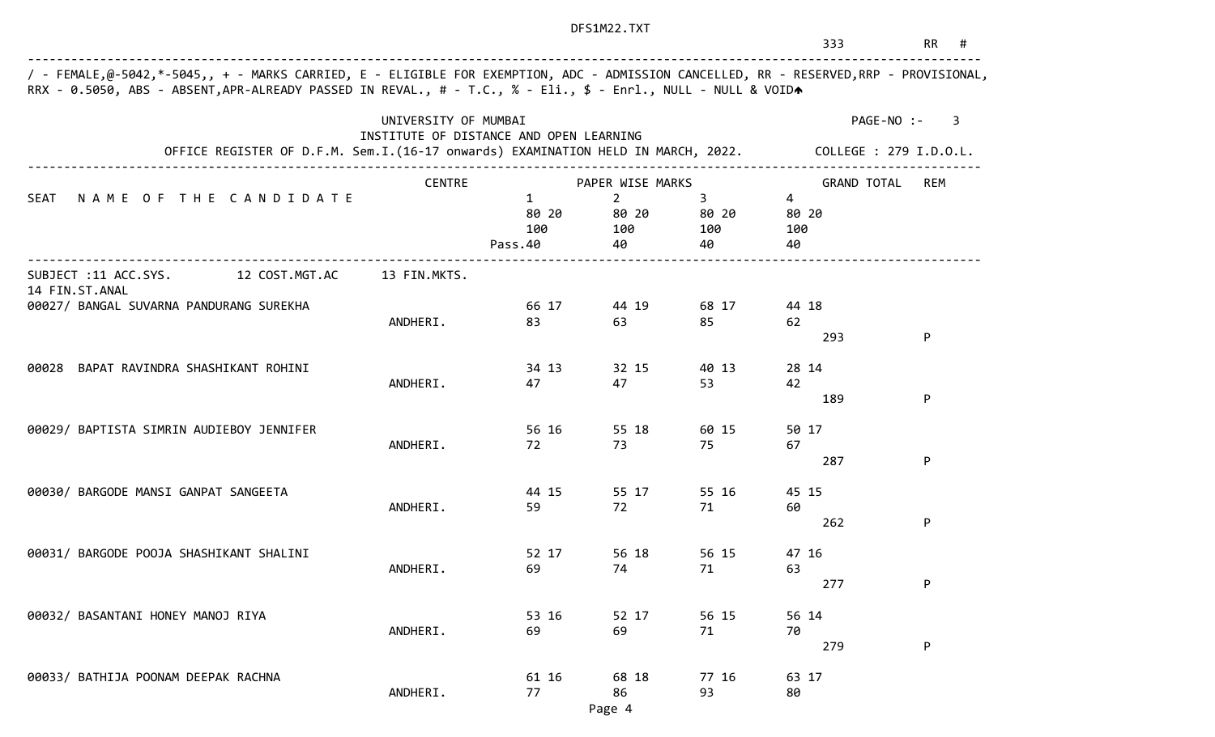333 RR #

/ - FEMALE,@-5042,*-5045,, + - MARKS CARRIED, E - ELIGIBLE FOR EXEMPTION, ADC - ADMISSION CANCELLED, RR - RESERVED,RRP - PROVISIONAL, RRX - 0.5050, ABS - ABSENT,APR-ALREADY PASSED IN REVAL., # - T.C., % - Eli., $ - Enrl., NULL - NULL & VOID

UNIVERSITY OF MUMBAI
INSTITUTE OF DISTANCE AND OPEN LEARNING

PAGE-NO :- 3

OFFICE REGISTER OF D.F.M. Sem.I.(16-17 onwards) EXAMINATION HELD IN MARCH, 2022. COLLEGE : 279 I.D.O.L.

| SEAT | NAME OF THE CANDIDATE | CENTRE | PAPER WISE MARKS 1 | 2 | 3 | 4 | GRAND TOTAL | REM |
|---|---|---|---|---|---|---|---|---|
| | | | 80 20 | 80 20 | 80 20 | 80 20 | | |
| | | | 100 | 100 | 100 | 100 | | |
| | | | Pass.40 | 40 | 40 | 40 | | |

SUBJECT :11 ACC.SYS. 12 COST.MGT.AC 13 FIN.MKTS. 14 FIN.ST.ANAL

| SEAT | NAME OF THE CANDIDATE | CENTRE | 1 | 2 | 3 | 4 | GRAND TOTAL | REM |
|---|---|---|---|---|---|---|---|---|
| 00027/ | BANGAL SUVARNA PANDURANG SUREKHA | ANDHERI. | 66 17 / 83 | 44 19 / 63 | 68 17 / 85 | 44 18 / 62 | 293 | P |
| 00028 | BAPAT RAVINDRA SHASHIKANT ROHINI | ANDHERI. | 34 13 / 47 | 32 15 / 47 | 40 13 / 53 | 28 14 / 42 | 189 | P |
| 00029/ | BAPTISTA SIMRIN AUDIEBOY JENNIFER | ANDHERI. | 56 16 / 72 | 55 18 / 73 | 60 15 / 75 | 50 17 / 67 | 287 | P |
| 00030/ | BARGODE MANSI GANPAT SANGEETA | ANDHERI. | 44 15 / 59 | 55 17 / 72 | 55 16 / 71 | 45 15 / 60 | 262 | P |
| 00031/ | BARGODE POOJA SHASHIKANT SHALINI | ANDHERI. | 52 17 / 69 | 56 18 / 74 | 56 15 / 71 | 47 16 / 63 | 277 | P |
| 00032/ | BASANTANI HONEY MANOJ RIYA | ANDHERI. | 53 16 / 69 | 52 17 / 69 | 56 15 / 71 | 56 14 / 70 | 279 | P |
| 00033/ | BATHIJA POONAM DEEPAK RACHNA | ANDHERI. | 61 16 / 77 | 68 18 / 86 | 77 16 / 93 | 63 17 / 80 | | |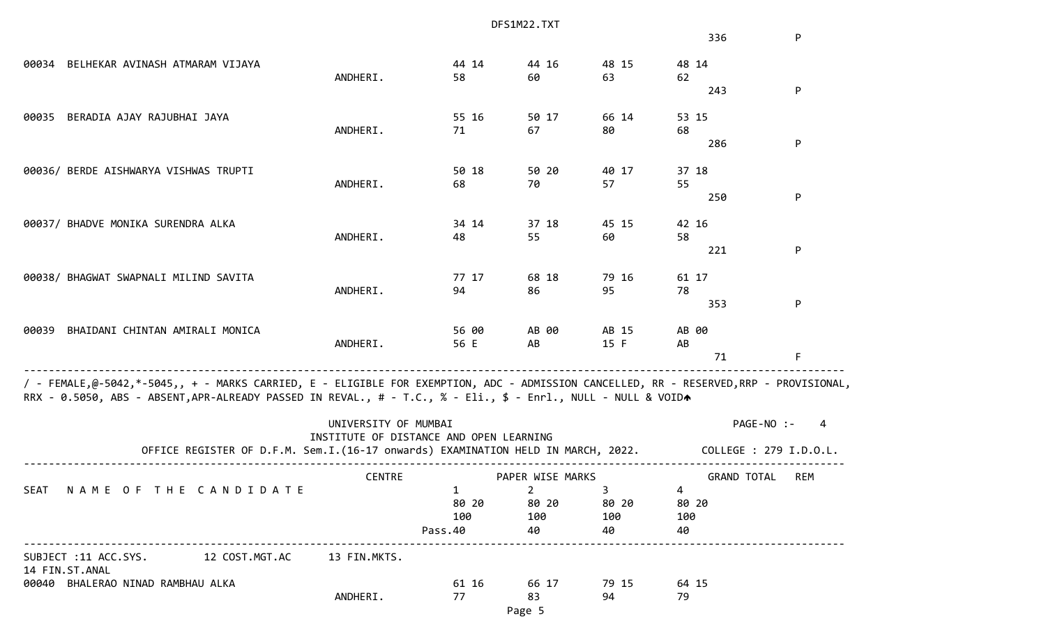| SEAT | NAME OF THE CANDIDATE | CENTRE | 1 | 2 | 3 | 4 | GRAND TOTAL | REM |
|---|---|---|---|---|---|---|---|---|
| | | | | | | | 336 | P |
| 00034 | BELHEKAR AVINASH ATMARAM VIJAYA | ANDHERI. | 44 14<br>58 | 44 16<br>60 | 48 15<br>63 | 48 14<br>62 | 243 | P |
| 00035 | BERADIA AJAY RAJUBHAI JAYA | ANDHERI. | 55 16<br>71 | 50 17<br>67 | 66 14<br>80 | 53 15<br>68 | 286 | P |
| 00036/ | BERDE AISHWARYA VISHWAS TRUPTI | ANDHERI. | 50 18<br>68 | 50 20<br>70 | 40 17<br>57 | 37 18<br>55 | 250 | P |
| 00037/ | BHADVE MONIKA SURENDRA ALKA | ANDHERI. | 34 14<br>48 | 37 18<br>55 | 45 15<br>60 | 42 16<br>58 | 221 | P |
| 00038/ | BHAGWAT SWAPNALI MILIND SAVITA | ANDHERI. | 77 17<br>94 | 68 18<br>86 | 79 16<br>95 | 61 17<br>78 | 353 | P |
| 00039 | BHAIDANI CHINTAN AMIRALI MONICA | ANDHERI. | 56 00<br>56 E | AB 00<br>AB | AB 15<br>15 F | AB 00<br>AB | 71 | F |

/ - FEMALE,@-5042,*-5045,, + - MARKS CARRIED, E - ELIGIBLE FOR EXEMPTION, ADC - ADMISSION CANCELLED, RR - RESERVED,RRP - PROVISIONAL, RRX - 0.5050, ABS - ABSENT,APR-ALREADY PASSED IN REVAL., # - T.C., % - Eli., $ - Enrl., NULL - NULL & VOID

UNIVERSITY OF MUMBAI
INSTITUTE OF DISTANCE AND OPEN LEARNING
OFFICE REGISTER OF D.F.M. Sem.I.(16-17 onwards) EXAMINATION HELD IN MARCH, 2022.

PAGE-NO :- 4

COLLEGE : 279 I.D.O.L.

| SEAT | NAME OF THE CANDIDATE | CENTRE | PAPER WISE MARKS 1 | 2 | 3 | 4 | GRAND TOTAL | REM |
|---|---|---|---|---|---|---|---|---|
| | | | 80 20 | 80 20 | 80 20 | 80 20 | | |
| | | | 100 | 100 | 100 | 100 | | |
| | | | Pass.40 | 40 | 40 | 40 | | |

SUBJECT :11 ACC.SYS. 12 COST.MGT.AC 13 FIN.MKTS.
14 FIN.ST.ANAL

| SEAT | NAME OF THE CANDIDATE | CENTRE | 1 | 2 | 3 | 4 | GRAND TOTAL | REM |
|---|---|---|---|---|---|---|---|---|
| 00040 | BHALERAO NINAD RAMBHAU ALKA | ANDHERI. | 61 16<br>77 | 66 17<br>83 | 79 15<br>94 | 64 15<br>79 | | |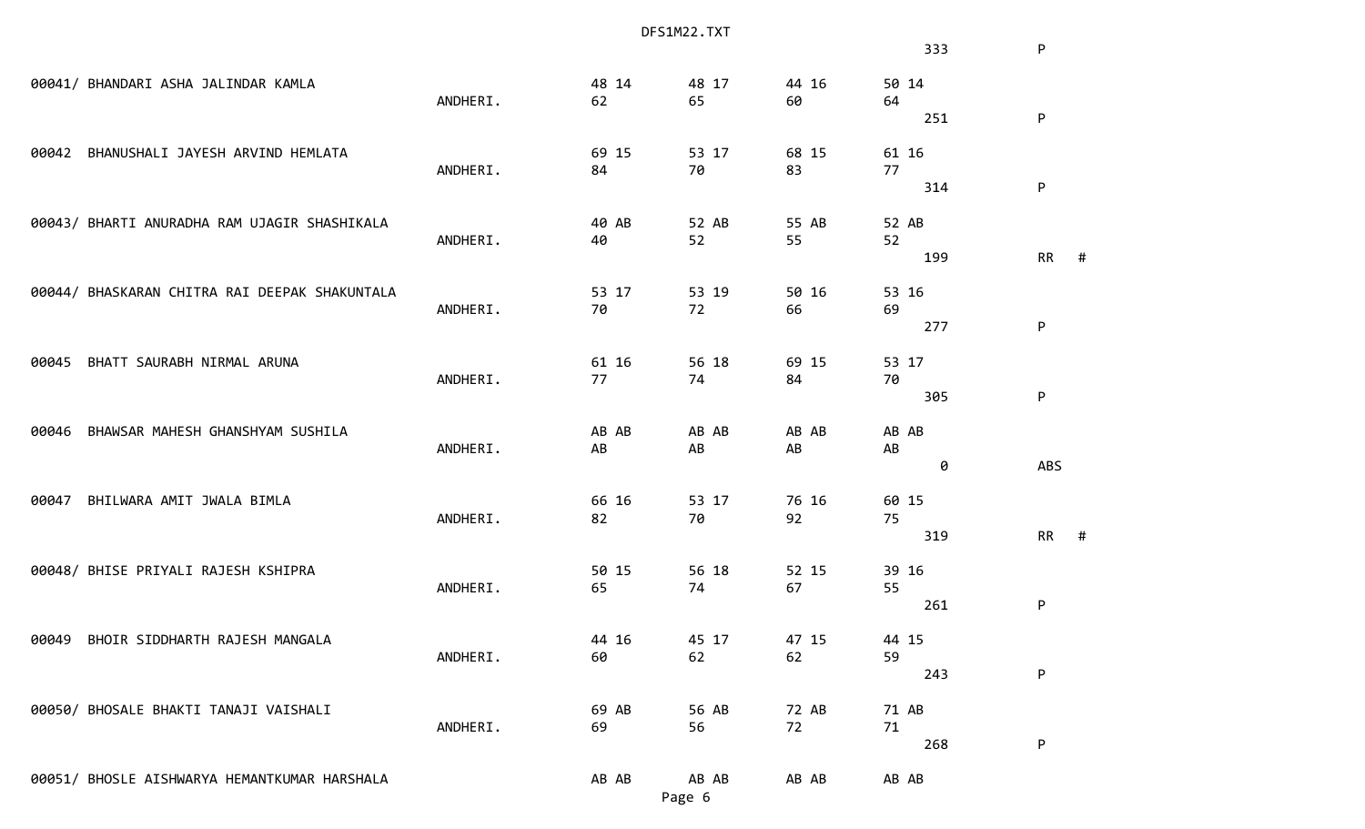333 P

```
00041/ BHANDARI ASHA JALINDAR KAMLA                      48 14      48 17      44 16      50 14
                                        ANDHERI.         62         65         60         64
                                                                                             251        P

00042  BHANUSHALI JAYESH ARVIND HEMLATA                  69 15      53 17      68 15      61 16
                                        ANDHERI.         84         70         83         77
                                                                                             314        P

00043/ BHARTI ANURADHA RAM UJAGIR SHASHIKALA             40 AB      52 AB      55 AB      52 AB
                                        ANDHERI.         40         52         55         52
                                                                                             199        RR  #

00044/ BHASKARAN CHITRA RAI DEEPAK SHAKUNTALA            53 17      53 19      50 16      53 16
                                        ANDHERI.         70         72         66         69
                                                                                             277        P

00045  BHATT SAURABH NIRMAL ARUNA                        61 16      56 18      69 15      53 17
                                        ANDHERI.         77         74         84         70
                                                                                             305        P

00046  BHAWSAR MAHESH GHANSHYAM SUSHILA                  AB AB      AB AB      AB AB      AB AB
                                        ANDHERI.         AB         AB         AB         AB
                                                                                               0        ABS

00047  BHILWARA AMIT JWALA BIMLA                         66 16      53 17      76 16      60 15
                                        ANDHERI.         82         70         92         75
                                                                                             319        RR  #

00048/ BHISE PRIYALI RAJESH KSHIPRA                      50 15      56 18      52 15      39 16
                                        ANDHERI.         65         74         67         55
                                                                                             261        P

00049  BHOIR SIDDHARTH RAJESH MANGALA                    44 16      45 17      47 15      44 15
                                        ANDHERI.         60         62         62         59
                                                                                             243        P

00050/ BHOSALE BHAKTI TANAJI VAISHALI                    69 AB      56 AB      72 AB      71 AB
                                        ANDHERI.         69         56         72         71
                                                                                             268        P

00051/ BHOSLE AISHWARYA HEMANTKUMAR HARSHALA             AB AB      AB AB      AB AB      AB AB
```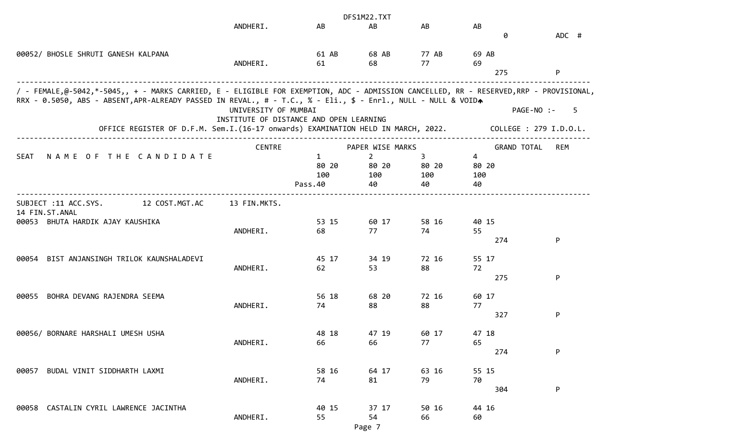| | CENTRE | 1 | 2 | 3 | 4 | GRAND TOTAL | REM |
|---|---|---|---|---|---|---|---|
| | ANDHERI. | AB | AB | AB | AB | | |
| | | | | | | 0 | ADC # |
| 00052/ BHOSLE SHRUTI GANESH KALPANA | | 61 AB | 68 AB | 77 AB | 69 AB | | |
| | ANDHERI. | 61 | 68 | 77 | 69 | | |
| | | | | | | 275 | P |

/ - FEMALE,@-5042,*-5045,, + - MARKS CARRIED, E - ELIGIBLE FOR EXEMPTION, ADC - ADMISSION CANCELLED, RR - RESERVED,RRP - PROVISIONAL, RRX - 0.5050, ABS - ABSENT,APR-ALREADY PASSED IN REVAL., # - T.C., % - Eli., $ - Enrl., NULL - NULL & VOID

UNIVERSITY OF MUMBAI

PAGE-NO :- 5

INSTITUTE OF DISTANCE AND OPEN LEARNING

OFFICE REGISTER OF D.F.M. Sem.I.(16-17 onwards) EXAMINATION HELD IN MARCH, 2022. COLLEGE : 279 I.D.O.L.

| SEAT NAME OF THE CANDIDATE | CENTRE | PAPER WISE MARKS 1 | 2 | 3 | 4 | GRAND TOTAL | REM |
|---|---|---|---|---|---|---|---|
| | | 80 20 | 80 20 | 80 20 | 80 20 | | |
| | | 100 | 100 | 100 | 100 | | |
| | | Pass.40 | 40 | 40 | 40 | | |

SUBJECT :11 ACC.SYS. 12 COST.MGT.AC 13 FIN.MKTS. 14 FIN.ST.ANAL

| SEAT NAME OF THE CANDIDATE | CENTRE | 1 | 2 | 3 | 4 | GRAND TOTAL | REM |
|---|---|---|---|---|---|---|---|
| 00053 BHUTA HARDIK AJAY KAUSHIKA | | 53 15 | 60 17 | 58 16 | 40 15 | | |
| | ANDHERI. | 68 | 77 | 74 | 55 | | |
| | | | | | | 274 | P |
| 00054 BIST ANJANSINGH TRILOK KAUNSHALADEVI | | 45 17 | 34 19 | 72 16 | 55 17 | | |
| | ANDHERI. | 62 | 53 | 88 | 72 | | |
| | | | | | | 275 | P |
| 00055 BOHRA DEVANG RAJENDRA SEEMA | | 56 18 | 68 20 | 72 16 | 60 17 | | |
| | ANDHERI. | 74 | 88 | 88 | 77 | | |
| | | | | | | 327 | P |
| 00056/ BORNARE HARSHALI UMESH USHA | | 48 18 | 47 19 | 60 17 | 47 18 | | |
| | ANDHERI. | 66 | 66 | 77 | 65 | | |
| | | | | | | 274 | P |
| 00057 BUDAL VINIT SIDDHARTH LAXMI | | 58 16 | 64 17 | 63 16 | 55 15 | | |
| | ANDHERI. | 74 | 81 | 79 | 70 | | |
| | | | | | | 304 | P |
| 00058 CASTALIN CYRIL LAWRENCE JACINTHA | | 40 15 | 37 17 | 50 16 | 44 16 | | |
| | ANDHERI. | 55 | 54 | 66 | 60 | | |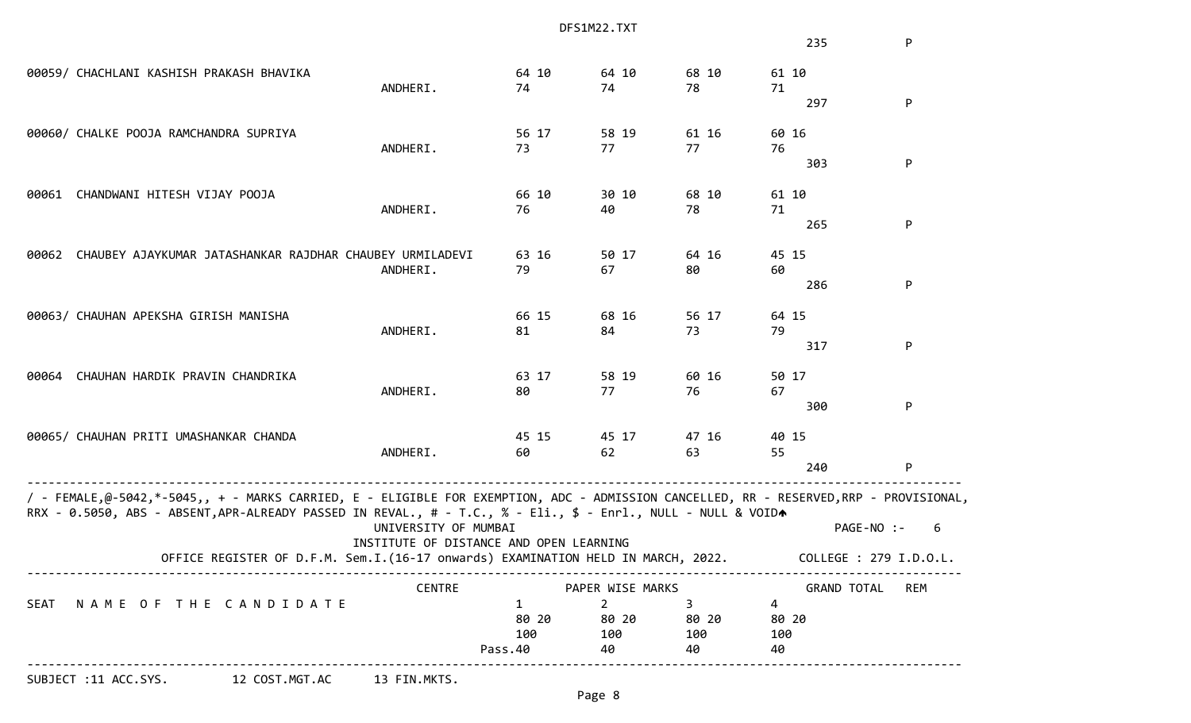DFS1M22.TXT

| | | | | | | | |
|---|---|---|---|---|---|---|---|
| | | | | | | 235 | P |
| 00059/ CHACHLANI KASHISH PRAKASH BHAVIKA | ANDHERI. | 64 10<br>74 | 64 10<br>74 | 68 10<br>78 | 61 10<br>71 | 297 | P |
| 00060/ CHALKE POOJA RAMCHANDRA SUPRIYA | ANDHERI. | 56 17<br>73 | 58 19<br>77 | 61 16<br>77 | 60 16<br>76 | 303 | P |
| 00061 CHANDWANI HITESH VIJAY POOJA | ANDHERI. | 66 10<br>76 | 30 10<br>40 | 68 10<br>78 | 61 10<br>71 | 265 | P |
| 00062 CHAUBEY AJAYKUMAR JATASHANKAR RAJDHAR CHAUBEY URMILADEVI | ANDHERI. | 63 16<br>79 | 50 17<br>67 | 64 16<br>80 | 45 15<br>60 | 286 | P |
| 00063/ CHAUHAN APEKSHA GIRISH MANISHA | ANDHERI. | 66 15<br>81 | 68 16<br>84 | 56 17<br>73 | 64 15<br>79 | 317 | P |
| 00064 CHAUHAN HARDIK PRAVIN CHANDRIKA | ANDHERI. | 63 17<br>80 | 58 19<br>77 | 60 16<br>76 | 50 17<br>67 | 300 | P |
| 00065/ CHAUHAN PRITI UMASHANKAR CHANDA | ANDHERI. | 45 15<br>60 | 45 17<br>62 | 47 16<br>63 | 40 15<br>55 | 240 | P |

/ - FEMALE,@-5042,*-5045,, + - MARKS CARRIED, E - ELIGIBLE FOR EXEMPTION, ADC - ADMISSION CANCELLED, RR - RESERVED,RRP - PROVISIONAL, RRX - 0.5050, ABS - ABSENT,APR-ALREADY PASSED IN REVAL., # - T.C., % - Eli., $ - Enrl., NULL - NULL & VOID

UNIVERSITY OF MUMBAI

PAGE-NO :- 6

INSTITUTE OF DISTANCE AND OPEN LEARNING

OFFICE REGISTER OF D.F.M. Sem.I.(16-17 onwards) EXAMINATION HELD IN MARCH, 2022. COLLEGE : 279 I.D.O.L.

| SEAT | NAME OF THE CANDIDATE | CENTRE | PAPER WISE MARKS | | | | GRAND TOTAL | REM |
|---|---|---|---|---|---|---|---|---|
| | | | 1 | 2 | 3 | 4 | | |
| | | | 80 20 | 80 20 | 80 20 | 80 20 | | |
| | | | 100 | 100 | 100 | 100 | | |
| | | | Pass.40 | 40 | 40 | 40 | | |

SUBJECT :11 ACC.SYS. 12 COST.MGT.AC 13 FIN.MKTS.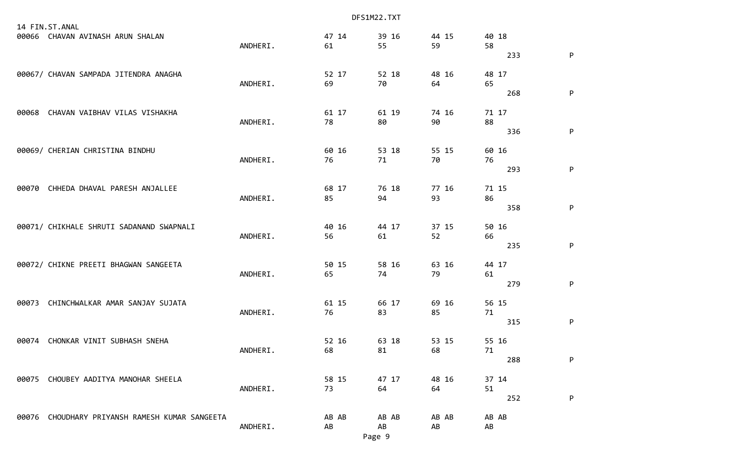14 FIN.ST.ANAL

```
00066  CHAVAN AVINASH ARUN SHALAN                                  47 14       39 16       44 15       40 18
                                                ANDHERI.           61          55          59          58
                                                                                                           233          P

00067/ CHAVAN SAMPADA JITENDRA ANAGHA                              52 17       52 18       48 16       48 17
                                                ANDHERI.           69          70          64          65
                                                                                                           268          P

00068  CHAVAN VAIBHAV VILAS VISHAKHA                               61 17       61 19       74 16       71 17
                                                ANDHERI.           78          80          90          88
                                                                                                           336          P

00069/ CHERIAN CHRISTINA BINDHU                                    60 16       53 18       55 15       60 16
                                                ANDHERI.           76          71          70          76
                                                                                                           293          P

00070  CHHEDA DHAVAL PARESH ANJALLEE                               68 17       76 18       77 16       71 15
                                                ANDHERI.           85          94          93          86
                                                                                                           358          P

00071/ CHIKHALE SHRUTI SADANAND SWAPNALI                           40 16       44 17       37 15       50 16
                                                ANDHERI.           56          61          52          66
                                                                                                           235          P

00072/ CHIKNE PREETI BHAGWAN SANGEETA                              50 15       58 16       63 16       44 17
                                                ANDHERI.           65          74          79          61
                                                                                                           279          P

00073  CHINCHWALKAR AMAR SANJAY SUJATA                             61 15       66 17       69 16       56 15
                                                ANDHERI.           76          83          85          71
                                                                                                           315          P

00074  CHONKAR VINIT SUBHASH SNEHA                                 52 16       63 18       53 15       55 16
                                                ANDHERI.           68          81          68          71
                                                                                                           288          P

00075  CHOUBEY AADITYA MANOHAR SHEELA                              58 15       47 17       48 16       37 14
                                                ANDHERI.           73          64          64          51
                                                                                                           252          P

00076  CHOUDHARY PRIYANSH RAMESH KUMAR SANGEETA                    AB AB       AB AB       AB AB       AB AB
                                                ANDHERI.           AB          AB          AB          AB
```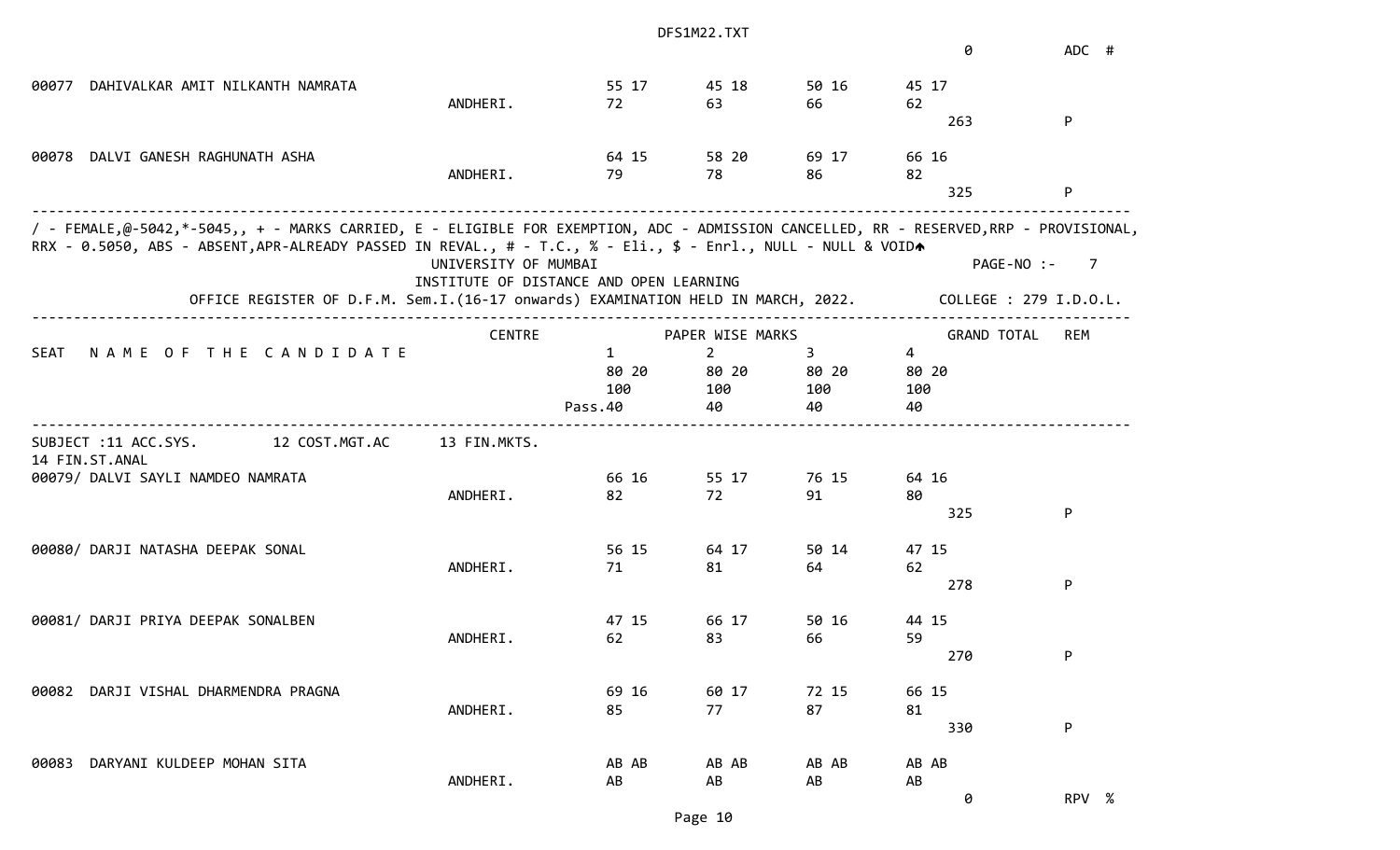| | | 0 | ADC # |
|---|---|---|---|

| SEAT | NAME OF THE CANDIDATE | CENTRE | 1 | 2 | 3 | 4 | GRAND TOTAL | REM |
|---|---|---|---|---|---|---|---|---|
| 00077 | DAHIVALKAR AMIT NILKANTH NAMRATA | ANDHERI. | 55 17 / 72 | 45 18 / 63 | 50 16 / 66 | 45 17 / 62 | 263 | P |
| 00078 | DALVI GANESH RAGHUNATH ASHA | ANDHERI. | 64 15 / 79 | 58 20 / 78 | 69 17 / 86 | 66 16 / 82 | 325 | P |

/ - FEMALE,@-5042,*-5045,, + - MARKS CARRIED, E - ELIGIBLE FOR EXEMPTION, ADC - ADMISSION CANCELLED, RR - RESERVED,RRP - PROVISIONAL, RRX - 0.5050, ABS - ABSENT,APR-ALREADY PASSED IN REVAL., # - T.C., % - Eli., $ - Enrl., NULL - NULL & VOID

UNIVERSITY OF MUMBAI

PAGE-NO :- 7

INSTITUTE OF DISTANCE AND OPEN LEARNING

OFFICE REGISTER OF D.F.M. Sem.I.(16-17 onwards) EXAMINATION HELD IN MARCH, 2022.

COLLEGE : 279 I.D.O.L.

| SEAT | N A M E O F T H E C A N D I D A T E | CENTRE | PAPER WISE MARKS 1 | 2 | 3 | 4 | GRAND TOTAL | REM |
|---|---|---|---|---|---|---|---|---|
| | | | 80 20 | 80 20 | 80 20 | 80 20 | | |
| | | | 100 | 100 | 100 | 100 | | |
| | | | Pass.40 | 40 | 40 | 40 | | |

SUBJECT :11 ACC.SYS. 12 COST.MGT.AC 13 FIN.MKTS. 14 FIN.ST.ANAL

| SEAT | NAME OF THE CANDIDATE | CENTRE | 1 | 2 | 3 | 4 | GRAND TOTAL | REM |
|---|---|---|---|---|---|---|---|---|
| 00079/ | DALVI SAYLI NAMDEO NAMRATA | ANDHERI. | 66 16 / 82 | 55 17 / 72 | 76 15 / 91 | 64 16 / 80 | 325 | P |
| 00080/ | DARJI NATASHA DEEPAK SONAL | ANDHERI. | 56 15 / 71 | 64 17 / 81 | 50 14 / 64 | 47 15 / 62 | 278 | P |
| 00081/ | DARJI PRIYA DEEPAK SONALBEN | ANDHERI. | 47 15 / 62 | 66 17 / 83 | 50 16 / 66 | 44 15 / 59 | 270 | P |
| 00082 | DARJI VISHAL DHARMENDRA PRAGNA | ANDHERI. | 69 16 / 85 | 60 17 / 77 | 72 15 / 87 | 66 15 / 81 | 330 | P |
| 00083 | DARYANI KULDEEP MOHAN SITA | ANDHERI. | AB AB / AB | AB AB / AB | AB AB / AB | AB AB / AB | 0 | RPV % |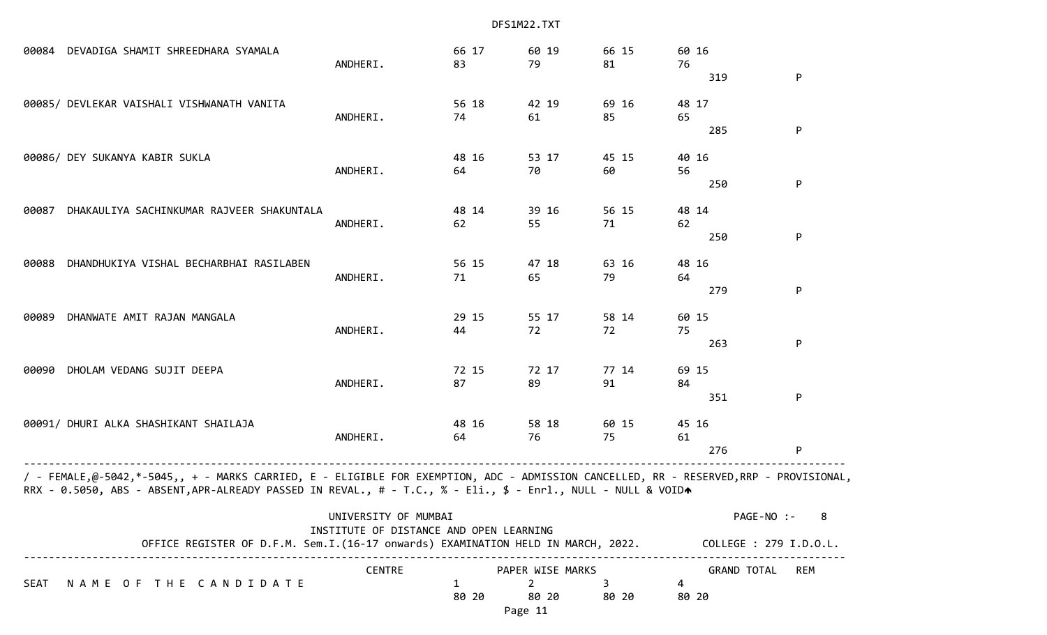| SEAT | NAME OF THE CANDIDATE | CENTRE | 1 | 2 | 3 | 4 | GRAND TOTAL | REM |
|---|---|---|---|---|---|---|---|---|
| 00084 | DEVADIGA SHAMIT SHREEDHARA SYAMALA | ANDHERI. | 66 17<br>83 | 60 19<br>79 | 66 15<br>81 | 60 16<br>76 | 319 | P |
| 00085/ | DEVLEKAR VAISHALI VISHWANATH VANITA | ANDHERI. | 56 18<br>74 | 42 19<br>61 | 69 16<br>85 | 48 17<br>65 | 285 | P |
| 00086/ | DEY SUKANYA KABIR SUKLA | ANDHERI. | 48 16<br>64 | 53 17<br>70 | 45 15<br>60 | 40 16<br>56 | 250 | P |
| 00087 | DHAKAULIYA SACHINKUMAR RAJVEER SHAKUNTALA | ANDHERI. | 48 14<br>62 | 39 16<br>55 | 56 15<br>71 | 48 14<br>62 | 250 | P |
| 00088 | DHANDHUKIYA VISHAL BECHARBHAI RASILABEN | ANDHERI. | 56 15<br>71 | 47 18<br>65 | 63 16<br>79 | 48 16<br>64 | 279 | P |
| 00089 | DHANWATE AMIT RAJAN MANGALA | ANDHERI. | 29 15<br>44 | 55 17<br>72 | 58 14<br>72 | 60 15<br>75 | 263 | P |
| 00090 | DHOLAM VEDANG SUJIT DEEPA | ANDHERI. | 72 15<br>87 | 72 17<br>89 | 77 14<br>91 | 69 15<br>84 | 351 | P |
| 00091/ | DHURI ALKA SHASHIKANT SHAILAJA | ANDHERI. | 48 16<br>64 | 58 18<br>76 | 60 15<br>75 | 45 16<br>61 | 276 | P |

/ - FEMALE,@-5042,*-5045,, + - MARKS CARRIED, E - ELIGIBLE FOR EXEMPTION, ADC - ADMISSION CANCELLED, RR - RESERVED,RRP - PROVISIONAL, RRX - 0.5050, ABS - ABSENT,APR-ALREADY PASSED IN REVAL., # - T.C., % - Eli., $ - Enrl., NULL - NULL & VOID

UNIVERSITY OF MUMBAI

INSTITUTE OF DISTANCE AND OPEN LEARNING

OFFICE REGISTER OF D.F.M. Sem.I.(16-17 onwards) EXAMINATION HELD IN MARCH, 2022.

PAGE-NO :- 8

COLLEGE : 279 I.D.O.L.

| SEAT | NAME OF THE CANDIDATE | CENTRE | PAPER WISE MARKS<br>1 | <br>2 | <br>3 | <br>4 | GRAND TOTAL | REM |
|---|---|---|---|---|---|---|---|---|
| | | | 80 20 | 80 20 | 80 20 | 80 20 | | |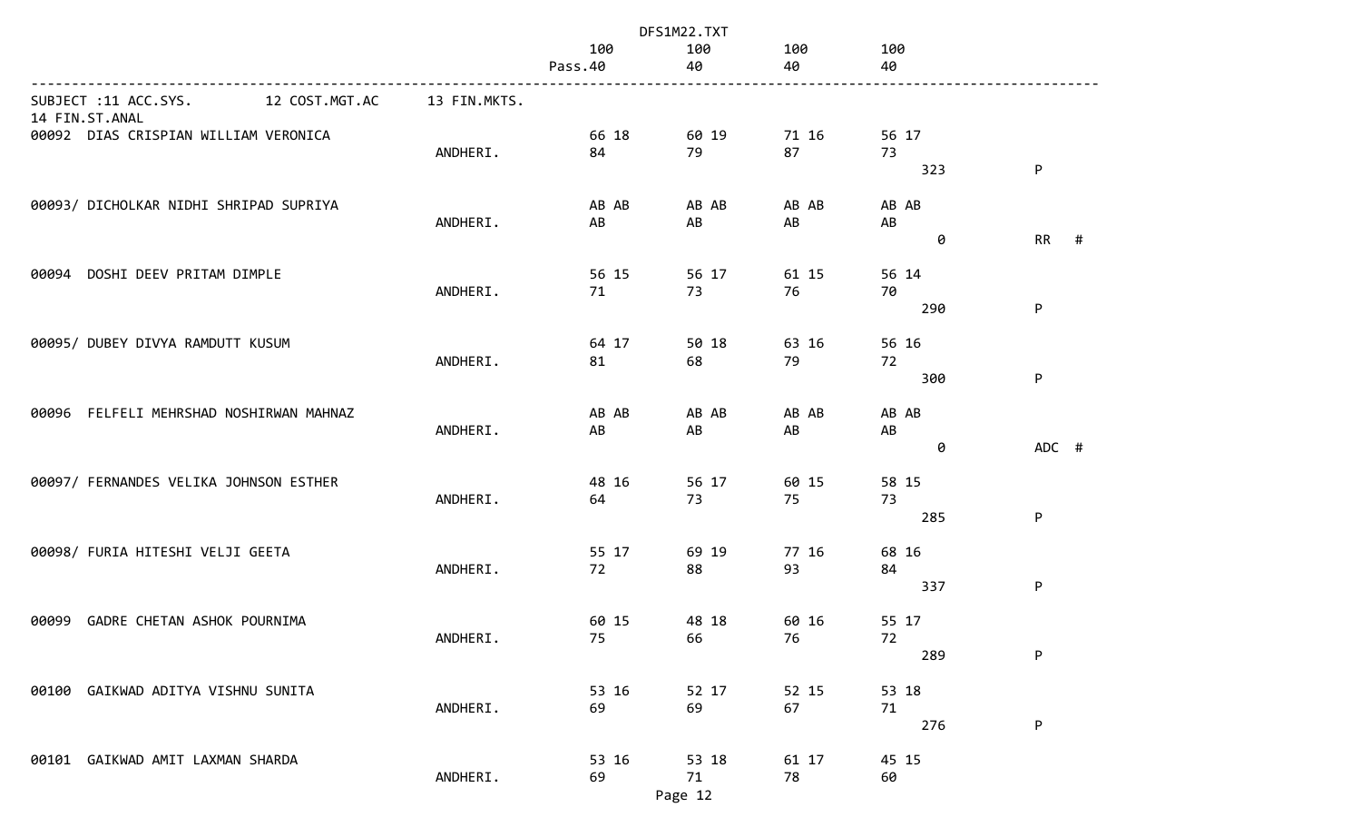DFS1M22.TXT

| | | 100 | 100 | 100 | 100 | | |
|---|---|---|---|---|---|---|---|
| | | Pass.40 | 40 | 40 | 40 | | |

SUBJECT :11 ACC.SYS.    12 COST.MGT.AC    13 FIN.MKTS.
14 FIN.ST.ANAL

| Seat No. / Name | Centre | 11 ACC.SYS. | 12 COST.MGT.AC | 13 FIN.MKTS. | 14 FIN.ST.ANAL | Total | Result |
|---|---|---|---|---|---|---|---|
| 00092 DIAS CRISPIAN WILLIAM VERONICA | ANDHERI. | 66 18 / 84 | 60 19 / 79 | 71 16 / 87 | 56 17 / 73 | 323 | P |
| 00093/ DICHOLKAR NIDHI SHRIPAD SUPRIYA | ANDHERI. | AB AB / AB | AB AB / AB | AB AB / AB | AB AB / AB | 0 | RR # |
| 00094 DOSHI DEEV PRITAM DIMPLE | ANDHERI. | 56 15 / 71 | 56 17 / 73 | 61 15 / 76 | 56 14 / 70 | 290 | P |
| 00095/ DUBEY DIVYA RAMDUTT KUSUM | ANDHERI. | 64 17 / 81 | 50 18 / 68 | 63 16 / 79 | 56 16 / 72 | 300 | P |
| 00096 FELFELI MEHRSHAD NOSHIRWAN MAHNAZ | ANDHERI. | AB AB / AB | AB AB / AB | AB AB / AB | AB AB / AB | 0 | ADC # |
| 00097/ FERNANDES VELIKA JOHNSON ESTHER | ANDHERI. | 48 16 / 64 | 56 17 / 73 | 60 15 / 75 | 58 15 / 73 | 285 | P |
| 00098/ FURIA HITESHI VELJI GEETA | ANDHERI. | 55 17 / 72 | 69 19 / 88 | 77 16 / 93 | 68 16 / 84 | 337 | P |
| 00099 GADRE CHETAN ASHOK POURNIMA | ANDHERI. | 60 15 / 75 | 48 18 / 66 | 60 16 / 76 | 55 17 / 72 | 289 | P |
| 00100 GAIKWAD ADITYA VISHNU SUNITA | ANDHERI. | 53 16 / 69 | 52 17 / 69 | 52 15 / 67 | 53 18 / 71 | 276 | P |
| 00101 GAIKWAD AMIT LAXMAN SHARDA | ANDHERI. | 53 16 / 69 | 53 18 / 71 | 61 17 / 78 | 45 15 / 60 | | |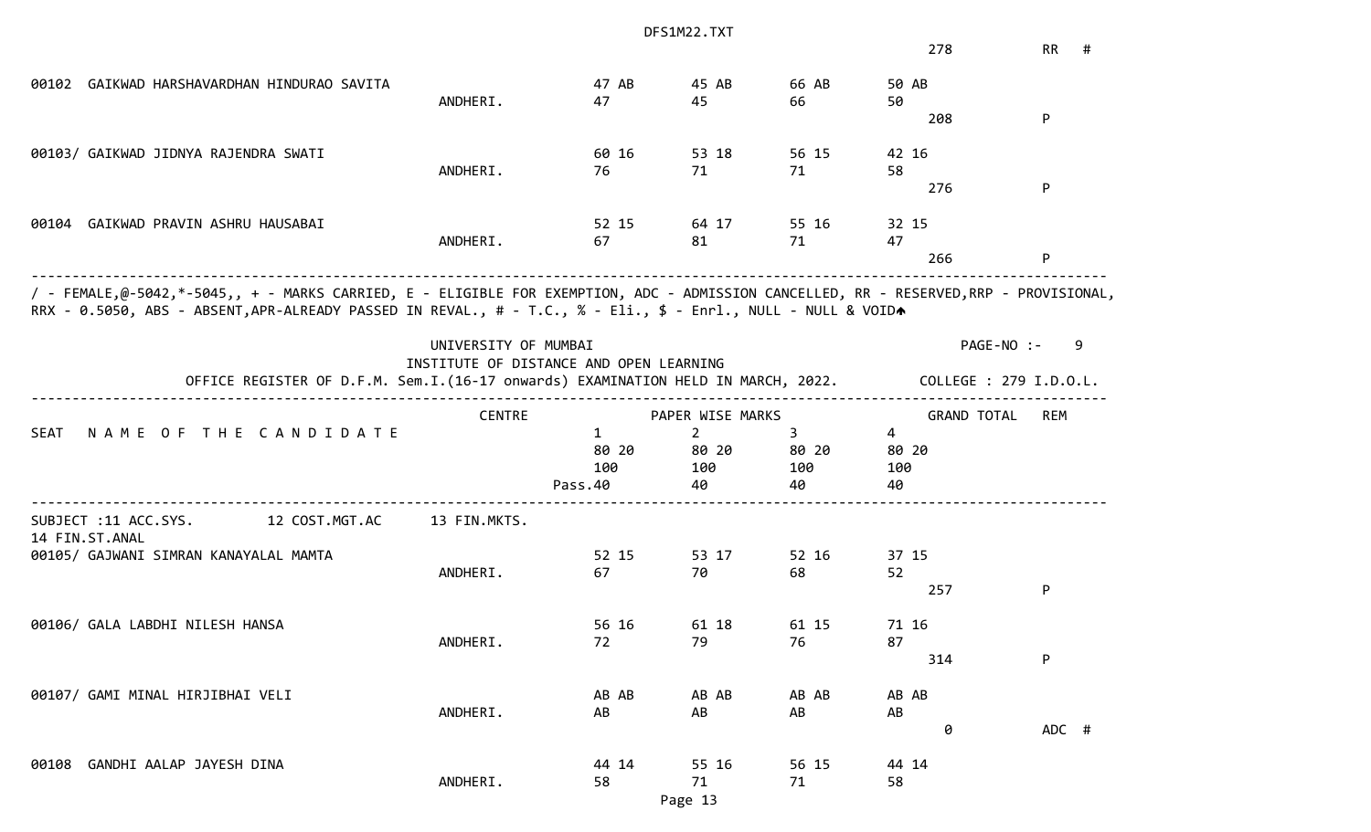| | | | | | | | |
|---|---|---|---|---|---|---|---|
| | | | | | | 278 | RR # |
| 00102 GAIKWAD HARSHAVARDHAN HINDURAO SAVITA | | 47 AB | 45 AB | 66 AB | 50 AB | | |
| | ANDHERI. | 47 | 45 | 66 | 50 | | |
| | | | | | | 208 | P |
| 00103/ GAIKWAD JIDNYA RAJENDRA SWATI | | 60 16 | 53 18 | 56 15 | 42 16 | | |
| | ANDHERI. | 76 | 71 | 71 | 58 | | |
| | | | | | | 276 | P |
| 00104 GAIKWAD PRAVIN ASHRU HAUSABAI | | 52 15 | 64 17 | 55 16 | 32 15 | | |
| | ANDHERI. | 67 | 81 | 71 | 47 | | |
| | | | | | | 266 | P |

/ - FEMALE,@-5042,*-5045,, + - MARKS CARRIED, E - ELIGIBLE FOR EXEMPTION, ADC - ADMISSION CANCELLED, RR - RESERVED,RRP - PROVISIONAL, RRX - 0.5050, ABS - ABSENT,APR-ALREADY PASSED IN REVAL., # - T.C., % - Eli., $ - Enrl., NULL - NULL & VOID

UNIVERSITY OF MUMBAI

INSTITUTE OF DISTANCE AND OPEN LEARNING

OFFICE REGISTER OF D.F.M. Sem.I.(16-17 onwards) EXAMINATION HELD IN MARCH, 2022.

PAGE-NO :- 9

COLLEGE : 279 I.D.O.L.

| SEAT NAME OF THE CANDIDATE | CENTRE | PAPER WISE MARKS 1 | 2 | 3 | 4 | GRAND TOTAL | REM |
|---|---|---|---|---|---|---|---|
| | | 80 20 | 80 20 | 80 20 | 80 20 | | |
| | | 100 | 100 | 100 | 100 | | |
| | | Pass.40 | 40 | 40 | 40 | | |
| SUBJECT :11 ACC.SYS. 12 COST.MGT.AC 13 FIN.MKTS. 14 FIN.ST.ANAL | | | | | | | |
| 00105/ GAJWANI SIMRAN KANAYALAL MAMTA | | 52 15 | 53 17 | 52 16 | 37 15 | | |
| | ANDHERI. | 67 | 70 | 68 | 52 | | |
| | | | | | | 257 | P |
| 00106/ GALA LABDHI NILESH HANSA | | 56 16 | 61 18 | 61 15 | 71 16 | | |
| | ANDHERI. | 72 | 79 | 76 | 87 | | |
| | | | | | | 314 | P |
| 00107/ GAMI MINAL HIRJIBHAI VELI | | AB AB | AB AB | AB AB | AB AB | | |
| | ANDHERI. | AB | AB | AB | AB | | |
| | | | | | | 0 | ADC # |
| 00108 GANDHI AALAP JAYESH DINA | | 44 14 | 55 16 | 56 15 | 44 14 | | |
| | ANDHERI. | 58 | 71 | 71 | 58 | | |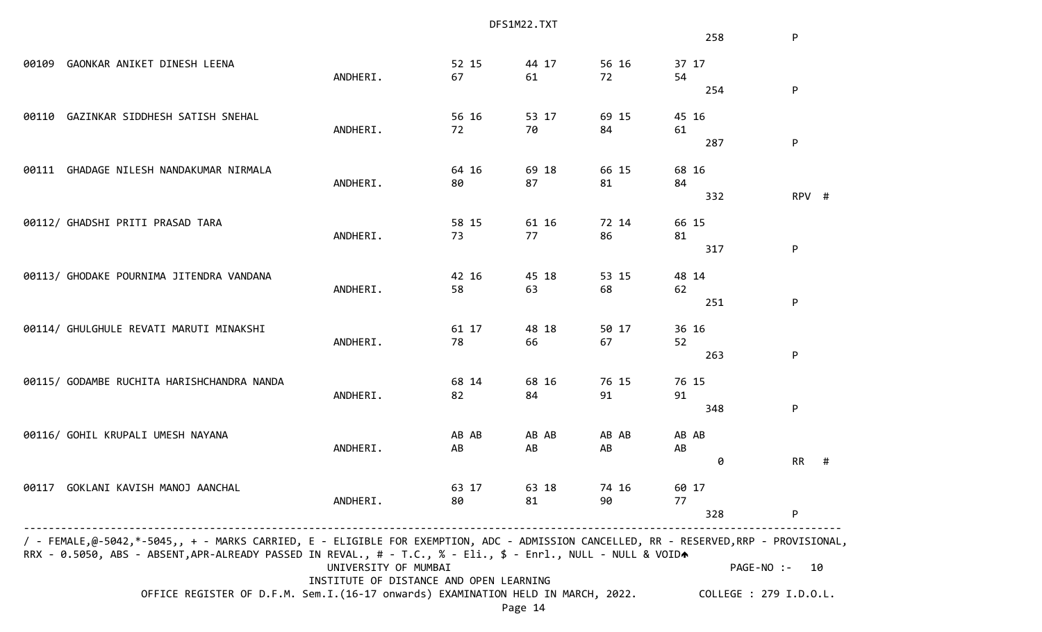| | | | | | | | |
|---|---|---|---|---|---|---|---|
| | | | | | | 258 | P |
| 00109 GAONKAR ANIKET DINESH LEENA | ANDHERI. | 52 15<br>67 | 44 17<br>61 | 56 16<br>72 | 37 17<br>54 | 254 | P |
| 00110 GAZINKAR SIDDHESH SATISH SNEHAL | ANDHERI. | 56 16<br>72 | 53 17<br>70 | 69 15<br>84 | 45 16<br>61 | 287 | P |
| 00111 GHADAGE NILESH NANDAKUMAR NIRMALA | ANDHERI. | 64 16<br>80 | 69 18<br>87 | 66 15<br>81 | 68 16<br>84 | 332 | RPV # |
| 00112/ GHADSHI PRITI PRASAD TARA | ANDHERI. | 58 15<br>73 | 61 16<br>77 | 72 14<br>86 | 66 15<br>81 | 317 | P |
| 00113/ GHODAKE POURNIMA JITENDRA VANDANA | ANDHERI. | 42 16<br>58 | 45 18<br>63 | 53 15<br>68 | 48 14<br>62 | 251 | P |
| 00114/ GHULGHULE REVATI MARUTI MINAKSHI | ANDHERI. | 61 17<br>78 | 48 18<br>66 | 50 17<br>67 | 36 16<br>52 | 263 | P |
| 00115/ GODAMBE RUCHITA HARISHCHANDRA NANDA | ANDHERI. | 68 14<br>82 | 68 16<br>84 | 76 15<br>91 | 76 15<br>91 | 348 | P |
| 00116/ GOHIL KRUPALI UMESH NAYANA | ANDHERI. | AB AB<br>AB | AB AB<br>AB | AB AB<br>AB | AB AB<br>AB | 0 | RR # |
| 00117 GOKLANI KAVISH MANOJ AANCHAL | ANDHERI. | 63 17<br>80 | 63 18<br>81 | 74 16<br>90 | 60 17<br>77 | 328 | P |

/ - FEMALE,@-5042,*-5045,, + - MARKS CARRIED, E - ELIGIBLE FOR EXEMPTION, ADC - ADMISSION CANCELLED, RR - RESERVED,RRP - PROVISIONAL, RRX - 0.5050, ABS - ABSENT,APR-ALREADY PASSED IN REVAL., # - T.C., % - Eli., $ - Enrl., NULL - NULL & VOID

UNIVERSITY OF MUMBAI PAGE-NO :- 10

INSTITUTE OF DISTANCE AND OPEN LEARNING

OFFICE REGISTER OF D.F.M. Sem.I.(16-17 onwards) EXAMINATION HELD IN MARCH, 2022. COLLEGE : 279 I.D.O.L.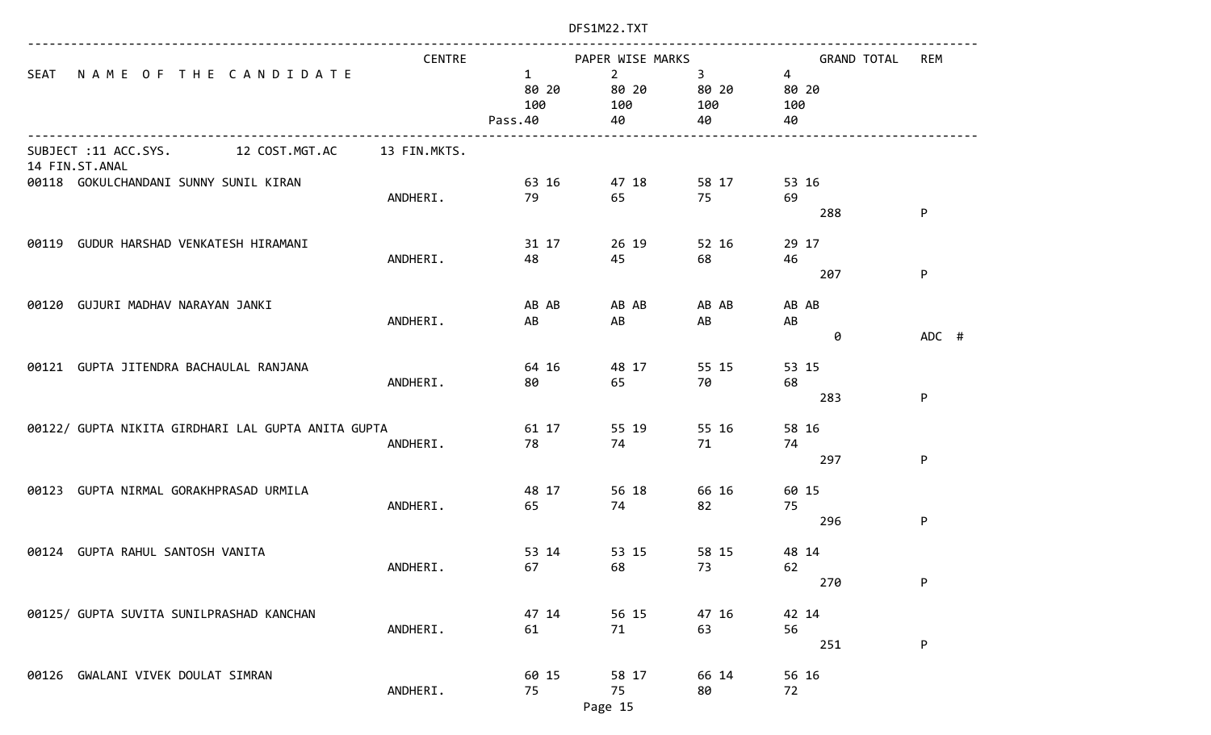| SEAT | NAME OF THE CANDIDATE | CENTRE | 1 80 20 100 Pass.40 | 2 80 20 100 40 | 3 80 20 100 40 | 4 80 20 100 40 | GRAND TOTAL | REM |
|---|---|---|---|---|---|---|---|---|
| SUBJECT :11 ACC.SYS. 12 COST.MGT.AC 13 FIN.MKTS. 14 FIN.ST.ANAL | | | | | | | | |
| 00118 | GOKULCHANDANI SUNNY SUNIL KIRAN | ANDHERI. | 63 16 79 | 47 18 65 | 58 17 75 | 53 16 69 | 288 | P |
| 00119 | GUDUR HARSHAD VENKATESH HIRAMANI | ANDHERI. | 31 17 48 | 26 19 45 | 52 16 68 | 29 17 46 | 207 | P |
| 00120 | GUJURI MADHAV NARAYAN JANKI | ANDHERI. | AB AB AB | AB AB AB | AB AB AB | AB AB AB | 0 | ADC # |
| 00121 | GUPTA JITENDRA BACHAULAL RANJANA | ANDHERI. | 64 16 80 | 48 17 65 | 55 15 70 | 53 15 68 | 283 | P |
| 00122/ | GUPTA NIKITA GIRDHARI LAL GUPTA ANITA GUPTA | ANDHERI. | 61 17 78 | 55 19 74 | 55 16 71 | 58 16 74 | 297 | P |
| 00123 | GUPTA NIRMAL GORAKHPRASAD URMILA | ANDHERI. | 48 17 65 | 56 18 74 | 66 16 82 | 60 15 75 | 296 | P |
| 00124 | GUPTA RAHUL SANTOSH VANITA | ANDHERI. | 53 14 67 | 53 15 68 | 58 15 73 | 48 14 62 | 270 | P |
| 00125/ | GUPTA SUVITA SUNILPRASHAD KANCHAN | ANDHERI. | 47 14 61 | 56 15 71 | 47 16 63 | 42 14 56 | 251 | P |
| 00126 | GWALANI VIVEK DOULAT SIMRAN | ANDHERI. | 60 15 75 | 58 17 75 | 66 14 80 | 56 16 72 | | |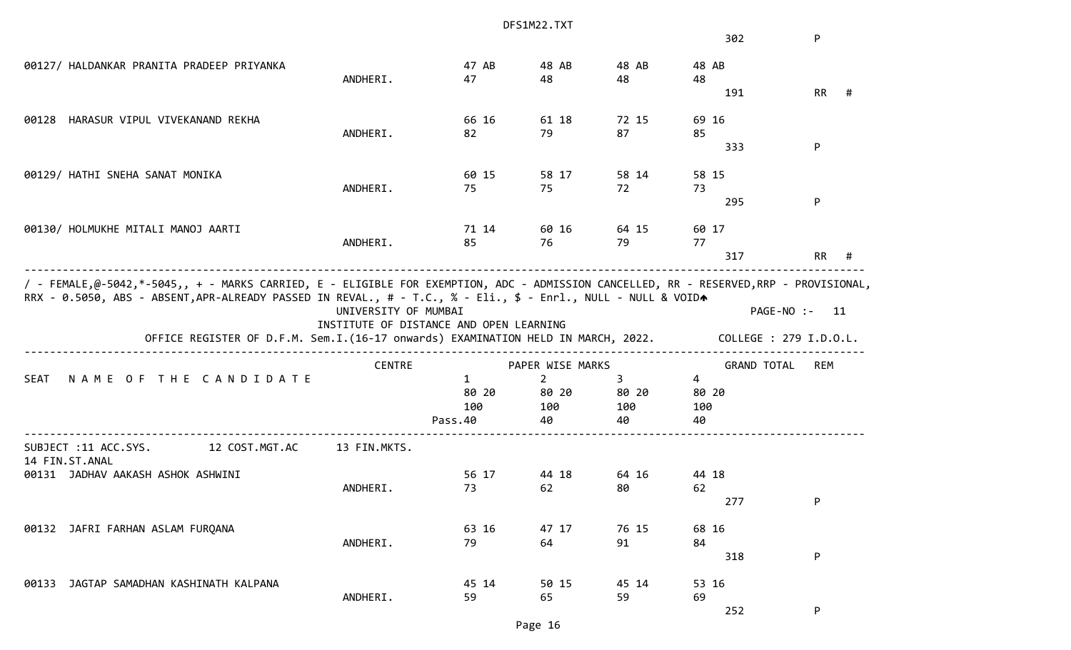| | | | | | | | |
|---|---|---|---|---|---|---|---|
| | | | | | | 302 | P |
| 00127/ HALDANKAR PRANITA PRADEEP PRIYANKA | | 47 AB | 48 AB | 48 AB | 48 AB | | |
| | ANDHERI. | 47 | 48 | 48 | 48 | | |
| | | | | | | 191 | RR # |
| 00128 HARASUR VIPUL VIVEKANAND REKHA | | 66 16 | 61 18 | 72 15 | 69 16 | | |
| | ANDHERI. | 82 | 79 | 87 | 85 | | |
| | | | | | | 333 | P |
| 00129/ HATHI SNEHA SANAT MONIKA | | 60 15 | 58 17 | 58 14 | 58 15 | | |
| | ANDHERI. | 75 | 75 | 72 | 73 | | |
| | | | | | | 295 | P |
| 00130/ HOLMUKHE MITALI MANOJ AARTI | | 71 14 | 60 16 | 64 15 | 60 17 | | |
| | ANDHERI. | 85 | 76 | 79 | 77 | | |
| | | | | | | 317 | RR # |

/ - FEMALE,@-5042,*-5045,, + - MARKS CARRIED, E - ELIGIBLE FOR EXEMPTION, ADC - ADMISSION CANCELLED, RR - RESERVED,RRP - PROVISIONAL, RRX - 0.5050, ABS - ABSENT,APR-ALREADY PASSED IN REVAL., # - T.C., % - Eli., $ - Enrl., NULL - NULL & VOID

UNIVERSITY OF MUMBAI

PAGE-NO :- 11

INSTITUTE OF DISTANCE AND OPEN LEARNING

OFFICE REGISTER OF D.F.M. Sem.I.(16-17 onwards) EXAMINATION HELD IN MARCH, 2022.

COLLEGE : 279 I.D.O.L.

| SEAT NAME OF THE CANDIDATE | CENTRE | PAPER WISE MARKS | | | | GRAND TOTAL | REM |
|---|---|---|---|---|---|---|---|
| | | 1 | 2 | 3 | 4 | | |
| | | 80 20 | 80 20 | 80 20 | 80 20 | | |
| | | 100 | 100 | 100 | 100 | | |
| | | Pass.40 | 40 | 40 | 40 | | |

SUBJECT :11 ACC.SYS. 12 COST.MGT.AC 13 FIN.MKTS. 14 FIN.ST.ANAL

| | | | | | | | |
|---|---|---|---|---|---|---|---|
| 00131 JADHAV AAKASH ASHOK ASHWINI | | 56 17 | 44 18 | 64 16 | 44 18 | | |
| | ANDHERI. | 73 | 62 | 80 | 62 | | |
| | | | | | | 277 | P |
| 00132 JAFRI FARHAN ASLAM FURQANA | | 63 16 | 47 17 | 76 15 | 68 16 | | |
| | ANDHERI. | 79 | 64 | 91 | 84 | | |
| | | | | | | 318 | P |
| 00133 JAGTAP SAMADHAN KASHINATH KALPANA | | 45 14 | 50 15 | 45 14 | 53 16 | | |
| | ANDHERI. | 59 | 65 | 59 | 69 | | |
| | | | | | | 252 | P |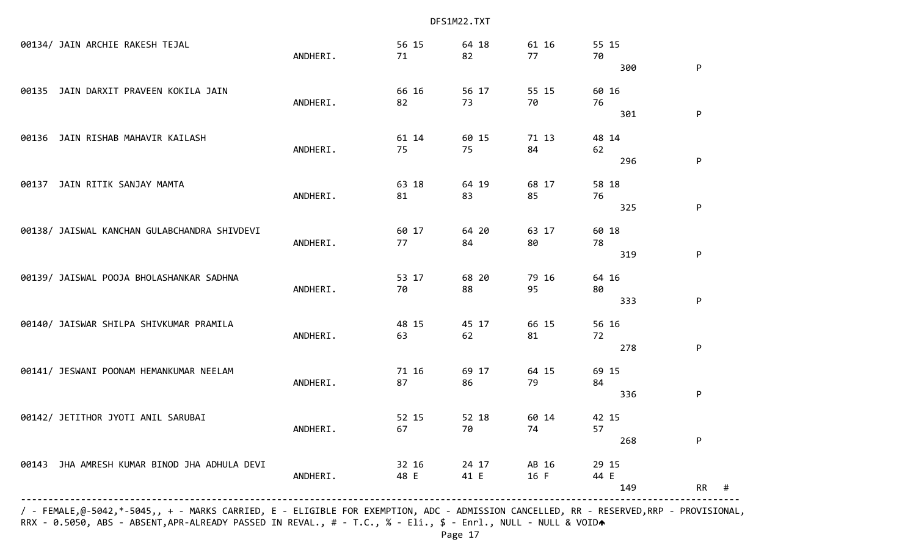```
00134/ JAIN ARCHIE RAKESH TEJAL                                56 15       64 18       61 16       55 15
                                                   ANDHERI.    71          82          77          70
                                                                                                      300          P

00135  JAIN DARXIT PRAVEEN KOKILA JAIN                         66 16       56 17       55 15       60 16
                                                   ANDHERI.    82          73          70          76
                                                                                                      301          P

00136  JAIN RISHAB MAHAVIR KAILASH                             61 14       60 15       71 13       48 14
                                                   ANDHERI.    75          75          84          62
                                                                                                      296          P

00137  JAIN RITIK SANJAY MAMTA                                 63 18       64 19       68 17       58 18
                                                   ANDHERI.    81          83          85          76
                                                                                                      325          P

00138/ JAISWAL KANCHAN GULABCHANDRA SHIVDEVI                   60 17       64 20       63 17       60 18
                                                   ANDHERI.    77          84          80          78
                                                                                                      319          P

00139/ JAISWAL POOJA BHOLASHANKAR SADHNA                       53 17       68 20       79 16       64 16
                                                   ANDHERI.    70          88          95          80
                                                                                                      333          P

00140/ JAISWAR SHILPA SHIVKUMAR PRAMILA                        48 15       45 17       66 15       56 16
                                                   ANDHERI.    63          62          81          72
                                                                                                      278          P

00141/ JESWANI POONAM HEMANKUMAR NEELAM                        71 16       69 17       64 15       69 15
                                                   ANDHERI.    87          86          79          84
                                                                                                      336          P

00142/ JETITHOR JYOTI ANIL SARUBAI                             52 15       52 18       60 14       42 15
                                                   ANDHERI.    67          70          74          57
                                                                                                      268          P

00143  JHA AMRESH KUMAR BINOD JHA ADHULA DEVI                  32 16       24 17       AB 16       29 15
                                                   ANDHERI.    48 E        41 E        16 F        44 E
                                                                                                      149          RR   #
--------------------------------------------------------------------------------------------------------------------------------
/ - FEMALE,@-5042,*-5045,, + - MARKS CARRIED, E - ELIGIBLE FOR EXEMPTION, ADC - ADMISSION CANCELLED, RR - RESERVED,RRP - PROVISIONAL,
RRX - 0.5050, ABS - ABSENT,APR-ALREADY PASSED IN REVAL., # - T.C., % - Eli., $ - Enrl., NULL - NULL & VOID
```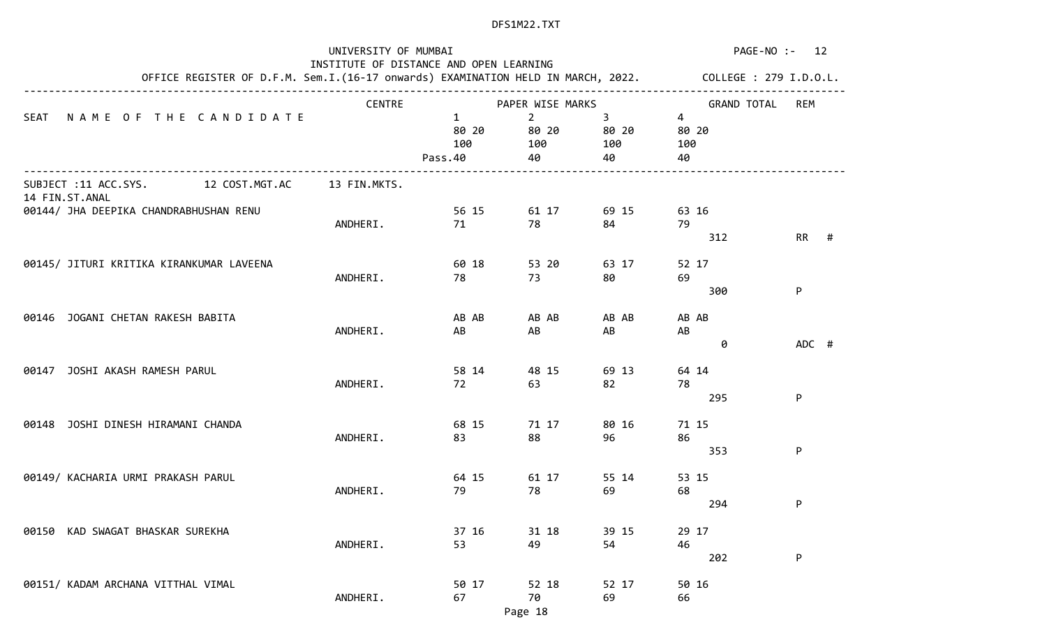UNIVERSITY OF MUMBAI
INSTITUTE OF DISTANCE AND OPEN LEARNING
OFFICE REGISTER OF D.F.M. Sem.I.(16-17 onwards) EXAMINATION HELD IN MARCH, 2022.

PAGE-NO :- 12
COLLEGE : 279 I.D.O.L.

| SEAT | NAME OF THE CANDIDATE | CENTRE | 1 (80 20 / 100 / Pass.40) | 2 (80 20 / 100 / 40) | 3 (80 20 / 100 / 40) | 4 (80 20 / 100 / 40) | GRAND TOTAL | REM |
|---|---|---|---|---|---|---|---|---|
| | | | PAPER WISE MARKS | | | | | |

SUBJECT :11 ACC.SYS. 12 COST.MGT.AC 13 FIN.MKTS. 14 FIN.ST.ANAL

| SEAT | NAME OF THE CANDIDATE | CENTRE | 1 | 2 | 3 | 4 | GRAND TOTAL | REM |
|---|---|---|---|---|---|---|---|---|
| 00144/ | JHA DEEPIKA CHANDRABHUSHAN RENU | ANDHERI. | 56 15 / 71 | 61 17 / 78 | 69 15 / 84 | 63 16 / 79 | 312 | RR # |
| 00145/ | JITURI KRITIKA KIRANKUMAR LAVEENA | ANDHERI. | 60 18 / 78 | 53 20 / 73 | 63 17 / 80 | 52 17 / 69 | 300 | P |
| 00146 | JOGANI CHETAN RAKESH BABITA | ANDHERI. | AB AB / AB | AB AB / AB | AB AB / AB | AB AB / AB | 0 | ADC # |
| 00147 | JOSHI AKASH RAMESH PARUL | ANDHERI. | 58 14 / 72 | 48 15 / 63 | 69 13 / 82 | 64 14 / 78 | 295 | P |
| 00148 | JOSHI DINESH HIRAMANI CHANDA | ANDHERI. | 68 15 / 83 | 71 17 / 88 | 80 16 / 96 | 71 15 / 86 | 353 | P |
| 00149/ | KACHARIA URMI PRAKASH PARUL | ANDHERI. | 64 15 / 79 | 61 17 / 78 | 55 14 / 69 | 53 15 / 68 | 294 | P |
| 00150 | KAD SWAGAT BHASKAR SUREKHA | ANDHERI. | 37 16 / 53 | 31 18 / 49 | 39 15 / 54 | 29 17 / 46 | 202 | P |
| 00151/ | KADAM ARCHANA VITTHAL VIMAL | ANDHERI. | 50 17 / 67 | 52 18 / 70 | 52 17 / 69 | 50 16 / 66 | | |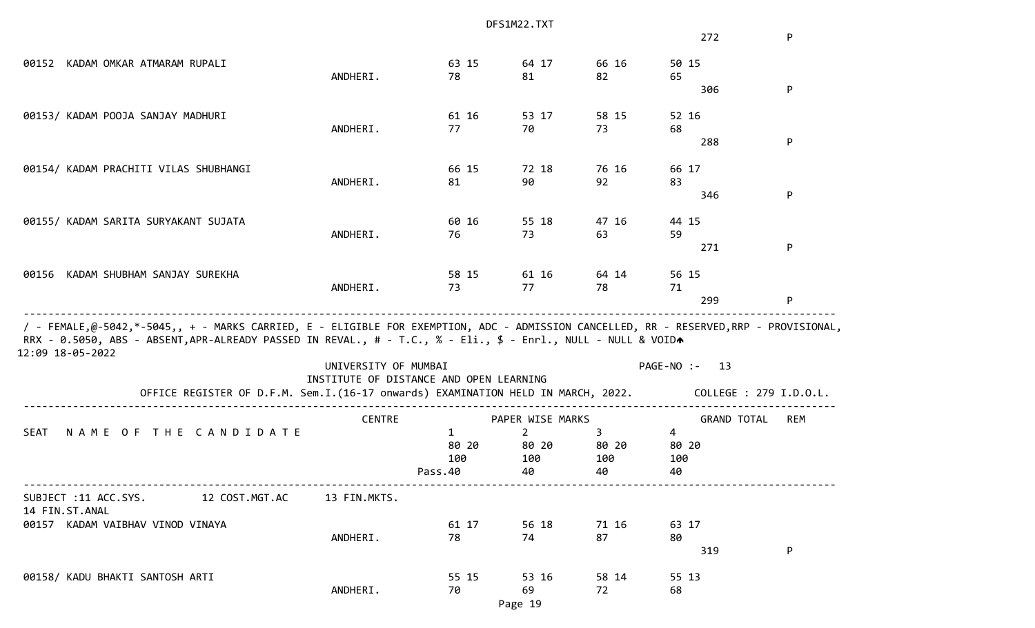272 P

| SEAT | NAME | CENTRE | 1 | 2 | 3 | 4 | GRAND TOTAL | REM |
|---|---|---|---|---|---|---|---|---|
| 00152 | KADAM OMKAR ATMARAM RUPALI | ANDHERI. | 63 15<br>78 | 64 17<br>81 | 66 16<br>82 | 50 15<br>65 | 306 | P |
| 00153/ | KADAM POOJA SANJAY MADHURI | ANDHERI. | 61 16<br>77 | 53 17<br>70 | 58 15<br>73 | 52 16<br>68 | 288 | P |
| 00154/ | KADAM PRACHITI VILAS SHUBHANGI | ANDHERI. | 66 15<br>81 | 72 18<br>90 | 76 16<br>92 | 66 17<br>83 | 346 | P |
| 00155/ | KADAM SARITA SURYAKANT SUJATA | ANDHERI. | 60 16<br>76 | 55 18<br>73 | 47 16<br>63 | 44 15<br>59 | 271 | P |
| 00156 | KADAM SHUBHAM SANJAY SUREKHA | ANDHERI. | 58 15<br>73 | 61 16<br>77 | 64 14<br>78 | 56 15<br>71 | 299 | P |

/ - FEMALE,@-5042,*-5045,, + - MARKS CARRIED, E - ELIGIBLE FOR EXEMPTION, ADC - ADMISSION CANCELLED, RR - RESERVED,RRP - PROVISIONAL, RRX - 0.5050, ABS - ABSENT,APR-ALREADY PASSED IN REVAL., # - T.C., % - Eli., $ - Enrl., NULL - NULL & VOID

12:09 18-05-2022

UNIVERSITY OF MUMBAI

INSTITUTE OF DISTANCE AND OPEN LEARNING

PAGE-NO :- 13

OFFICE REGISTER OF D.F.M. Sem.I.(16-17 onwards) EXAMINATION HELD IN MARCH, 2022. COLLEGE : 279 I.D.O.L.

SUBJECT :11 ACC.SYS. 12 COST.MGT.AC 13 FIN.MKTS. 14 FIN.ST.ANAL

| SEAT | N A M E O F T H E C A N D I D A T E | CENTRE | PAPER WISE MARKS 1<br>80 20<br>100<br>Pass.40 | 2<br>80 20<br>100<br>40 | 3<br>80 20<br>100<br>40 | 4<br>80 20<br>100<br>40 | GRAND TOTAL | REM |
|---|---|---|---|---|---|---|---|---|
| 00157 | KADAM VAIBHAV VINOD VINAYA | ANDHERI. | 61 17<br>78 | 56 18<br>74 | 71 16<br>87 | 63 17<br>80 | 319 | P |
| 00158/ | KADU BHAKTI SANTOSH ARTI | ANDHERI. | 55 15<br>70 | 53 16<br>69 | 58 14<br>72 | 55 13<br>68 | | |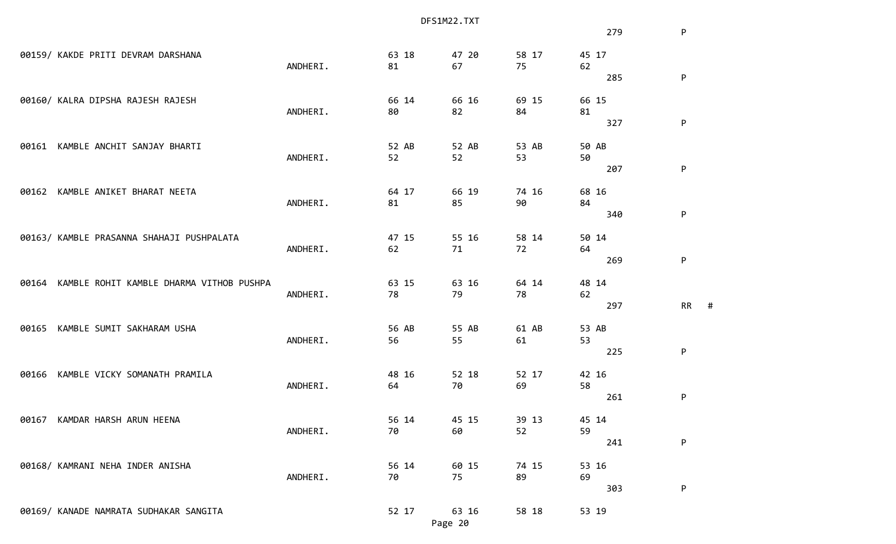```
                                                                                                      279          P

00159/ KAKDE PRITI DEVRAM DARSHANA                                63 18        47 20        58 17        45 17
                                                 ANDHERI.         81           67           75           62
                                                                                                              285          P

00160/ KALRA DIPSHA RAJESH RAJESH                                 66 14        66 16        69 15        66 15
                                                 ANDHERI.         80           82           84           81
                                                                                                              327          P

00161  KAMBLE ANCHIT SANJAY BHARTI                                52 AB        52 AB        53 AB        50 AB
                                                 ANDHERI.         52           52           53           50
                                                                                                              207          P

00162  KAMBLE ANIKET BHARAT NEETA                                 64 17        66 19        74 16        68 16
                                                 ANDHERI.         81           85           90           84
                                                                                                              340          P

00163/ KAMBLE PRASANNA SHAHAJI PUSHPALATA                         47 15        55 16        58 14        50 14
                                                 ANDHERI.         62           71           72           64
                                                                                                              269          P

00164  KAMBLE ROHIT KAMBLE DHARMA VITHOB PUSHPA                   63 15        63 16        64 14        48 14
                                                 ANDHERI.         78           79           78           62
                                                                                                              297          RR   #

00165  KAMBLE SUMIT SAKHARAM USHA                                 56 AB        55 AB        61 AB        53 AB
                                                 ANDHERI.         56           55           61           53
                                                                                                              225          P

00166  KAMBLE VICKY SOMANATH PRAMILA                              48 16        52 18        52 17        42 16
                                                 ANDHERI.         64           70           69           58
                                                                                                              261          P

00167  KAMDAR HARSH ARUN HEENA                                    56 14        45 15        39 13        45 14
                                                 ANDHERI.         70           60           52           59
                                                                                                              241          P

00168/ KAMRANI NEHA INDER ANISHA                                  56 14        60 15        74 15        53 16
                                                 ANDHERI.         70           75           89           69
                                                                                                              303          P

00169/ KANADE NAMRATA SUDHAKAR SANGITA                            52 17        63 16        58 18        53 19
```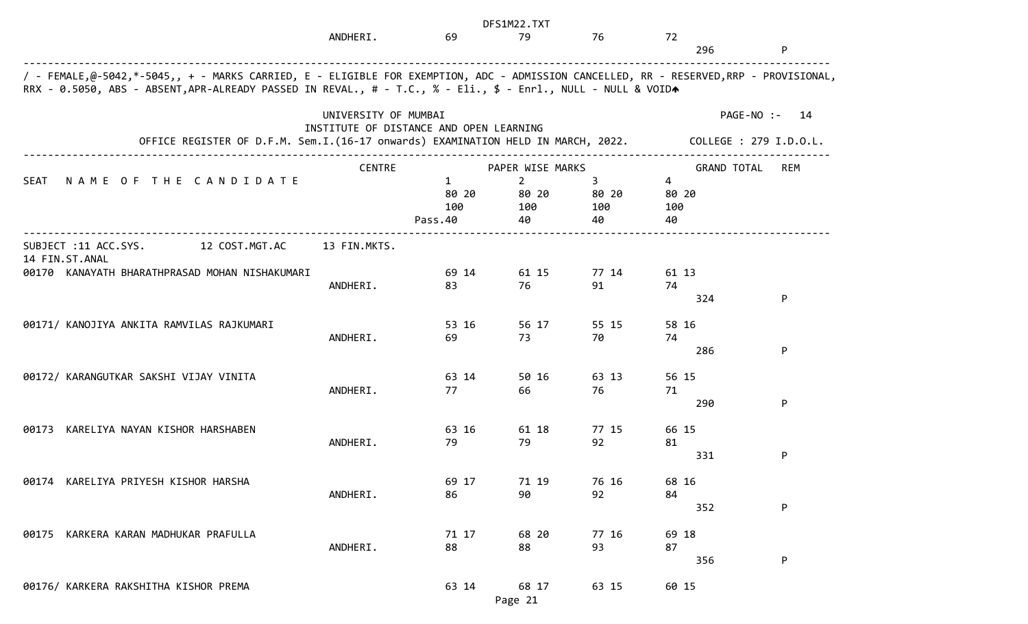| | ANDHERI. | 69 | 79 | 76 | 72 | | |
|---|---|---|---|---|---|---|---|
| | | | | | | 296 | P |

/ - FEMALE,@-5042,*-5045,, + - MARKS CARRIED, E - ELIGIBLE FOR EXEMPTION, ADC - ADMISSION CANCELLED, RR - RESERVED,RRP - PROVISIONAL, RRX - 0.5050, ABS - ABSENT,APR-ALREADY PASSED IN REVAL., # - T.C., % - Eli., $ - Enrl., NULL - NULL & VOID

UNIVERSITY OF MUMBAI
INSTITUTE OF DISTANCE AND OPEN LEARNING
OFFICE REGISTER OF D.F.M. Sem.I.(16-17 onwards) EXAMINATION HELD IN MARCH, 2022.

PAGE-NO :- 14
COLLEGE : 279 I.D.O.L.

| SEAT | NAME OF THE CANDIDATE | CENTRE | 1 | 2 | 3 | 4 | GRAND TOTAL | REM |
|---|---|---|---|---|---|---|---|---|
| | | | 80 20 | 80 20 | 80 20 | 80 20 | | |
| | | | 100 | 100 | 100 | 100 | | |
| | | | Pass.40 | 40 | 40 | 40 | | |

SUBJECT :11 ACC.SYS. 12 COST.MGT.AC 13 FIN.MKTS.
14 FIN.ST.ANAL

| SEAT | NAME OF THE CANDIDATE | CENTRE | 1 | 2 | 3 | 4 | GRAND TOTAL | REM |
|---|---|---|---|---|---|---|---|---|
| 00170 | KANAYATH BHARATHPRASAD MOHAN NISHAKUMARI | | 69 14 | 61 15 | 77 14 | 61 13 | | |
| | | ANDHERI. | 83 | 76 | 91 | 74 | | |
| | | | | | | | 324 | P |
| 00171/ | KANOJIYA ANKITA RAMVILAS RAJKUMARI | | 53 16 | 56 17 | 55 15 | 58 16 | | |
| | | ANDHERI. | 69 | 73 | 70 | 74 | | |
| | | | | | | | 286 | P |
| 00172/ | KARANGUTKAR SAKSHI VIJAY VINITA | | 63 14 | 50 16 | 63 13 | 56 15 | | |
| | | ANDHERI. | 77 | 66 | 76 | 71 | | |
| | | | | | | | 290 | P |
| 00173 | KARELIYA NAYAN KISHOR HARSHABEN | | 63 16 | 61 18 | 77 15 | 66 15 | | |
| | | ANDHERI. | 79 | 79 | 92 | 81 | | |
| | | | | | | | 331 | P |
| 00174 | KARELIYA PRIYESH KISHOR HARSHA | | 69 17 | 71 19 | 76 16 | 68 16 | | |
| | | ANDHERI. | 86 | 90 | 92 | 84 | | |
| | | | | | | | 352 | P |
| 00175 | KARKERA KARAN MADHUKAR PRAFULLA | | 71 17 | 68 20 | 77 16 | 69 18 | | |
| | | ANDHERI. | 88 | 88 | 93 | 87 | | |
| | | | | | | | 356 | P |
| 00176/ | KARKERA RAKSHITHA KISHOR PREMA | | 63 14 | 68 17 | 63 15 | 60 15 | | |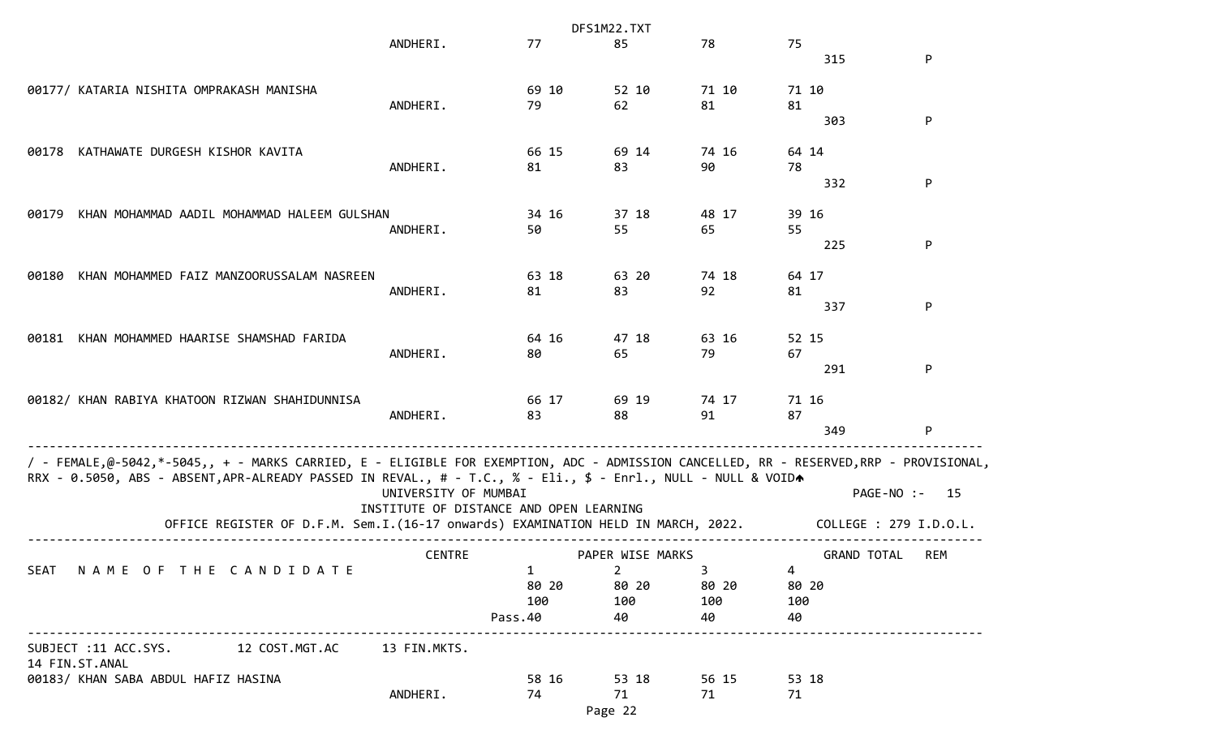| SEAT | NAME OF THE CANDIDATE | CENTRE | 1 | 2 | 3 | 4 | GRAND TOTAL | REM |
|---|---|---|---|---|---|---|---|---|
| | | ANDHERI. | 77 | 85 | 78 | 75 | 315 | P |
| 00177/ | KATARIA NISHITA OMPRAKASH MANISHA | | 69 10 | 52 10 | 71 10 | 71 10 | | |
| | | ANDHERI. | 79 | 62 | 81 | 81 | 303 | P |
| 00178 | KATHAWATE DURGESH KISHOR KAVITA | | 66 15 | 69 14 | 74 16 | 64 14 | | |
| | | ANDHERI. | 81 | 83 | 90 | 78 | 332 | P |
| 00179 | KHAN MOHAMMAD AADIL MOHAMMAD HALEEM GULSHAN | | 34 16 | 37 18 | 48 17 | 39 16 | | |
| | | ANDHERI. | 50 | 55 | 65 | 55 | 225 | P |
| 00180 | KHAN MOHAMMED FAIZ MANZOORUSSALAM NASREEN | | 63 18 | 63 20 | 74 18 | 64 17 | | |
| | | ANDHERI. | 81 | 83 | 92 | 81 | 337 | P |
| 00181 | KHAN MOHAMMED HAARISE SHAMSHAD FARIDA | | 64 16 | 47 18 | 63 16 | 52 15 | | |
| | | ANDHERI. | 80 | 65 | 79 | 67 | 291 | P |
| 00182/ | KHAN RABIYA KHATOON RIZWAN SHAHIDUNNISA | | 66 17 | 69 19 | 74 17 | 71 16 | | |
| | | ANDHERI. | 83 | 88 | 91 | 87 | 349 | P |

/ - FEMALE,@-5042,*-5045,, + - MARKS CARRIED, E - ELIGIBLE FOR EXEMPTION, ADC - ADMISSION CANCELLED, RR - RESERVED,RRP - PROVISIONAL, RRX - 0.5050, ABS - ABSENT,APR-ALREADY PASSED IN REVAL., # - T.C., % - Eli., $ - Enrl., NULL - NULL & VOID

UNIVERSITY OF MUMBAI

INSTITUTE OF DISTANCE AND OPEN LEARNING

PAGE-NO :- 15

OFFICE REGISTER OF D.F.M. Sem.I.(16-17 onwards) EXAMINATION HELD IN MARCH, 2022. COLLEGE : 279 I.D.O.L.

| SEAT | NAME OF THE CANDIDATE | CENTRE | PAPER WISE MARKS 1 | 2 | 3 | 4 | GRAND TOTAL | REM |
|---|---|---|---|---|---|---|---|---|
| | | | 80 20 | 80 20 | 80 20 | 80 20 | | |
| | | | 100 | 100 | 100 | 100 | | |
| | | | Pass.40 | 40 | 40 | 40 | | |

SUBJECT :11 ACC.SYS. 12 COST.MGT.AC 13 FIN.MKTS.
14 FIN.ST.ANAL

| SEAT | NAME OF THE CANDIDATE | CENTRE | 1 | 2 | 3 | 4 | GRAND TOTAL | REM |
|---|---|---|---|---|---|---|---|---|
| 00183/ | KHAN SABA ABDUL HAFIZ HASINA | | 58 16 | 53 18 | 56 15 | 53 18 | | |
| | | ANDHERI. | 74 | 71 | 71 | 71 | | |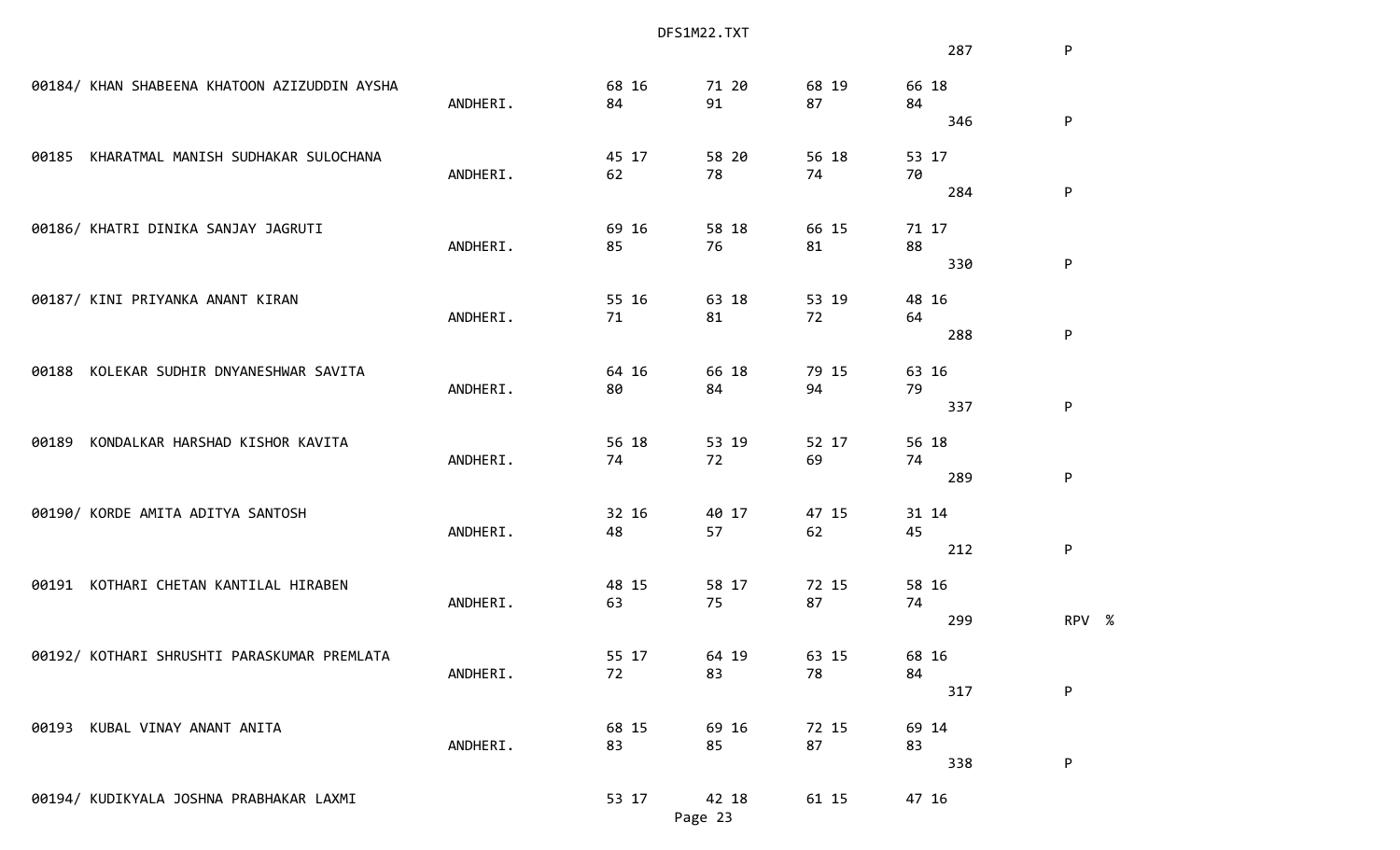```
                                                                                            287          P

00184/ KHAN SHABEENA KHATOON AZIZUDDIN AYSHA                   68 16        71 20       68 19       66 18
                                              ANDHERI.         84           91          87          84
                                                                                                     346          P

00185  KHARATMAL MANISH SUDHAKAR SULOCHANA                     45 17        58 20       56 18       53 17
                                              ANDHERI.         62           78          74          70
                                                                                                     284          P

00186/ KHATRI DINIKA SANJAY JAGRUTI                            69 16        58 18       66 15       71 17
                                              ANDHERI.         85           76          81          88
                                                                                                     330          P

00187/ KINI PRIYANKA ANANT KIRAN                               55 16        63 18       53 19       48 16
                                              ANDHERI.         71           81          72          64
                                                                                                     288          P

00188  KOLEKAR SUDHIR DNYANESHWAR SAVITA                       64 16        66 18       79 15       63 16
                                              ANDHERI.         80           84          94          79
                                                                                                     337          P

00189  KONDALKAR HARSHAD KISHOR KAVITA                         56 18        53 19       52 17       56 18
                                              ANDHERI.         74           72          69          74
                                                                                                     289          P

00190/ KORDE AMITA ADITYA SANTOSH                              32 16        40 17       47 15       31 14
                                              ANDHERI.         48           57          62          45
                                                                                                     212          P

00191  KOTHARI CHETAN KANTILAL HIRABEN                         48 15        58 17       72 15       58 16
                                              ANDHERI.         63           75          87          74
                                                                                                     299          RPV  %

00192/ KOTHARI SHRUSHTI PARASKUMAR PREMLATA                    55 17        64 19       63 15       68 16
                                              ANDHERI.         72           83          78          84
                                                                                                     317          P

00193  KUBAL VINAY ANANT ANITA                                 68 15        69 16       72 15       69 14
                                              ANDHERI.         83           85          87          83
                                                                                                     338          P

00194/ KUDIKYALA JOSHNA PRABHAKAR LAXMI                        53 17        42 18       61 15       47 16
```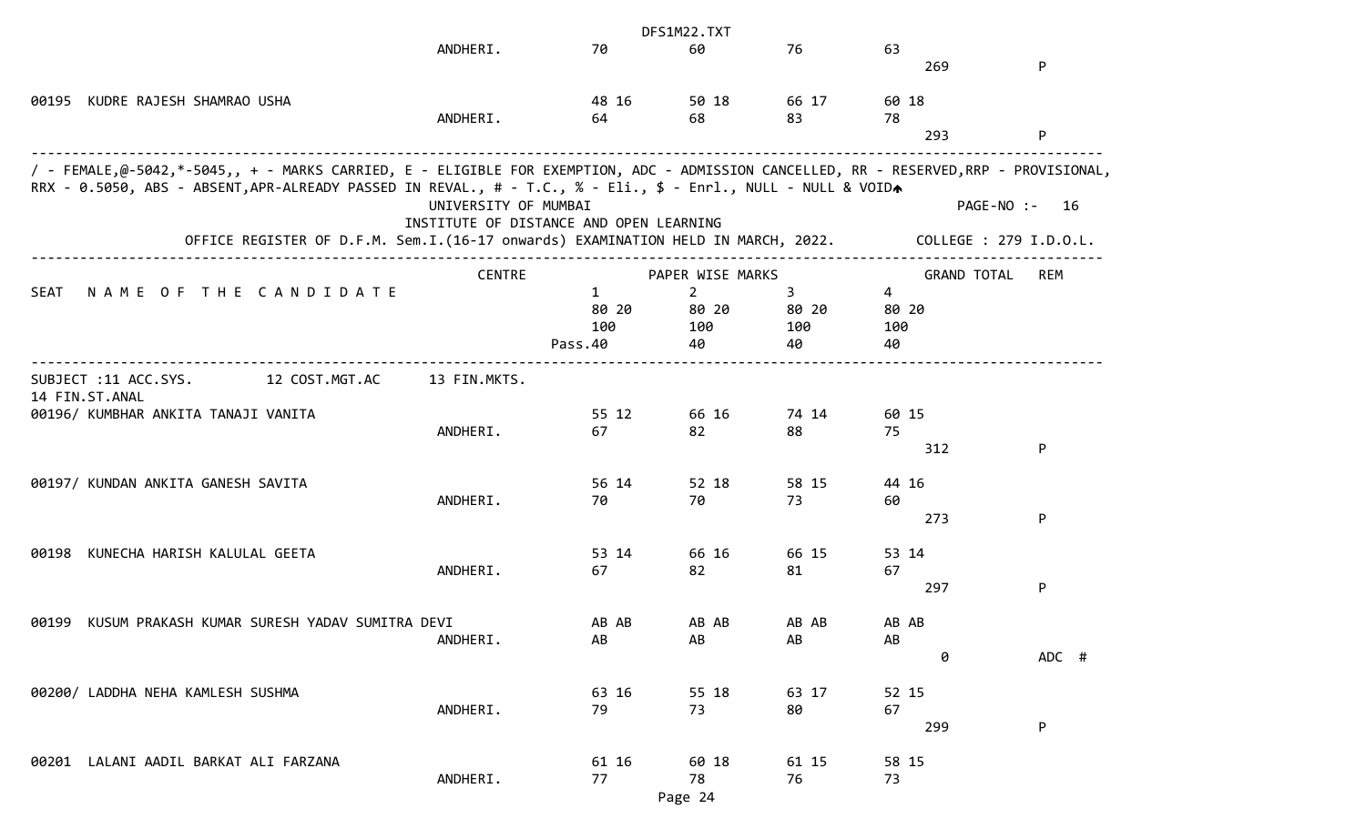| SEAT | NAME OF THE CANDIDATE | CENTRE | 1 | 2 | 3 | 4 | GRAND TOTAL | REM |
|---|---|---|---|---|---|---|---|---|
| | | ANDHERI. | 70 | 60 | 76 | 63 | 269 | P |
| 00195 | KUDRE RAJESH SHAMRAO USHA | | 48 16 | 50 18 | 66 17 | 60 18 | | |
| | | ANDHERI. | 64 | 68 | 83 | 78 | 293 | P |

/ - FEMALE,@-5042,*-5045,, + - MARKS CARRIED, E - ELIGIBLE FOR EXEMPTION, ADC - ADMISSION CANCELLED, RR - RESERVED,RRP - PROVISIONAL, RRX - 0.5050, ABS - ABSENT,APR-ALREADY PASSED IN REVAL., # - T.C., % - Eli., $ - Enrl., NULL - NULL & VOID

UNIVERSITY OF MUMBAI

PAGE-NO :- 16

INSTITUTE OF DISTANCE AND OPEN LEARNING

OFFICE REGISTER OF D.F.M. Sem.I.(16-17 onwards) EXAMINATION HELD IN MARCH, 2022. COLLEGE : 279 I.D.O.L.

| SEAT | NAME OF THE CANDIDATE | CENTRE | PAPER WISE MARKS | | | | GRAND TOTAL | REM |
|---|---|---|---|---|---|---|---|---|
| | | | 1 | 2 | 3 | 4 | | |
| | | | 80 20 | 80 20 | 80 20 | 80 20 | | |
| | | | 100 | 100 | 100 | 100 | | |
| | | | Pass.40 | 40 | 40 | 40 | | |

SUBJECT :11 ACC.SYS. 12 COST.MGT.AC 13 FIN.MKTS. 14 FIN.ST.ANAL

| SEAT | NAME OF THE CANDIDATE | CENTRE | 1 | 2 | 3 | 4 | GRAND TOTAL | REM |
|---|---|---|---|---|---|---|---|---|
| 00196/ | KUMBHAR ANKITA TANAJI VANITA | | 55 12 | 66 16 | 74 14 | 60 15 | | |
| | | ANDHERI. | 67 | 82 | 88 | 75 | 312 | P |
| 00197/ | KUNDAN ANKITA GANESH SAVITA | | 56 14 | 52 18 | 58 15 | 44 16 | | |
| | | ANDHERI. | 70 | 70 | 73 | 60 | 273 | P |
| 00198 | KUNECHA HARISH KALULAL GEETA | | 53 14 | 66 16 | 66 15 | 53 14 | | |
| | | ANDHERI. | 67 | 82 | 81 | 67 | 297 | P |
| 00199 | KUSUM PRAKASH KUMAR SURESH YADAV SUMITRA DEVI | | AB AB | AB AB | AB AB | AB AB | | |
| | | ANDHERI. | AB | AB | AB | AB | 0 | ADC # |
| 00200/ | LADDHA NEHA KAMLESH SUSHMA | | 63 16 | 55 18 | 63 17 | 52 15 | | |
| | | ANDHERI. | 79 | 73 | 80 | 67 | 299 | P |
| 00201 | LALANI AADIL BARKAT ALI FARZANA | | 61 16 | 60 18 | 61 15 | 58 15 | | |
| | | ANDHERI. | 77 | 78 | 76 | 73 | | |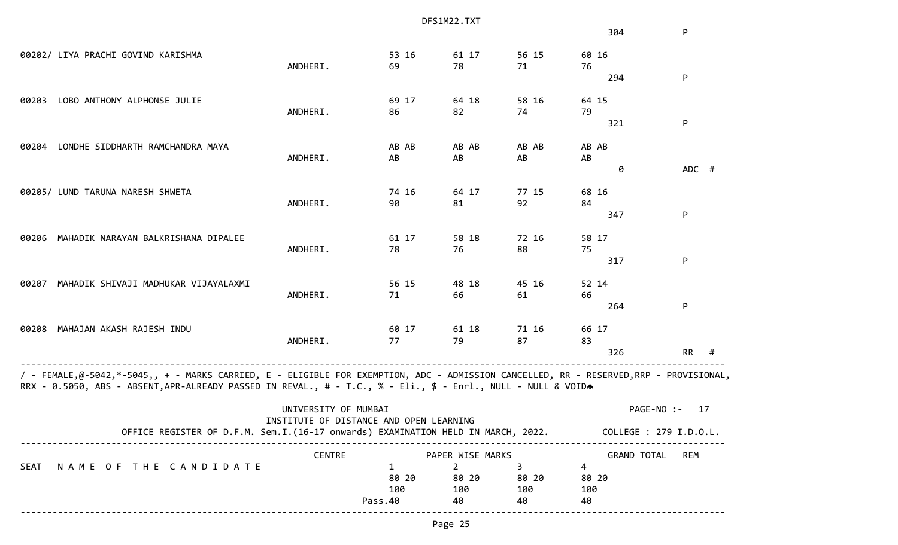| | | | | | | | |
|---|---|---|---|---|---|---|---|
| | | | | | | 304 | P |
| 00202/ LIYA PRACHI GOVIND KARISHMA | | 53 16 | 61 17 | 56 15 | 60 16 | | |
| | ANDHERI. | 69 | 78 | 71 | 76 | | |
| | | | | | | 294 | P |
| 00203 LOBO ANTHONY ALPHONSE JULIE | | 69 17 | 64 18 | 58 16 | 64 15 | | |
| | ANDHERI. | 86 | 82 | 74 | 79 | | |
| | | | | | | 321 | P |
| 00204 LONDHE SIDDHARTH RAMCHANDRA MAYA | | AB AB | AB AB | AB AB | AB AB | | |
| | ANDHERI. | AB | AB | AB | AB | | |
| | | | | | | 0 | ADC # |
| 00205/ LUND TARUNA NARESH SHWETA | | 74 16 | 64 17 | 77 15 | 68 16 | | |
| | ANDHERI. | 90 | 81 | 92 | 84 | | |
| | | | | | | 347 | P |
| 00206 MAHADIK NARAYAN BALKRISHANA DIPALEE | | 61 17 | 58 18 | 72 16 | 58 17 | | |
| | ANDHERI. | 78 | 76 | 88 | 75 | | |
| | | | | | | 317 | P |
| 00207 MAHADIK SHIVAJI MADHUKAR VIJAYALAXMI | | 56 15 | 48 18 | 45 16 | 52 14 | | |
| | ANDHERI. | 71 | 66 | 61 | 66 | | |
| | | | | | | 264 | P |
| 00208 MAHAJAN AKASH RAJESH INDU | | 60 17 | 61 18 | 71 16 | 66 17 | | |
| | ANDHERI. | 77 | 79 | 87 | 83 | | |
| | | | | | | 326 | RR # |

/ - FEMALE,@-5042,*-5045,, + - MARKS CARRIED, E - ELIGIBLE FOR EXEMPTION, ADC - ADMISSION CANCELLED, RR - RESERVED,RRP - PROVISIONAL, RRX - 0.5050, ABS - ABSENT,APR-ALREADY PASSED IN REVAL., # - T.C., % - Eli., $ - Enrl., NULL - NULL & VOID

UNIVERSITY OF MUMBAI
INSTITUTE OF DISTANCE AND OPEN LEARNING
OFFICE REGISTER OF D.F.M. Sem.I.(16-17 onwards) EXAMINATION HELD IN MARCH, 2022.

PAGE-NO :- 17
COLLEGE : 279 I.D.O.L.

| SEAT | N A M E O F T H E C A N D I D A T E | CENTRE | PAPER WISE MARKS | | | | GRAND TOTAL | REM |
|---|---|---|---|---|---|---|---|---|
| | | | 1 | 2 | 3 | 4 | | |
| | | | 80 20 | 80 20 | 80 20 | 80 20 | | |
| | | | 100 | 100 | 100 | 100 | | |
| | | | Pass.40 | 40 | 40 | 40 | | |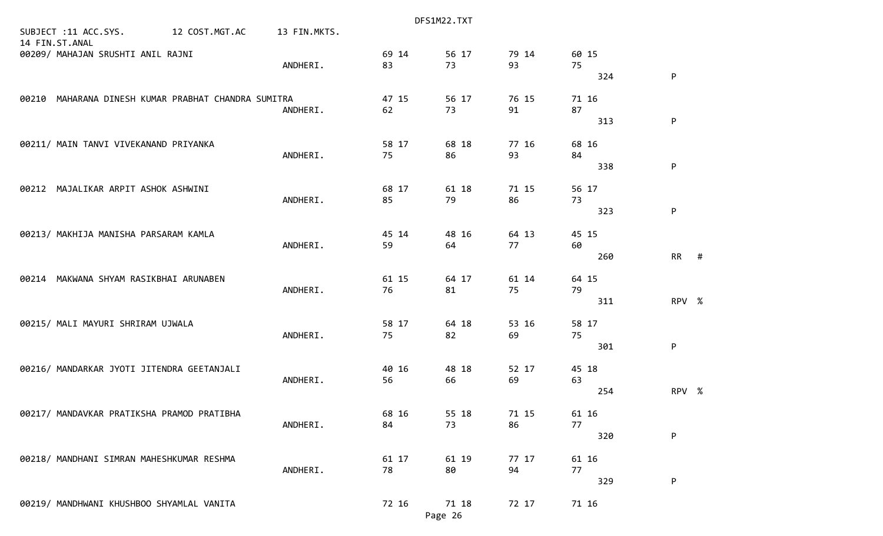SUBJECT :11 ACC.SYS. 12 COST.MGT.AC 13 FIN.MKTS.
14 FIN.ST.ANAL

```
00209/ MAHAJAN SRUSHTI ANIL RAJNI                                69 14     56 17     79 14     60 15
                                               ANDHERI.          83        73        93        75
                                                                                                  324        P

00210  MAHARANA DINESH KUMAR PRABHAT CHANDRA SUMITRA             47 15     56 17     76 15     71 16
                                               ANDHERI.          62        73        91        87
                                                                                                  313        P

00211/ MAIN TANVI VIVEKANAND PRIYANKA                            58 17     68 18     77 16     68 16
                                               ANDHERI.          75        86        93        84
                                                                                                  338        P

00212  MAJALIKAR ARPIT ASHOK ASHWINI                             68 17     61 18     71 15     56 17
                                               ANDHERI.          85        79        86        73
                                                                                                  323        P

00213/ MAKHIJA MANISHA PARSARAM KAMLA                            45 14     48 16     64 13     45 15
                                               ANDHERI.          59        64        77        60
                                                                                                  260        RR   #

00214  MAKWANA SHYAM RASIKBHAI ARUNABEN                          61 15     64 17     61 14     64 15
                                               ANDHERI.          76        81        75        79
                                                                                                  311        RPV  %

00215/ MALI MAYURI SHRIRAM UJWALA                                58 17     64 18     53 16     58 17
                                               ANDHERI.          75        82        69        75
                                                                                                  301        P

00216/ MANDARKAR JYOTI JITENDRA GEETANJALI                       40 16     48 18     52 17     45 18
                                               ANDHERI.          56        66        69        63
                                                                                                  254        RPV  %

00217/ MANDAVKAR PRATIKSHA PRAMOD PRATIBHA                       68 16     55 18     71 15     61 16
                                               ANDHERI.          84        73        86        77
                                                                                                  320        P

00218/ MANDHANI SIMRAN MAHESHKUMAR RESHMA                        61 17     61 19     77 17     61 16
                                               ANDHERI.          78        80        94        77
                                                                                                  329        P

00219/ MANDHWANI KHUSHBOO SHYAMLAL VANITA                        72 16     71 18     72 17     71 16
```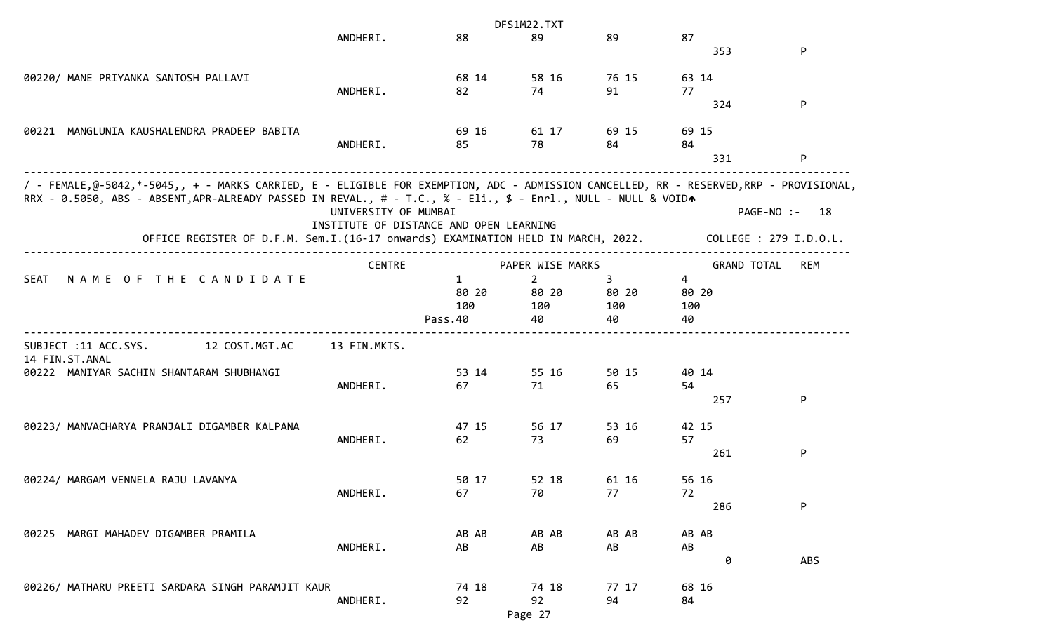| | | | | | | | |
|---|---|---|---|---|---|---|---|
| | ANDHERI. | 88 | 89 | 89 | 87 | | |
| | | | | | | 353 | P |
| 00220/ MANE PRIYANKA SANTOSH PALLAVI | | 68 14 | 58 16 | 76 15 | 63 14 | | |
| | ANDHERI. | 82 | 74 | 91 | 77 | | |
| | | | | | | 324 | P |
| 00221 MANGLUNIA KAUSHALENDRA PRADEEP BABITA | | 69 16 | 61 17 | 69 15 | 69 15 | | |
| | ANDHERI. | 85 | 78 | 84 | 84 | | |
| | | | | | | 331 | P |

/ - FEMALE,@-5042,*-5045,, + - MARKS CARRIED, E - ELIGIBLE FOR EXEMPTION, ADC - ADMISSION CANCELLED, RR - RESERVED,RRP - PROVISIONAL, RRX - 0.5050, ABS - ABSENT,APR-ALREADY PASSED IN REVAL., # - T.C., % - Eli., $ - Enrl., NULL - NULL & VOID

UNIVERSITY OF MUMBAI PAGE-NO :- 18

INSTITUTE OF DISTANCE AND OPEN LEARNING

OFFICE REGISTER OF D.F.M. Sem.I.(16-17 onwards) EXAMINATION HELD IN MARCH, 2022. COLLEGE : 279 I.D.O.L.

| SEAT NAME OF THE CANDIDATE | CENTRE | PAPER WISE MARKS 1 | 2 | 3 | 4 | GRAND TOTAL | REM |
|---|---|---|---|---|---|---|---|
| | | 80 20 | 80 20 | 80 20 | 80 20 | | |
| | | 100 | 100 | 100 | 100 | | |
| | | Pass.40 | 40 | 40 | 40 | | |
| SUBJECT :11 ACC.SYS. 12 COST.MGT.AC 13 FIN.MKTS. 14 FIN.ST.ANAL | | | | | | | |
| 00222 MANIYAR SACHIN SHANTARAM SHUBHANGI | | 53 14 | 55 16 | 50 15 | 40 14 | | |
| | ANDHERI. | 67 | 71 | 65 | 54 | | |
| | | | | | | 257 | P |
| 00223/ MANVACHARYA PRANJALI DIGAMBER KALPANA | | 47 15 | 56 17 | 53 16 | 42 15 | | |
| | ANDHERI. | 62 | 73 | 69 | 57 | | |
| | | | | | | 261 | P |
| 00224/ MARGAM VENNELA RAJU LAVANYA | | 50 17 | 52 18 | 61 16 | 56 16 | | |
| | ANDHERI. | 67 | 70 | 77 | 72 | | |
| | | | | | | 286 | P |
| 00225 MARGI MAHADEV DIGAMBER PRAMILA | | AB AB | AB AB | AB AB | AB AB | | |
| | ANDHERI. | AB | AB | AB | AB | | |
| | | | | | | 0 | ABS |
| 00226/ MATHARU PREETI SARDARA SINGH PARAMJIT KAUR | | 74 18 | 74 18 | 77 17 | 68 16 | | |
| | ANDHERI. | 92 | 92 | 94 | 84 | | |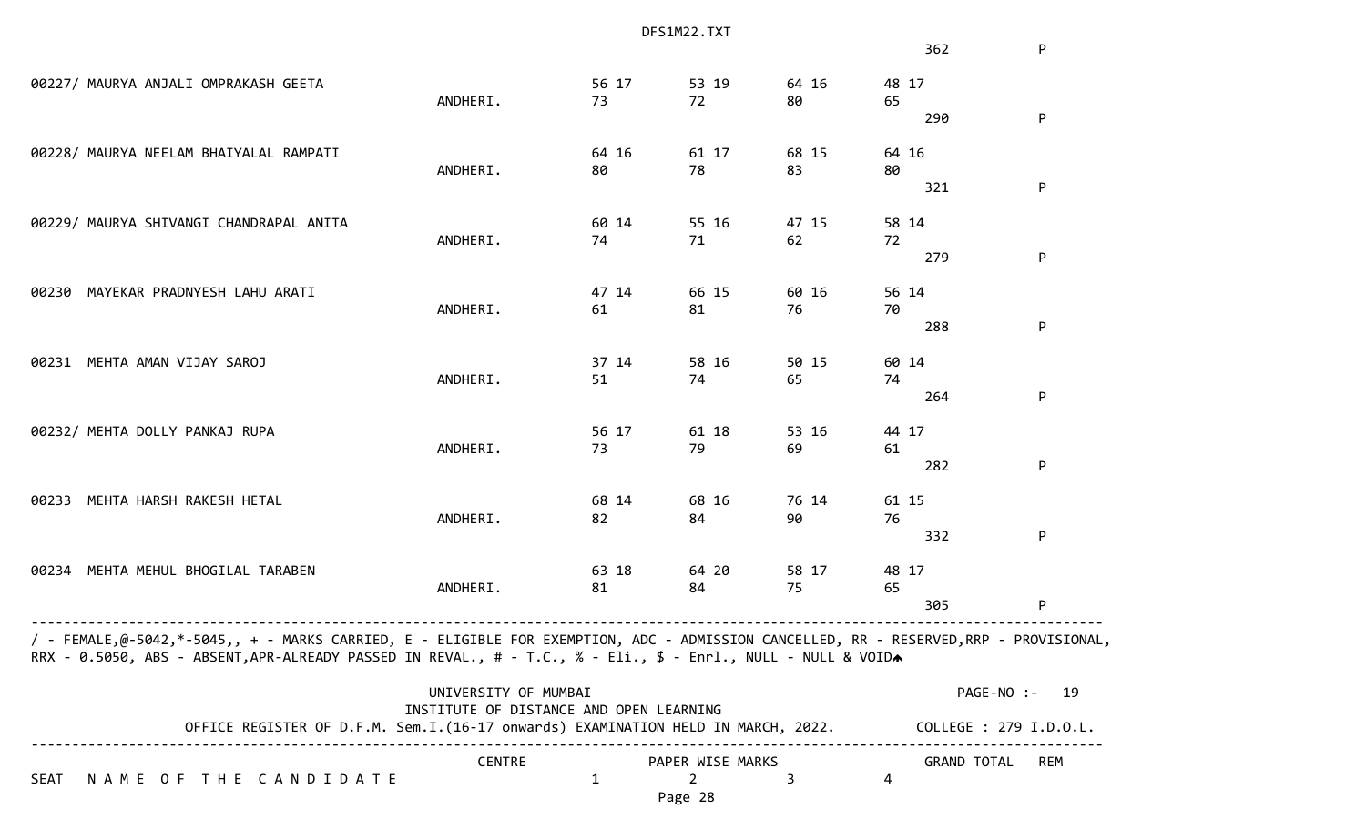| SEAT | NAME OF THE CANDIDATE | CENTRE | 1 | 2 | 3 | 4 | GRAND TOTAL | REM |
|---|---|---|---|---|---|---|---|---|
| | | | | | | | 362 | P |
| 00227/ | MAURYA ANJALI OMPRAKASH GEETA | ANDHERI. | 56 17<br>73 | 53 19<br>72 | 64 16<br>80 | 48 17<br>65 | 290 | P |
| 00228/ | MAURYA NEELAM BHAIYALAL RAMPATI | ANDHERI. | 64 16<br>80 | 61 17<br>78 | 68 15<br>83 | 64 16<br>80 | 321 | P |
| 00229/ | MAURYA SHIVANGI CHANDRAPAL ANITA | ANDHERI. | 60 14<br>74 | 55 16<br>71 | 47 15<br>62 | 58 14<br>72 | 279 | P |
| 00230 | MAYEKAR PRADNYESH LAHU ARATI | ANDHERI. | 47 14<br>61 | 66 15<br>81 | 60 16<br>76 | 56 14<br>70 | 288 | P |
| 00231 | MEHTA AMAN VIJAY SAROJ | ANDHERI. | 37 14<br>51 | 58 16<br>74 | 50 15<br>65 | 60 14<br>74 | 264 | P |
| 00232/ | MEHTA DOLLY PANKAJ RUPA | ANDHERI. | 56 17<br>73 | 61 18<br>79 | 53 16<br>69 | 44 17<br>61 | 282 | P |
| 00233 | MEHTA HARSH RAKESH HETAL | ANDHERI. | 68 14<br>82 | 68 16<br>84 | 76 14<br>90 | 61 15<br>76 | 332 | P |
| 00234 | MEHTA MEHUL BHOGILAL TARABEN | ANDHERI. | 63 18<br>81 | 64 20<br>84 | 58 17<br>75 | 48 17<br>65 | 305 | P |

/ - FEMALE,@-5042,*-5045,, + - MARKS CARRIED, E - ELIGIBLE FOR EXEMPTION, ADC - ADMISSION CANCELLED, RR - RESERVED,RRP - PROVISIONAL, RRX - 0.5050, ABS - ABSENT,APR-ALREADY PASSED IN REVAL., # - T.C., % - Eli., $ - Enrl., NULL - NULL & VOID

UNIVERSITY OF MUMBAI

INSTITUTE OF DISTANCE AND OPEN LEARNING

PAGE-NO :- 19

OFFICE REGISTER OF D.F.M. Sem.I.(16-17 onwards) EXAMINATION HELD IN MARCH, 2022.

COLLEGE : 279 I.D.O.L.

| SEAT | NAME OF THE CANDIDATE | CENTRE | PAPER WISE MARKS 1 | 2 | 3 | 4 | GRAND TOTAL | REM |
|---|---|---|---|---|---|---|---|---|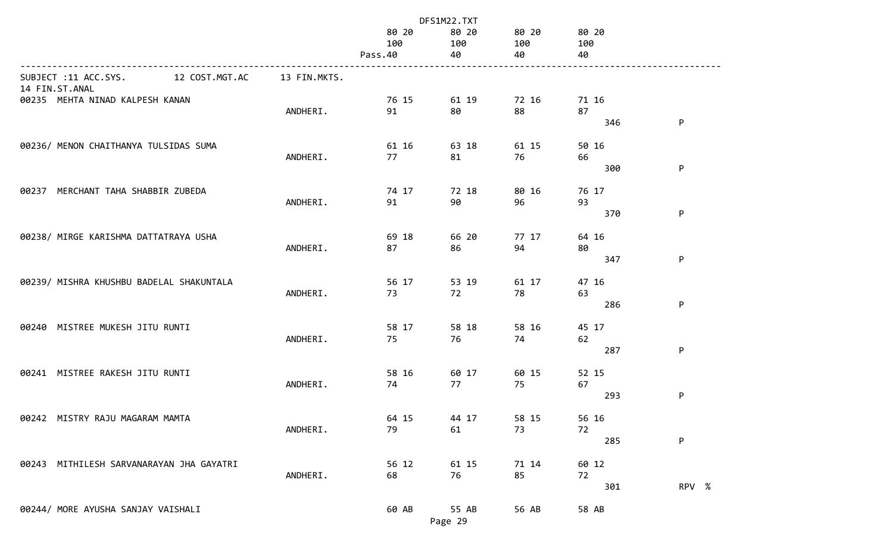DFS1M22.TXT

| | | 80 20 | 80 20 | 80 20 | 80 20 | | |
|---|---|---|---|---|---|---|---|
| | | 100 | 100 | 100 | 100 | | |
| | | Pass.40 | 40 | 40 | 40 | | |

SUBJECT :11 ACC.SYS. 12 COST.MGT.AC 13 FIN.MKTS.
14 FIN.ST.ANAL

| Seat No. / Name | Centre | 11 | 12 | 13 | 14 | Total | Result |
|---|---|---|---|---|---|---|---|
| 00235 MEHTA NINAD KALPESH KANAN | | 76 15 | 61 19 | 72 16 | 71 16 | | |
| | ANDHERI. | 91 | 80 | 88 | 87 | | |
| | | | | | | 346 | P |
| 00236/ MENON CHAITHANYA TULSIDAS SUMA | | 61 16 | 63 18 | 61 15 | 50 16 | | |
| | ANDHERI. | 77 | 81 | 76 | 66 | | |
| | | | | | | 300 | P |
| 00237 MERCHANT TAHA SHABBIR ZUBEDA | | 74 17 | 72 18 | 80 16 | 76 17 | | |
| | ANDHERI. | 91 | 90 | 96 | 93 | | |
| | | | | | | 370 | P |
| 00238/ MIRGE KARISHMA DATTATRAYA USHA | | 69 18 | 66 20 | 77 17 | 64 16 | | |
| | ANDHERI. | 87 | 86 | 94 | 80 | | |
| | | | | | | 347 | P |
| 00239/ MISHRA KHUSHBU BADELAL SHAKUNTALA | | 56 17 | 53 19 | 61 17 | 47 16 | | |
| | ANDHERI. | 73 | 72 | 78 | 63 | | |
| | | | | | | 286 | P |
| 00240 MISTREE MUKESH JITU RUNTI | | 58 17 | 58 18 | 58 16 | 45 17 | | |
| | ANDHERI. | 75 | 76 | 74 | 62 | | |
| | | | | | | 287 | P |
| 00241 MISTREE RAKESH JITU RUNTI | | 58 16 | 60 17 | 60 15 | 52 15 | | |
| | ANDHERI. | 74 | 77 | 75 | 67 | | |
| | | | | | | 293 | P |
| 00242 MISTRY RAJU MAGARAM MAMTA | | 64 15 | 44 17 | 58 15 | 56 16 | | |
| | ANDHERI. | 79 | 61 | 73 | 72 | | |
| | | | | | | 285 | P |
| 00243 MITHILESH SARVANARAYAN JHA GAYATRI | | 56 12 | 61 15 | 71 14 | 60 12 | | |
| | ANDHERI. | 68 | 76 | 85 | 72 | | |
| | | | | | | 301 | RPV % |
| 00244/ MORE AYUSHA SANJAY VAISHALI | | 60 AB | 55 AB | 56 AB | 58 AB | | |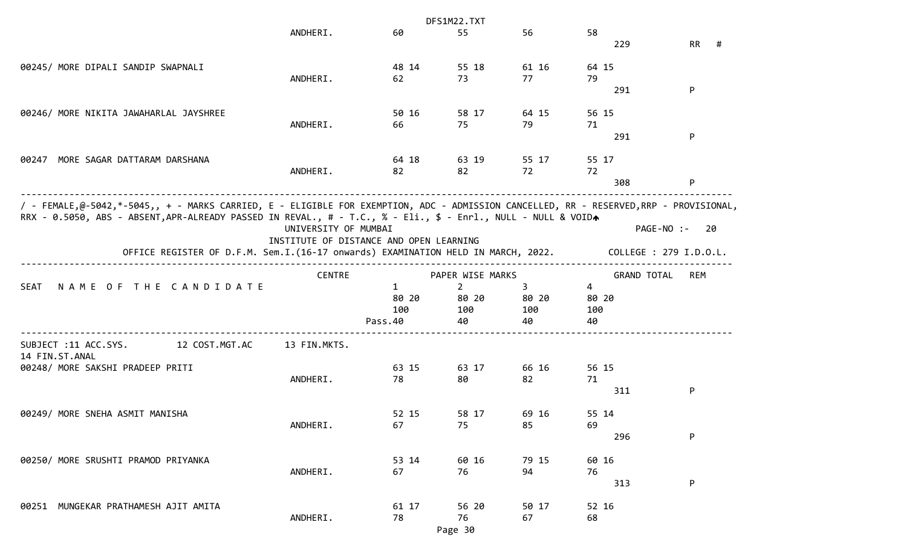| SEAT | NAME OF THE CANDIDATE | CENTRE | 1 | 2 | 3 | 4 | GRAND TOTAL | REM |
|---|---|---|---|---|---|---|---|---|
| | | ANDHERI. | 60 | 55 | 56 | 58 | 229 | RR # |
| 00245/ | MORE DIPALI SANDIP SWAPNALI | | 48 14 | 55 18 | 61 16 | 64 15 | | |
| | | ANDHERI. | 62 | 73 | 77 | 79 | 291 | P |
| 00246/ | MORE NIKITA JAWAHARLAL JAYSHREE | | 50 16 | 58 17 | 64 15 | 56 15 | | |
| | | ANDHERI. | 66 | 75 | 79 | 71 | 291 | P |
| 00247 | MORE SAGAR DATTARAM DARSHANA | | 64 18 | 63 19 | 55 17 | 55 17 | | |
| | | ANDHERI. | 82 | 82 | 72 | 72 | 308 | P |

/ - FEMALE,@-5042,*-5045,, + - MARKS CARRIED, E - ELIGIBLE FOR EXEMPTION, ADC - ADMISSION CANCELLED, RR - RESERVED,RRP - PROVISIONAL, RRX - 0.5050, ABS - ABSENT,APR-ALREADY PASSED IN REVAL., # - T.C., % - Eli., $ - Enrl., NULL - NULL & VOID

UNIVERSITY OF MUMBAI

PAGE-NO :- 20

INSTITUTE OF DISTANCE AND OPEN LEARNING

OFFICE REGISTER OF D.F.M. Sem.I.(16-17 onwards) EXAMINATION HELD IN MARCH, 2022. COLLEGE : 279 I.D.O.L.

| SEAT | NAME OF THE CANDIDATE | CENTRE | PAPER WISE MARKS 1 | 2 | 3 | 4 | GRAND TOTAL | REM |
|---|---|---|---|---|---|---|---|---|
| | | | 80 20 | 80 20 | 80 20 | 80 20 | | |
| | | | 100 | 100 | 100 | 100 | | |
| | | | Pass.40 | 40 | 40 | 40 | | |

SUBJECT :11 ACC.SYS. 12 COST.MGT.AC 13 FIN.MKTS.
14 FIN.ST.ANAL

| SEAT | NAME OF THE CANDIDATE | CENTRE | 1 | 2 | 3 | 4 | GRAND TOTAL | REM |
|---|---|---|---|---|---|---|---|---|
| 00248/ | MORE SAKSHI PRADEEP PRITI | | 63 15 | 63 17 | 66 16 | 56 15 | | |
| | | ANDHERI. | 78 | 80 | 82 | 71 | 311 | P |
| 00249/ | MORE SNEHA ASMIT MANISHA | | 52 15 | 58 17 | 69 16 | 55 14 | | |
| | | ANDHERI. | 67 | 75 | 85 | 69 | 296 | P |
| 00250/ | MORE SRUSHTI PRAMOD PRIYANKA | | 53 14 | 60 16 | 79 15 | 60 16 | | |
| | | ANDHERI. | 67 | 76 | 94 | 76 | 313 | P |
| 00251 | MUNGEKAR PRATHAMESH AJIT AMITA | | 61 17 | 56 20 | 50 17 | 52 16 | | |
| | | ANDHERI. | 78 | 76 | 67 | 68 | | |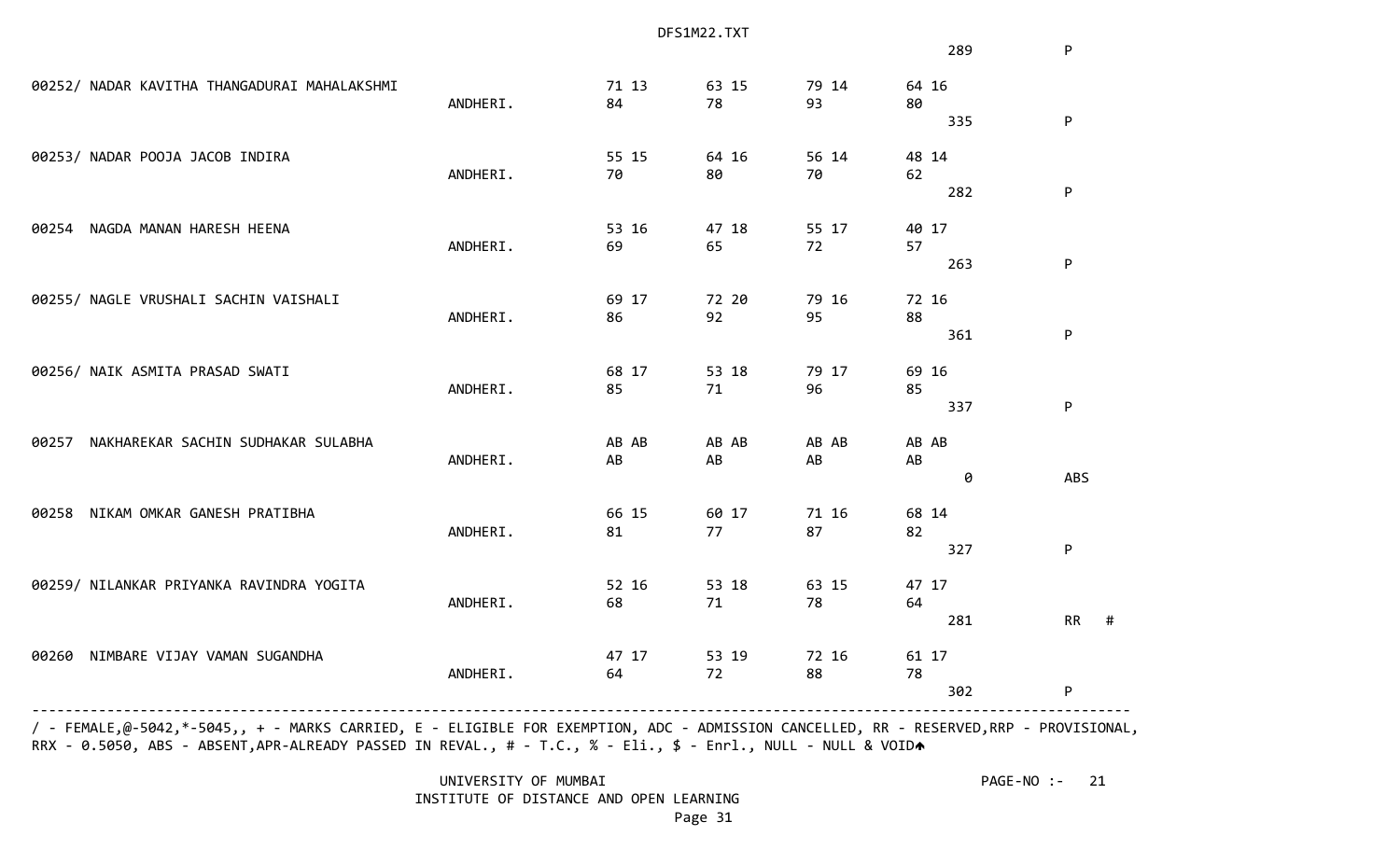| | | | | | | | |
|---|---|---|---|---|---|---|---|
| | | | | | | 289 | P |
| 00252/ NADAR KAVITHA THANGADURAI MAHALAKSHMI | ANDHERI. | 71 13<br>84 | 63 15<br>78 | 79 14<br>93 | 64 16<br>80 | 335 | P |
| 00253/ NADAR POOJA JACOB INDIRA | ANDHERI. | 55 15<br>70 | 64 16<br>80 | 56 14<br>70 | 48 14<br>62 | 282 | P |
| 00254 NAGDA MANAN HARESH HEENA | ANDHERI. | 53 16<br>69 | 47 18<br>65 | 55 17<br>72 | 40 17<br>57 | 263 | P |
| 00255/ NAGLE VRUSHALI SACHIN VAISHALI | ANDHERI. | 69 17<br>86 | 72 20<br>92 | 79 16<br>95 | 72 16<br>88 | 361 | P |
| 00256/ NAIK ASMITA PRASAD SWATI | ANDHERI. | 68 17<br>85 | 53 18<br>71 | 79 17<br>96 | 69 16<br>85 | 337 | P |
| 00257 NAKHAREKAR SACHIN SUDHAKAR SULABHA | ANDHERI. | AB AB<br>AB | AB AB<br>AB | AB AB<br>AB | AB AB<br>AB | 0 | ABS |
| 00258 NIKAM OMKAR GANESH PRATIBHA | ANDHERI. | 66 15<br>81 | 60 17<br>77 | 71 16<br>87 | 68 14<br>82 | 327 | P |
| 00259/ NILANKAR PRIYANKA RAVINDRA YOGITA | ANDHERI. | 52 16<br>68 | 53 18<br>71 | 63 15<br>78 | 47 17<br>64 | 281 | RR # |
| 00260 NIMBARE VIJAY VAMAN SUGANDHA | ANDHERI. | 47 17<br>64 | 53 19<br>72 | 72 16<br>88 | 61 17<br>78 | 302 | P |

/ - FEMALE,@-5042,*-5045,, + - MARKS CARRIED, E - ELIGIBLE FOR EXEMPTION, ADC - ADMISSION CANCELLED, RR - RESERVED,RRP - PROVISIONAL, RRX - 0.5050, ABS - ABSENT,APR-ALREADY PASSED IN REVAL., # - T.C., % - Eli., $ - Enrl., NULL - NULL & VOID

UNIVERSITY OF MUMBAI

INSTITUTE OF DISTANCE AND OPEN LEARNING

PAGE-NO :- 21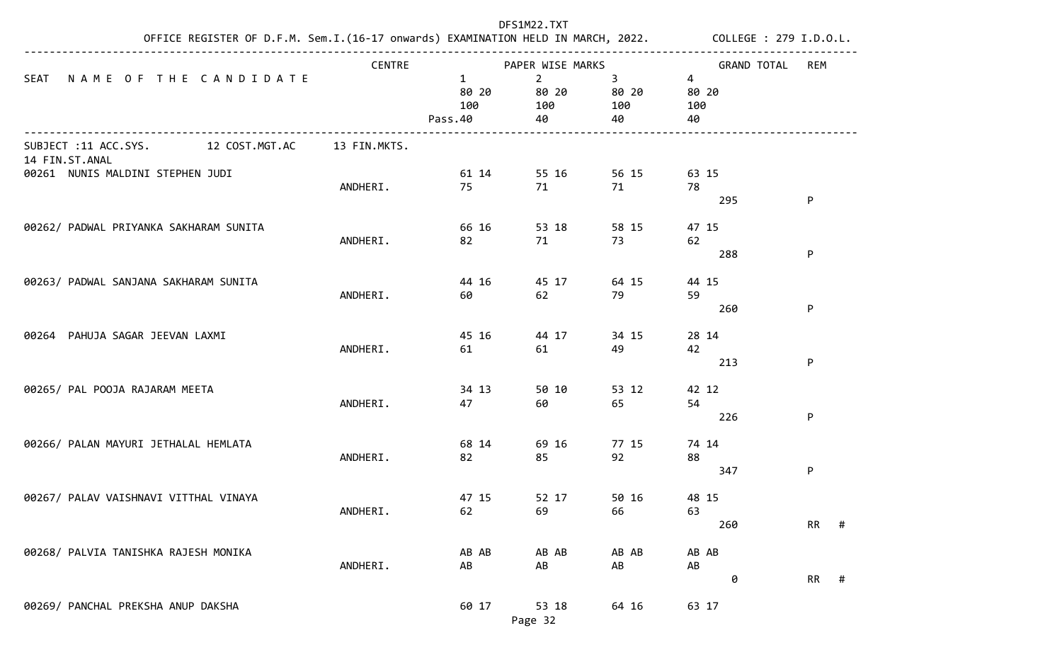OFFICE REGISTER OF D.F.M. Sem.I.(16-17 onwards) EXAMINATION HELD IN MARCH, 2022. COLLEGE : 279 I.D.O.L.

| SEAT | NAME OF THE CANDIDATE | CENTRE | 1 (80 20 / 100 / Pass.40) | 2 (80 20 / 100 / 40) | 3 (80 20 / 100 / 40) | 4 (80 20 / 100 / 40) | GRAND TOTAL | REM |
|---|---|---|---|---|---|---|---|---|
| | SUBJECT :11 ACC.SYS. 12 COST.MGT.AC 13 FIN.MKTS. 14 FIN.ST.ANAL | | | | | | | |
| 00261 | NUNIS MALDINI STEPHEN JUDI | ANDHERI. | 61 14 / 75 | 55 16 / 71 | 56 15 / 71 | 63 15 / 78 | 295 | P |
| 00262/ | PADWAL PRIYANKA SAKHARAM SUNITA | ANDHERI. | 66 16 / 82 | 53 18 / 71 | 58 15 / 73 | 47 15 / 62 | 288 | P |
| 00263/ | PADWAL SANJANA SAKHARAM SUNITA | ANDHERI. | 44 16 / 60 | 45 17 / 62 | 64 15 / 79 | 44 15 / 59 | 260 | P |
| 00264 | PAHUJA SAGAR JEEVAN LAXMI | ANDHERI. | 45 16 / 61 | 44 17 / 61 | 34 15 / 49 | 28 14 / 42 | 213 | P |
| 00265/ | PAL POOJA RAJARAM MEETA | ANDHERI. | 34 13 / 47 | 50 10 / 60 | 53 12 / 65 | 42 12 / 54 | 226 | P |
| 00266/ | PALAN MAYURI JETHALAL HEMLATA | ANDHERI. | 68 14 / 82 | 69 16 / 85 | 77 15 / 92 | 74 14 / 88 | 347 | P |
| 00267/ | PALAV VAISHNAVI VITTHAL VINAYA | ANDHERI. | 47 15 / 62 | 52 17 / 69 | 50 16 / 66 | 48 15 / 63 | 260 | RR # |
| 00268/ | PALVIA TANISHKA RAJESH MONIKA | ANDHERI. | AB AB / AB | AB AB / AB | AB AB / AB | AB AB / AB | 0 | RR # |
| 00269/ | PANCHAL PREKSHA ANUP DAKSHA | | 60 17 | 53 18 | 64 16 | 63 17 | | |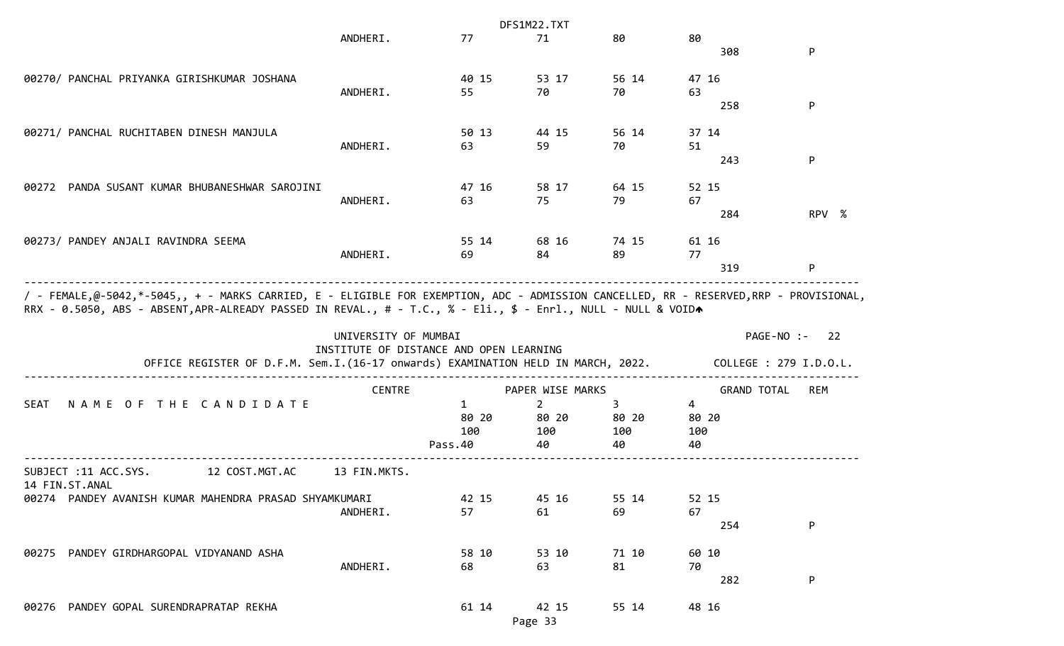| | | | | | | |
|---|---|---|---|---|---|---|
| | ANDHERI. | 77 | 71 | 80 | 80 | |
| | | | | | 308 | P |
| 00270/ PANCHAL PRIYANKA GIRISHKUMAR JOSHANA | | 40 15 | 53 17 | 56 14 | 47 16 | |
| | ANDHERI. | 55 | 70 | 70 | 63 | |
| | | | | | 258 | P |
| 00271/ PANCHAL RUCHITABEN DINESH MANJULA | | 50 13 | 44 15 | 56 14 | 37 14 | |
| | ANDHERI. | 63 | 59 | 70 | 51 | |
| | | | | | 243 | P |
| 00272 PANDA SUSANT KUMAR BHUBANESHWAR SAROJINI | | 47 16 | 58 17 | 64 15 | 52 15 | |
| | ANDHERI. | 63 | 75 | 79 | 67 | |
| | | | | | 284 | RPV % |
| 00273/ PANDEY ANJALI RAVINDRA SEEMA | | 55 14 | 68 16 | 74 15 | 61 16 | |
| | ANDHERI. | 69 | 84 | 89 | 77 | |
| | | | | | 319 | P |

/ - FEMALE,@-5042,*-5045,, + - MARKS CARRIED, E - ELIGIBLE FOR EXEMPTION, ADC - ADMISSION CANCELLED, RR - RESERVED,RRP - PROVISIONAL, RRX - 0.5050, ABS - ABSENT,APR-ALREADY PASSED IN REVAL., # - T.C., % - Eli., $ - Enrl., NULL - NULL & VOID

UNIVERSITY OF MUMBAI

INSTITUTE OF DISTANCE AND OPEN LEARNING

OFFICE REGISTER OF D.F.M. Sem.I.(16-17 onwards) EXAMINATION HELD IN MARCH, 2022.

PAGE-NO :- 22

COLLEGE : 279 I.D.O.L.

| SEAT NAME OF THE CANDIDATE | CENTRE | PAPER WISE MARKS 1 | 2 | 3 | 4 | GRAND TOTAL | REM |
|---|---|---|---|---|---|---|---|
| | | 80 20 | 80 20 | 80 20 | 80 20 | | |
| | | 100 | 100 | 100 | 100 | | |
| | | Pass.40 | 40 | 40 | 40 | | |

SUBJECT :11 ACC.SYS. 12 COST.MGT.AC 13 FIN.MKTS. 14 FIN.ST.ANAL

| | | | | | | | |
|---|---|---|---|---|---|---|---|
| 00274 PANDEY AVANISH KUMAR MAHENDRA PRASAD SHYAMKUMARI | | 42 15 | 45 16 | 55 14 | 52 15 | | |
| | ANDHERI. | 57 | 61 | 69 | 67 | | |
| | | | | | | 254 | P |
| 00275 PANDEY GIRDHARGOPAL VIDYANAND ASHA | | 58 10 | 53 10 | 71 10 | 60 10 | | |
| | ANDHERI. | 68 | 63 | 81 | 70 | | |
| | | | | | | 282 | P |
| 00276 PANDEY GOPAL SURENDRAPRATAP REKHA | | 61 14 | 42 15 | 55 14 | 48 16 | | |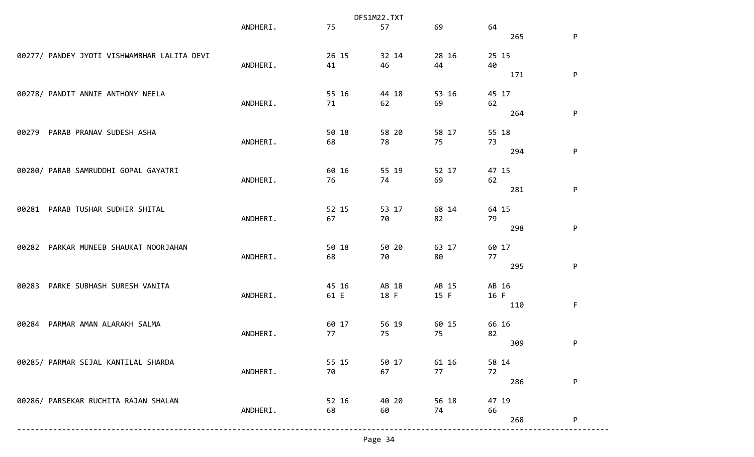| Seat No / Name | Centre | Sub 1 | Sub 2 | Sub 3 | Sub 4 | Total | Result |
|---|---|---|---|---|---|---|---|
| | ANDHERI. | 75 | 57 | 69 | 64 | 265 | P |
| 00277/ PANDEY JYOTI VISHWAMBHAR LALITA DEVI | | 26 15 | 32 14 | 28 16 | 25 15 | | |
| | ANDHERI. | 41 | 46 | 44 | 40 | 171 | P |
| 00278/ PANDIT ANNIE ANTHONY NEELA | | 55 16 | 44 18 | 53 16 | 45 17 | | |
| | ANDHERI. | 71 | 62 | 69 | 62 | 264 | P |
| 00279 PARAB PRANAV SUDESH ASHA | | 50 18 | 58 20 | 58 17 | 55 18 | | |
| | ANDHERI. | 68 | 78 | 75 | 73 | 294 | P |
| 00280/ PARAB SAMRUDDHI GOPAL GAYATRI | | 60 16 | 55 19 | 52 17 | 47 15 | | |
| | ANDHERI. | 76 | 74 | 69 | 62 | 281 | P |
| 00281 PARAB TUSHAR SUDHIR SHITAL | | 52 15 | 53 17 | 68 14 | 64 15 | | |
| | ANDHERI. | 67 | 70 | 82 | 79 | 298 | P |
| 00282 PARKAR MUNEEB SHAUKAT NOORJAHAN | | 50 18 | 50 20 | 63 17 | 60 17 | | |
| | ANDHERI. | 68 | 70 | 80 | 77 | 295 | P |
| 00283 PARKE SUBHASH SURESH VANITA | | 45 16 | AB 18 | AB 15 | AB 16 | | |
| | ANDHERI. | 61 E | 18 F | 15 F | 16 F | 110 | F |
| 00284 PARMAR AMAN ALARAKH SALMA | | 60 17 | 56 19 | 60 15 | 66 16 | | |
| | ANDHERI. | 77 | 75 | 75 | 82 | 309 | P |
| 00285/ PARMAR SEJAL KANTILAL SHARDA | | 55 15 | 50 17 | 61 16 | 58 14 | | |
| | ANDHERI. | 70 | 67 | 77 | 72 | 286 | P |
| 00286/ PARSEKAR RUCHITA RAJAN SHALAN | | 52 16 | 40 20 | 56 18 | 47 19 | | |
| | ANDHERI. | 68 | 60 | 74 | 66 | 268 | P |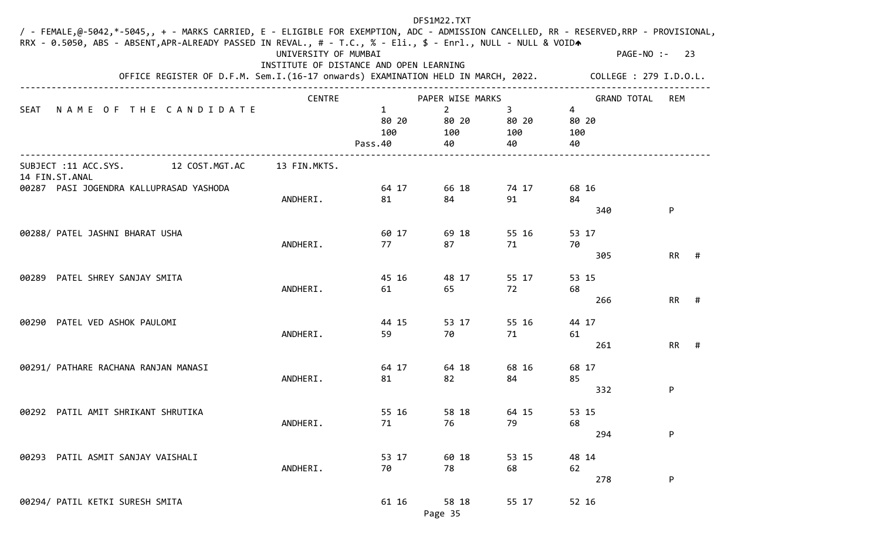/ - FEMALE,@-5042,*-5045,, + - MARKS CARRIED, E - ELIGIBLE FOR EXEMPTION, ADC - ADMISSION CANCELLED, RR - RESERVED,RRP - PROVISIONAL,
RRX - 0.5050, ABS - ABSENT,APR-ALREADY PASSED IN REVAL., # - T.C., % - Eli., $ - Enrl., NULL - NULL & VOID

UNIVERSITY OF MUMBAI

INSTITUTE OF DISTANCE AND OPEN LEARNING

OFFICE REGISTER OF D.F.M. Sem.I.(16-17 onwards) EXAMINATION HELD IN MARCH, 2022. COLLEGE : 279 I.D.O.L.

| SEAT | NAME OF THE CANDIDATE | CENTRE | PAPER WISE MARKS 1 | 2 | 3 | 4 | GRAND TOTAL | REM |
|---|---|---|---|---|---|---|---|---|
| | | | 80 20 | 80 20 | 80 20 | 80 20 | | |
| | | | 100 | 100 | 100 | 100 | | |
| | | | Pass.40 | 40 | 40 | 40 | | |

SUBJECT :11 ACC.SYS. 12 COST.MGT.AC 13 FIN.MKTS. 14 FIN.ST.ANAL

| SEAT | NAME OF THE CANDIDATE | CENTRE | 1 | 2 | 3 | 4 | GRAND TOTAL | REM |
|---|---|---|---|---|---|---|---|---|
| 00287 | PASI JOGENDRA KALLUPRASAD YASHODA | ANDHERI. | 64 17 / 81 | 66 18 / 84 | 74 17 / 91 | 68 16 / 84 | 340 | P |
| 00288/ | PATEL JASHNI BHARAT USHA | ANDHERI. | 60 17 / 77 | 69 18 / 87 | 55 16 / 71 | 53 17 / 70 | 305 | RR # |
| 00289 | PATEL SHREY SANJAY SMITA | ANDHERI. | 45 16 / 61 | 48 17 / 65 | 55 17 / 72 | 53 15 / 68 | 266 | RR # |
| 00290 | PATEL VED ASHOK PAULOMI | ANDHERI. | 44 15 / 59 | 53 17 / 70 | 55 16 / 71 | 44 17 / 61 | 261 | RR # |
| 00291/ | PATHARE RACHANA RANJAN MANASI | ANDHERI. | 64 17 / 81 | 64 18 / 82 | 68 16 / 84 | 68 17 / 85 | 332 | P |
| 00292 | PATIL AMIT SHRIKANT SHRUTIKA | ANDHERI. | 55 16 / 71 | 58 18 / 76 | 64 15 / 79 | 53 15 / 68 | 294 | P |
| 00293 | PATIL ASMIT SANJAY VAISHALI | ANDHERI. | 53 17 / 70 | 60 18 / 78 | 53 15 / 68 | 48 14 / 62 | 278 | P |
| 00294/ | PATIL KETKI SURESH SMITA | | 61 16 | 58 18 | 55 17 | 52 16 | | |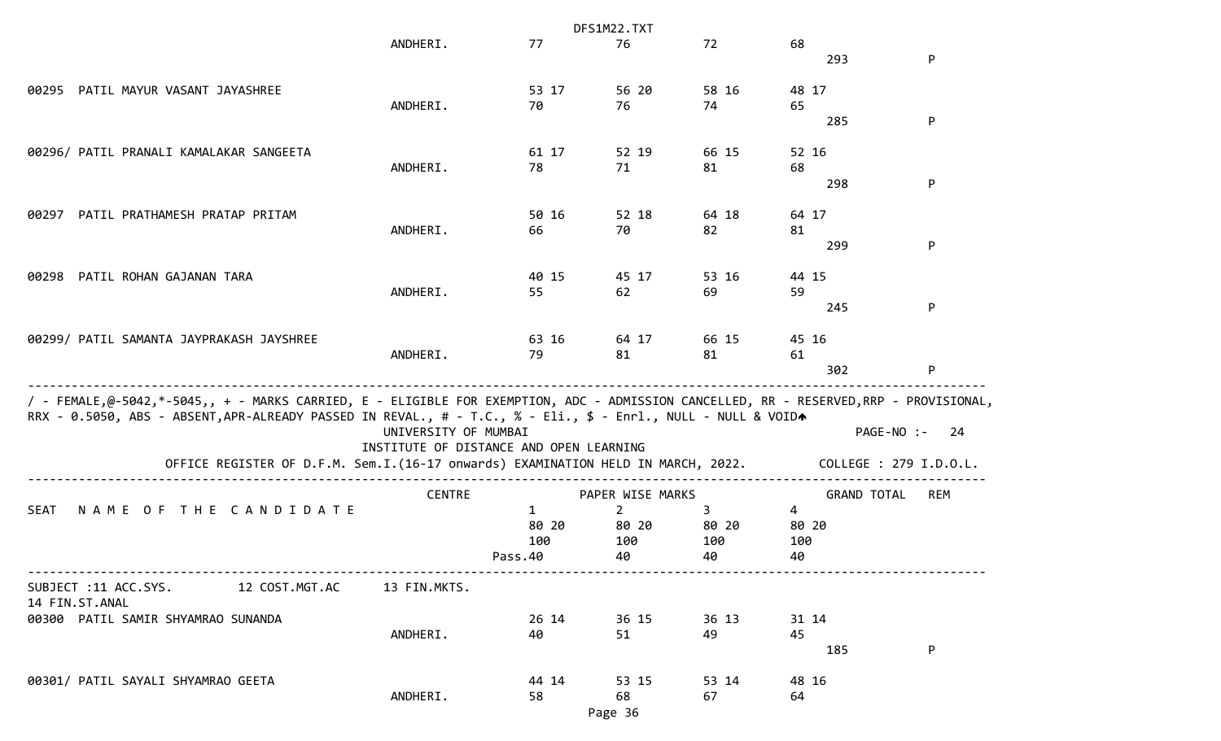| SEAT | NAME OF THE CANDIDATE | CENTRE | 1 | 2 | 3 | 4 | GRAND TOTAL | REM |
|---|---|---|---|---|---|---|---|---|
| | | ANDHERI. | 77 | 76 | 72 | 68 | 293 | P |
| 00295 | PATIL MAYUR VASANT JAYASHREE | | 53 17 | 56 20 | 58 16 | 48 17 | | |
| | | ANDHERI. | 70 | 76 | 74 | 65 | 285 | P |
| 00296/ | PATIL PRANALI KAMALAKAR SANGEETA | | 61 17 | 52 19 | 66 15 | 52 16 | | |
| | | ANDHERI. | 78 | 71 | 81 | 68 | 298 | P |
| 00297 | PATIL PRATHAMESH PRATAP PRITAM | | 50 16 | 52 18 | 64 18 | 64 17 | | |
| | | ANDHERI. | 66 | 70 | 82 | 81 | 299 | P |
| 00298 | PATIL ROHAN GAJANAN TARA | | 40 15 | 45 17 | 53 16 | 44 15 | | |
| | | ANDHERI. | 55 | 62 | 69 | 59 | 245 | P |
| 00299/ | PATIL SAMANTA JAYPRAKASH JAYSHREE | | 63 16 | 64 17 | 66 15 | 45 16 | | |
| | | ANDHERI. | 79 | 81 | 81 | 61 | 302 | P |

/ - FEMALE,@-5042,*-5045,, + - MARKS CARRIED, E - ELIGIBLE FOR EXEMPTION, ADC - ADMISSION CANCELLED, RR - RESERVED,RRP - PROVISIONAL, RRX - 0.5050, ABS - ABSENT,APR-ALREADY PASSED IN REVAL., # - T.C., % - Eli., $ - Enrl., NULL - NULL & VOID

UNIVERSITY OF MUMBAI

PAGE-NO :- 24

INSTITUTE OF DISTANCE AND OPEN LEARNING

OFFICE REGISTER OF D.F.M. Sem.I.(16-17 onwards) EXAMINATION HELD IN MARCH, 2022. COLLEGE : 279 I.D.O.L.

| SEAT | NAME OF THE CANDIDATE | CENTRE | 1 | 2 | 3 | 4 | GRAND TOTAL | REM |
|---|---|---|---|---|---|---|---|---|
| | | | 80 20 | 80 20 | 80 20 | 80 20 | | |
| | | | 100 | 100 | 100 | 100 | | |
| | | Pass. | 40 | 40 | 40 | 40 | | |

SUBJECT :11 ACC.SYS. 12 COST.MGT.AC 13 FIN.MKTS. 14 FIN.ST.ANAL

| SEAT | NAME OF THE CANDIDATE | CENTRE | 1 | 2 | 3 | 4 | GRAND TOTAL | REM |
|---|---|---|---|---|---|---|---|---|
| 00300 | PATIL SAMIR SHYAMRAO SUNANDA | | 26 14 | 36 15 | 36 13 | 31 14 | | |
| | | ANDHERI. | 40 | 51 | 49 | 45 | 185 | P |
| 00301/ | PATIL SAYALI SHYAMRAO GEETA | | 44 14 | 53 15 | 53 14 | 48 16 | | |
| | | ANDHERI. | 58 | 68 | 67 | 64 | | |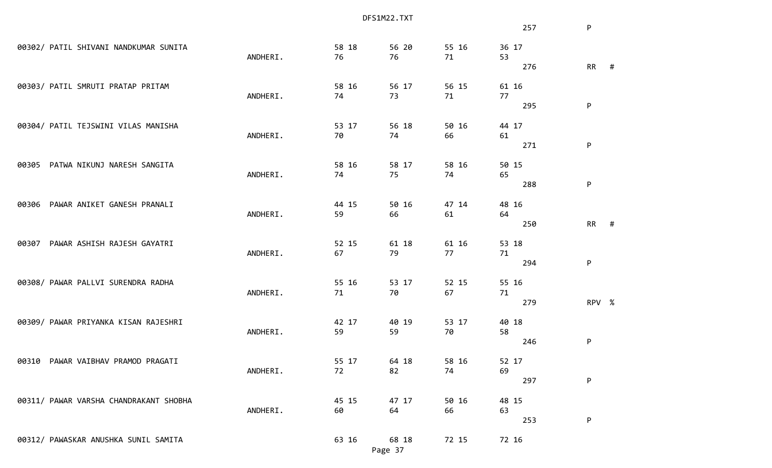```
                                                                                257           P

00302/ PATIL SHIVANI NANDKUMAR SUNITA                           58 18        56 20        55 16        36 17
                                           ANDHERI.             76           76           71           53
                                                                                                          276           RR   #

00303/ PATIL SMRUTI PRATAP PRITAM                               58 16        56 17        56 15        61 16
                                           ANDHERI.             74           73           71           77
                                                                                                          295           P

00304/ PATIL TEJSWINI VILAS MANISHA                             53 17        56 18        50 16        44 17
                                           ANDHERI.             70           74           66           61
                                                                                                          271           P

00305  PATWA NIKUNJ NARESH SANGITA                              58 16        58 17        58 16        50 15
                                           ANDHERI.             74           75           74           65
                                                                                                          288           P

00306  PAWAR ANIKET GANESH PRANALI                              44 15        50 16        47 14        48 16
                                           ANDHERI.             59           66           61           64
                                                                                                          250           RR   #

00307  PAWAR ASHISH RAJESH GAYATRI                              52 15        61 18        61 16        53 18
                                           ANDHERI.             67           79           77           71
                                                                                                          294           P

00308/ PAWAR PALLVI SURENDRA RADHA                              55 16        53 17        52 15        55 16
                                           ANDHERI.             71           70           67           71
                                                                                                          279           RPV  %

00309/ PAWAR PRIYANKA KISAN RAJESHRI                            42 17        40 19        53 17        40 18
                                           ANDHERI.             59           59           70           58
                                                                                                          246           P

00310  PAWAR VAIBHAV PRAMOD PRAGATI                             55 17        64 18        58 16        52 17
                                           ANDHERI.             72           82           74           69
                                                                                                          297           P

00311/ PAWAR VARSHA CHANDRAKANT SHOBHA                          45 15        47 17        50 16        48 15
                                           ANDHERI.             60           64           66           63
                                                                                                          253           P

00312/ PAWASKAR ANUSHKA SUNIL SAMITA                            63 16        68 18        72 15        72 16
```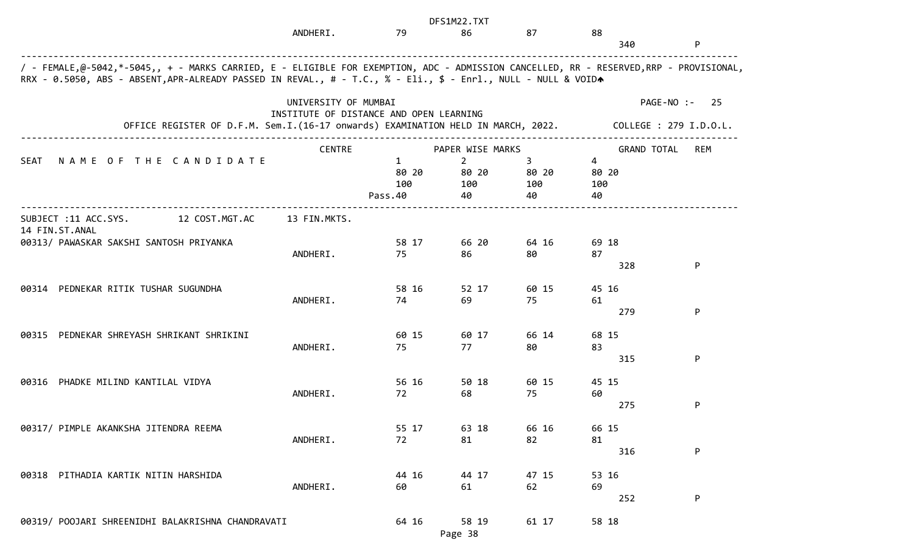| | | | | | | | |
|---|---|---|---|---|---|---|---|
| | ANDHERI. | 79 | 86 | 87 | 88 | | |
| | | | | | | 340 | P |

/ - FEMALE,@-5042,*-5045,, + - MARKS CARRIED, E - ELIGIBLE FOR EXEMPTION, ADC - ADMISSION CANCELLED, RR - RESERVED,RRP - PROVISIONAL, RRX - 0.5050, ABS - ABSENT,APR-ALREADY PASSED IN REVAL., # - T.C., % - Eli., $ - Enrl., NULL - NULL & VOID

UNIVERSITY OF MUMBAI

INSTITUTE OF DISTANCE AND OPEN LEARNING

PAGE-NO :- 25

OFFICE REGISTER OF D.F.M. Sem.I.(16-17 onwards) EXAMINATION HELD IN MARCH, 2022. COLLEGE : 279 I.D.O.L.

| SEAT NAME OF THE CANDIDATE | CENTRE | PAPER WISE MARKS 1 | 2 | 3 | 4 | GRAND TOTAL | REM |
|---|---|---|---|---|---|---|---|
| | | 80 20 | 80 20 | 80 20 | 80 20 | | |
| | | 100 | 100 | 100 | 100 | | |
| | | Pass.40 | 40 | 40 | 40 | | |

SUBJECT :11 ACC.SYS. 12 COST.MGT.AC 13 FIN.MKTS. 14 FIN.ST.ANAL

| SEAT NAME OF THE CANDIDATE | CENTRE | 1 | 2 | 3 | 4 | GRAND TOTAL | REM |
|---|---|---|---|---|---|---|---|
| 00313/ PAWASKAR SAKSHI SANTOSH PRIYANKA | | 58 17 | 66 20 | 64 16 | 69 18 | | |
| | ANDHERI. | 75 | 86 | 80 | 87 | 328 | P |
| 00314 PEDNEKAR RITIK TUSHAR SUGUNDHA | | 58 16 | 52 17 | 60 15 | 45 16 | | |
| | ANDHERI. | 74 | 69 | 75 | 61 | 279 | P |
| 00315 PEDNEKAR SHREYASH SHRIKANT SHRIKINI | | 60 15 | 60 17 | 66 14 | 68 15 | | |
| | ANDHERI. | 75 | 77 | 80 | 83 | 315 | P |
| 00316 PHADKE MILIND KANTILAL VIDYA | | 56 16 | 50 18 | 60 15 | 45 15 | | |
| | ANDHERI. | 72 | 68 | 75 | 60 | 275 | P |
| 00317/ PIMPLE AKANKSHA JITENDRA REEMA | | 55 17 | 63 18 | 66 16 | 66 15 | | |
| | ANDHERI. | 72 | 81 | 82 | 81 | 316 | P |
| 00318 PITHADIA KARTIK NITIN HARSHIDA | | 44 16 | 44 17 | 47 15 | 53 16 | | |
| | ANDHERI. | 60 | 61 | 62 | 69 | 252 | P |
| 00319/ POOJARI SHREENIDHI BALAKRISHNA CHANDRAVATI | | 64 16 | 58 19 | 61 17 | 58 18 | | |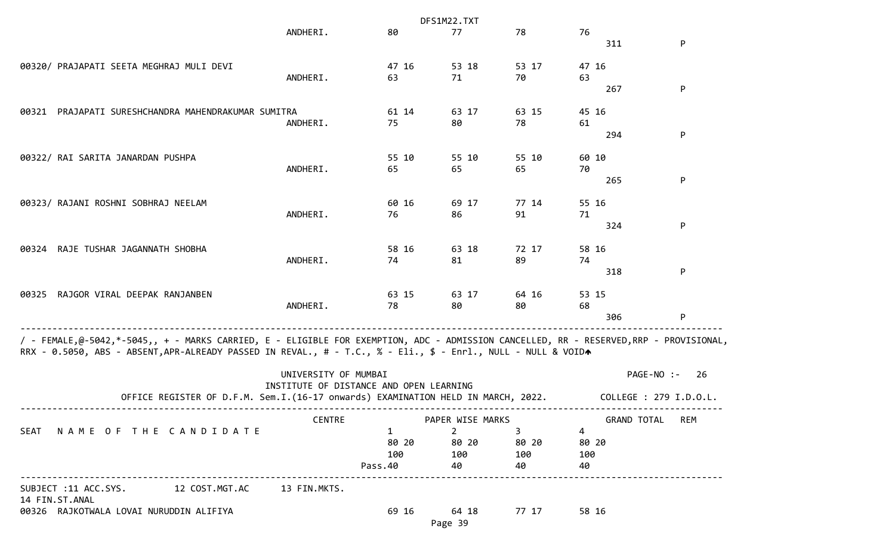| SEAT / NAME OF THE CANDIDATE | CENTRE | 1 | 2 | 3 | 4 | GRAND TOTAL | REM |
|---|---|---|---|---|---|---|---|
| | ANDHERI. | 80 | 77 | 78 | 76 | 311 | P |
| 00320/ PRAJAPATI SEETA MEGHRAJ MULI DEVI | | 47 16 | 53 18 | 53 17 | 47 16 | | |
| | ANDHERI. | 63 | 71 | 70 | 63 | 267 | P |
| 00321 PRAJAPATI SURESHCHANDRA MAHENDRAKUMAR SUMITRA | | 61 14 | 63 17 | 63 15 | 45 16 | | |
| | ANDHERI. | 75 | 80 | 78 | 61 | 294 | P |
| 00322/ RAI SARITA JANARDAN PUSHPA | | 55 10 | 55 10 | 55 10 | 60 10 | | |
| | ANDHERI. | 65 | 65 | 65 | 70 | 265 | P |
| 00323/ RAJANI ROSHNI SOBHRAJ NEELAM | | 60 16 | 69 17 | 77 14 | 55 16 | | |
| | ANDHERI. | 76 | 86 | 91 | 71 | 324 | P |
| 00324 RAJE TUSHAR JAGANNATH SHOBHA | | 58 16 | 63 18 | 72 17 | 58 16 | | |
| | ANDHERI. | 74 | 81 | 89 | 74 | 318 | P |
| 00325 RAJGOR VIRAL DEEPAK RANJANBEN | | 63 15 | 63 17 | 64 16 | 53 15 | | |
| | ANDHERI. | 78 | 80 | 80 | 68 | 306 | P |

/ - FEMALE,@-5042,*-5045,, + - MARKS CARRIED, E - ELIGIBLE FOR EXEMPTION, ADC - ADMISSION CANCELLED, RR - RESERVED,RRP - PROVISIONAL, RRX - 0.5050, ABS - ABSENT,APR-ALREADY PASSED IN REVAL., # - T.C., % - Eli., $ - Enrl., NULL - NULL & VOID

UNIVERSITY OF MUMBAI

INSTITUTE OF DISTANCE AND OPEN LEARNING

PAGE-NO :- 26

OFFICE REGISTER OF D.F.M. Sem.I.(16-17 onwards) EXAMINATION HELD IN MARCH, 2022. COLLEGE : 279 I.D.O.L.

| SEAT NAME OF THE CANDIDATE | CENTRE | PAPER WISE MARKS 1 | 2 | 3 | 4 | GRAND TOTAL | REM |
|---|---|---|---|---|---|---|---|
| | | 80 20 | 80 20 | 80 20 | 80 20 | | |
| | | 100 | 100 | 100 | 100 | | |
| | Pass. | 40 | 40 | 40 | 40 | | |

SUBJECT :11 ACC.SYS. 12 COST.MGT.AC 13 FIN.MKTS. 14 FIN.ST.ANAL

| SEAT / NAME OF THE CANDIDATE | CENTRE | 1 | 2 | 3 | 4 | GRAND TOTAL | REM |
|---|---|---|---|---|---|---|---|
| 00326 RAJKOTWALA LOVAI NURUDDIN ALIFIYA | | 69 16 | 64 18 | 77 17 | 58 16 | | |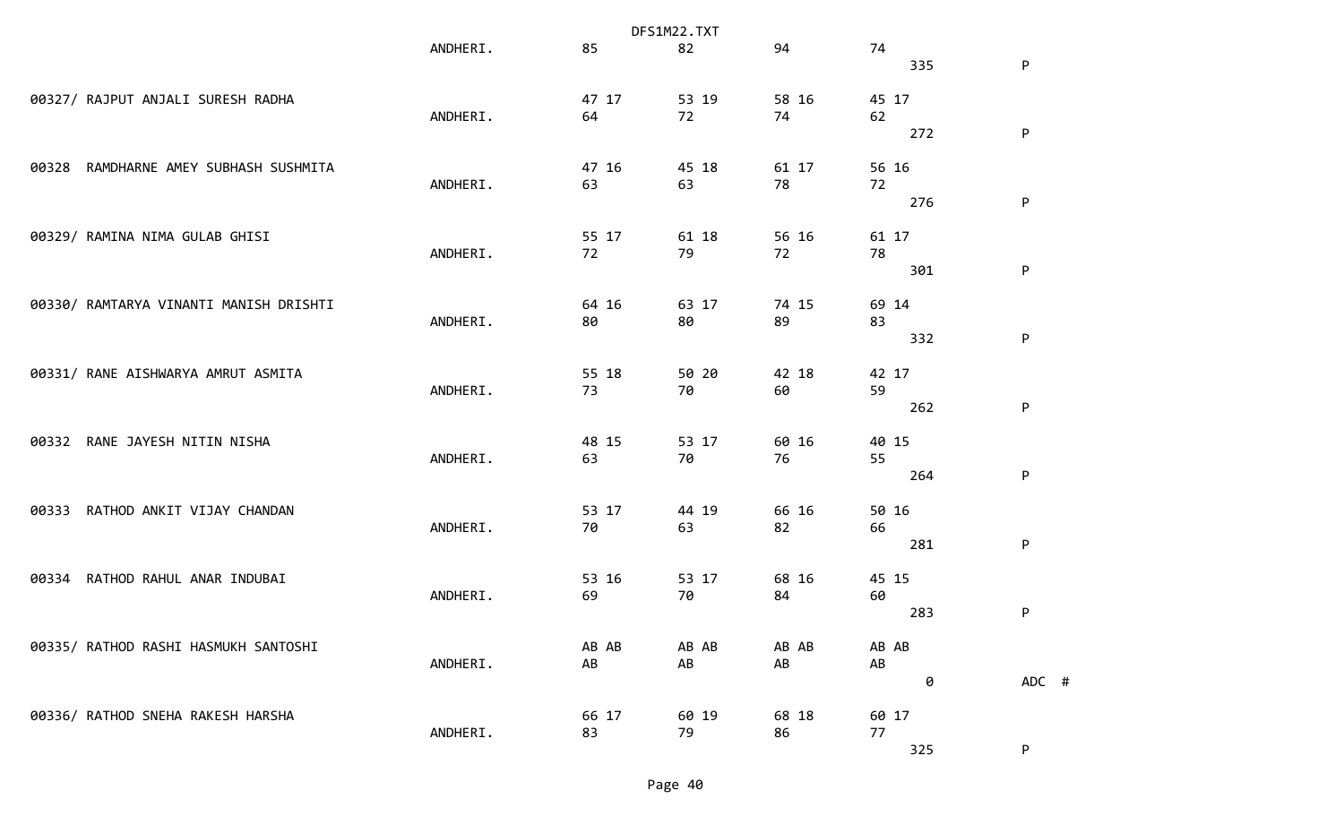```
                                                DFS1M22.TXT
                         ANDHERI.         85          82          94          74
                                                                                   335          P

00327/ RAJPUT ANJALI SURESH RADHA         47 17       53 19       58 16       45 17
                         ANDHERI.         64          72          74          62
                                                                                   272          P

00328  RAMDHARNE AMEY SUBHASH SUSHMITA    47 16       45 18       61 17       56 16
                         ANDHERI.         63          63          78          72
                                                                                   276          P

00329/ RAMINA NIMA GULAB GHISI            55 17       61 18       56 16       61 17
                         ANDHERI.         72          79          72          78
                                                                                   301          P

00330/ RAMTARYA VINANTI MANISH DRISHTI    64 16       63 17       74 15       69 14
                         ANDHERI.         80          80          89          83
                                                                                   332          P

00331/ RANE AISHWARYA AMRUT ASMITA        55 18       50 20       42 18       42 17
                         ANDHERI.         73          70          60          59
                                                                                   262          P

00332  RANE JAYESH NITIN NISHA            48 15       53 17       60 16       40 15
                         ANDHERI.         63          70          76          55
                                                                                   264          P

00333  RATHOD ANKIT VIJAY CHANDAN         53 17       44 19       66 16       50 16
                         ANDHERI.         70          63          82          66
                                                                                   281          P

00334  RATHOD RAHUL ANAR INDUBAI          53 16       53 17       68 16       45 15
                         ANDHERI.         69          70          84          60
                                                                                   283          P

00335/ RATHOD RASHI HASMUKH SANTOSHI      AB AB       AB AB       AB AB       AB AB
                         ANDHERI.         AB          AB          AB          AB
                                                                                     0          ADC  #

00336/ RATHOD SNEHA RAKESH HARSHA         66 17       60 19       68 18       60 17
                         ANDHERI.         83          79          86          77
                                                                                   325          P
```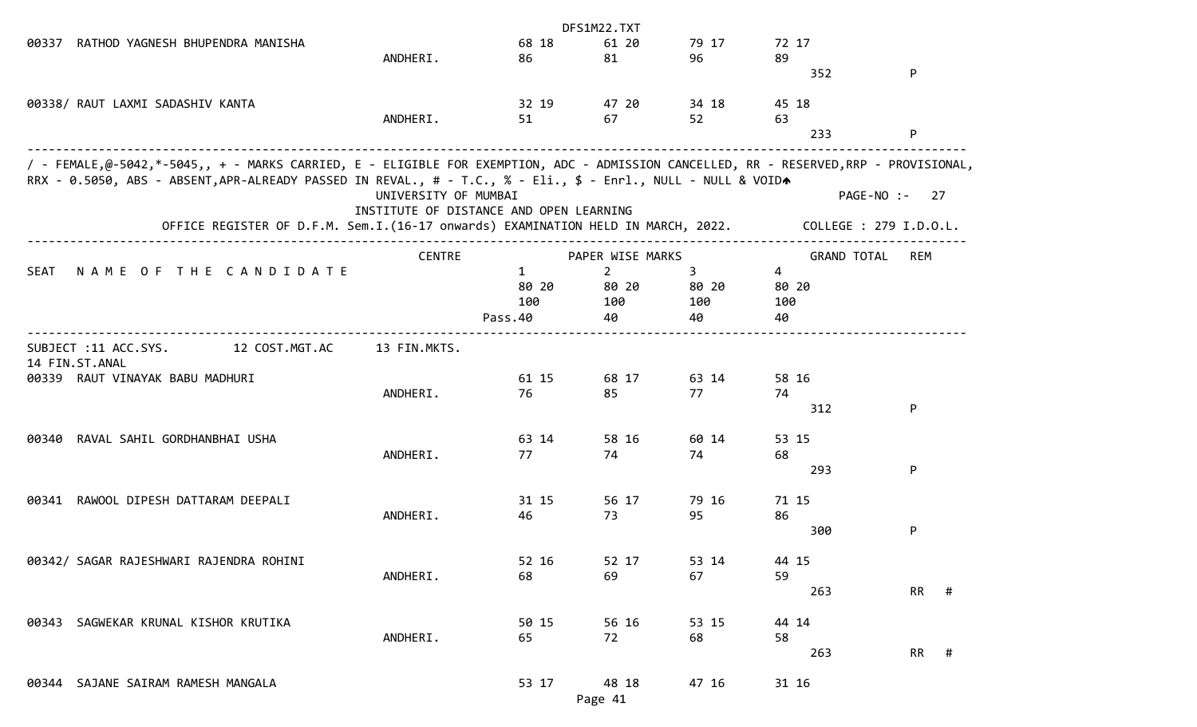| SEAT | NAME OF THE CANDIDATE | CENTRE | 1 | 2 | 3 | 4 | GRAND TOTAL | REM |
|---|---|---|---|---|---|---|---|---|
| 00337 | RATHOD YAGNESH BHUPENDRA MANISHA | ANDHERI. | 68 18 / 86 | 61 20 / 81 | 79 17 / 96 | 72 17 / 89 | 352 | P |
| 00338/ | RAUT LAXMI SADASHIV KANTA | ANDHERI. | 32 19 / 51 | 47 20 / 67 | 34 18 / 52 | 45 18 / 63 | 233 | P |

/ - FEMALE,@-5042,*-5045,, + - MARKS CARRIED, E - ELIGIBLE FOR EXEMPTION, ADC - ADMISSION CANCELLED, RR - RESERVED,RRP - PROVISIONAL, RRX - 0.5050, ABS - ABSENT,APR-ALREADY PASSED IN REVAL., # - T.C., % - Eli., $ - Enrl., NULL - NULL & VOID

UNIVERSITY OF MUMBAI

INSTITUTE OF DISTANCE AND OPEN LEARNING

OFFICE REGISTER OF D.F.M. Sem.I.(16-17 onwards) EXAMINATION HELD IN MARCH, 2022. COLLEGE : 279 I.D.O.L.

PAGE-NO :- 27

| SEAT | NAME OF THE CANDIDATE | CENTRE | 1 | 2 | 3 | 4 | GRAND TOTAL | REM |
|---|---|---|---|---|---|---|---|---|
| | | | 80 20 | 80 20 | 80 20 | 80 20 | | |
| | | | 100 | 100 | 100 | 100 | | |
| | | | Pass.40 | 40 | 40 | 40 | | |

SUBJECT :11 ACC.SYS. 12 COST.MGT.AC 13 FIN.MKTS. 14 FIN.ST.ANAL

| SEAT | NAME OF THE CANDIDATE | CENTRE | 1 | 2 | 3 | 4 | GRAND TOTAL | REM |
|---|---|---|---|---|---|---|---|---|
| 00339 | RAUT VINAYAK BABU MADHURI | ANDHERI. | 61 15 / 76 | 68 17 / 85 | 63 14 / 77 | 58 16 / 74 | 312 | P |
| 00340 | RAVAL SAHIL GORDHANBHAI USHA | ANDHERI. | 63 14 / 77 | 58 16 / 74 | 60 14 / 74 | 53 15 / 68 | 293 | P |
| 00341 | RAWOOL DIPESH DATTARAM DEEPALI | ANDHERI. | 31 15 / 46 | 56 17 / 73 | 79 16 / 95 | 71 15 / 86 | 300 | P |
| 00342/ | SAGAR RAJESHWARI RAJENDRA ROHINI | ANDHERI. | 52 16 / 68 | 52 17 / 69 | 53 14 / 67 | 44 15 / 59 | 263 | RR # |
| 00343 | SAGWEKAR KRUNAL KISHOR KRUTIKA | ANDHERI. | 50 15 / 65 | 56 16 / 72 | 53 15 / 68 | 44 14 / 58 | 263 | RR # |
| 00344 | SAJANE SAIRAM RAMESH MANGALA | | 53 17 | 48 18 | 47 16 | 31 16 | | |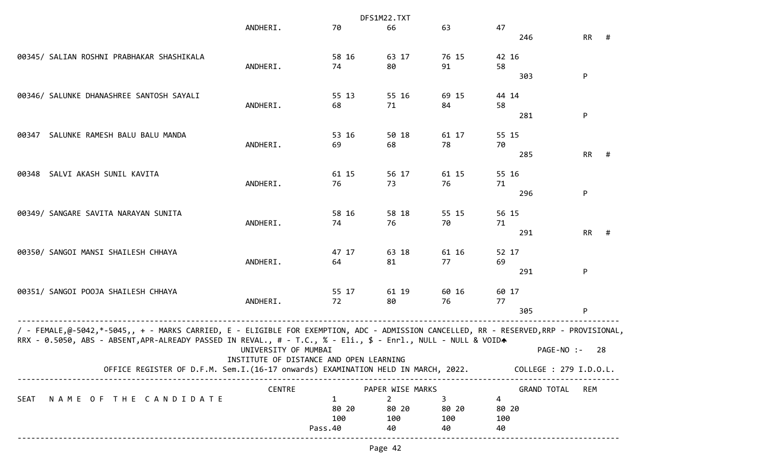| | CENTRE | 1 | 2 | 3 | 4 | GRAND TOTAL | REM |
|---|---|---|---|---|---|---|---|
| | ANDHERI. | 70 | 66 | 63 | 47 | 246 | RR # |
| 00345/ SALIAN ROSHNI PRABHAKAR SHASHIKALA | | 58 16 | 63 17 | 76 15 | 42 16 | | |
| | ANDHERI. | 74 | 80 | 91 | 58 | 303 | P |
| 00346/ SALUNKE DHANASHREE SANTOSH SAYALI | | 55 13 | 55 16 | 69 15 | 44 14 | | |
| | ANDHERI. | 68 | 71 | 84 | 58 | 281 | P |
| 00347 SALUNKE RAMESH BALU BALU MANDA | | 53 16 | 50 18 | 61 17 | 55 15 | | |
| | ANDHERI. | 69 | 68 | 78 | 70 | 285 | RR # |
| 00348 SALVI AKASH SUNIL KAVITA | | 61 15 | 56 17 | 61 15 | 55 16 | | |
| | ANDHERI. | 76 | 73 | 76 | 71 | 296 | P |
| 00349/ SANGARE SAVITA NARAYAN SUNITA | | 58 16 | 58 18 | 55 15 | 56 15 | | |
| | ANDHERI. | 74 | 76 | 70 | 71 | 291 | RR # |
| 00350/ SANGOI MANSI SHAILESH CHHAYA | | 47 17 | 63 18 | 61 16 | 52 17 | | |
| | ANDHERI. | 64 | 81 | 77 | 69 | 291 | P |
| 00351/ SANGOI POOJA SHAILESH CHHAYA | | 55 17 | 61 19 | 60 16 | 60 17 | | |
| | ANDHERI. | 72 | 80 | 76 | 77 | 305 | P |

/ - FEMALE,@-5042,*-5045,, + - MARKS CARRIED, E - ELIGIBLE FOR EXEMPTION, ADC - ADMISSION CANCELLED, RR - RESERVED,RRP - PROVISIONAL, RRX - 0.5050, ABS - ABSENT,APR-ALREADY PASSED IN REVAL., # - T.C., % - Eli., $ - Enrl., NULL - NULL & VOID

UNIVERSITY OF MUMBAI

PAGE-NO :- 28

INSTITUTE OF DISTANCE AND OPEN LEARNING

OFFICE REGISTER OF D.F.M. Sem.I.(16-17 onwards) EXAMINATION HELD IN MARCH, 2022.

COLLEGE : 279 I.D.O.L.

| SEAT NAME OF THE CANDIDATE | CENTRE | PAPER WISE MARKS | | | | GRAND TOTAL | REM |
|---|---|---|---|---|---|---|---|
| | | 1 | 2 | 3 | 4 | | |
| | | 80 20 | 80 20 | 80 20 | 80 20 | | |
| | | 100 | 100 | 100 | 100 | | |
| | | Pass.40 | 40 | 40 | 40 | | |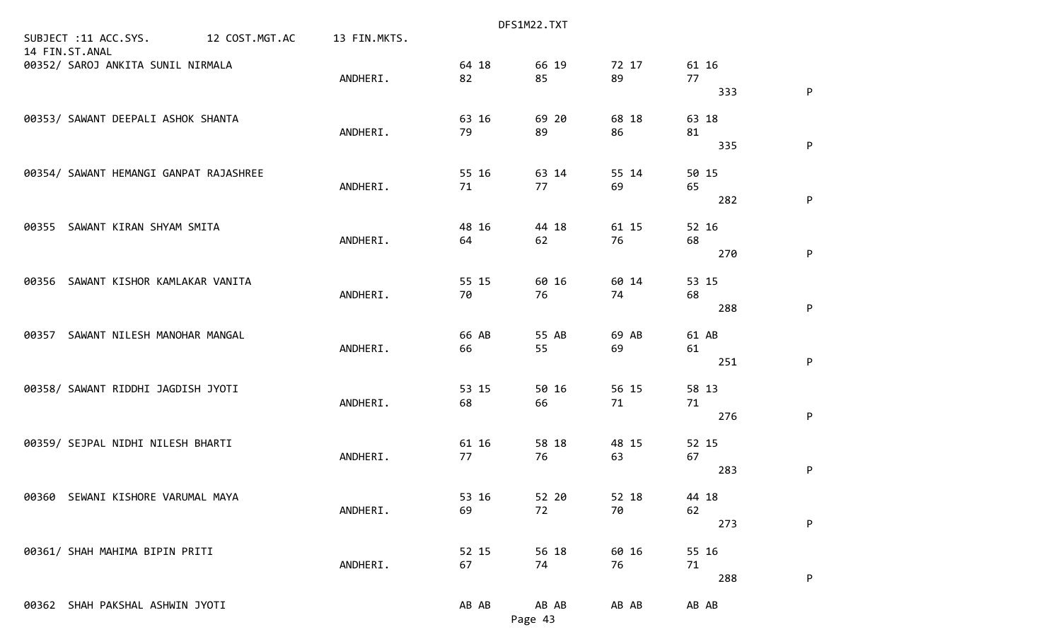SUBJECT :11 ACC.SYS.    12 COST.MGT.AC    13 FIN.MKTS.
14 FIN.ST.ANAL

```
00352/ SAROJ ANKITA SUNIL NIRMALA                          64 18     66 19     72 17     61 16
                                      ANDHERI.             82        85        89        77
                                                                                              333      P

00353/ SAWANT DEEPALI ASHOK SHANTA                         63 16     69 20     68 18     63 18
                                      ANDHERI.             79        89        86        81
                                                                                              335      P

00354/ SAWANT HEMANGI GANPAT RAJASHREE                     55 16     63 14     55 14     50 15
                                      ANDHERI.             71        77        69        65
                                                                                              282      P

00355  SAWANT KIRAN SHYAM SMITA                            48 16     44 18     61 15     52 16
                                      ANDHERI.             64        62        76        68
                                                                                              270      P

00356  SAWANT KISHOR KAMLAKAR VANITA                       55 15     60 16     60 14     53 15
                                      ANDHERI.             70        76        74        68
                                                                                              288      P

00357  SAWANT NILESH MANOHAR MANGAL                        66 AB     55 AB     69 AB     61 AB
                                      ANDHERI.             66        55        69        61
                                                                                              251      P

00358/ SAWANT RIDDHI JAGDISH JYOTI                         53 15     50 16     56 15     58 13
                                      ANDHERI.             68        66        71        71
                                                                                              276      P

00359/ SEJPAL NIDHI NILESH BHARTI                          61 16     58 18     48 15     52 15
                                      ANDHERI.             77        76        63        67
                                                                                              283      P

00360  SEWANI KISHORE VARUMAL MAYA                         53 16     52 20     52 18     44 18
                                      ANDHERI.             69        72        70        62
                                                                                              273      P

00361/ SHAH MAHIMA BIPIN PRITI                             52 15     56 18     60 16     55 16
                                      ANDHERI.             67        74        76        71
                                                                                              288      P

00362  SHAH PAKSHAL ASHWIN JYOTI                           AB AB     AB AB     AB AB     AB AB
```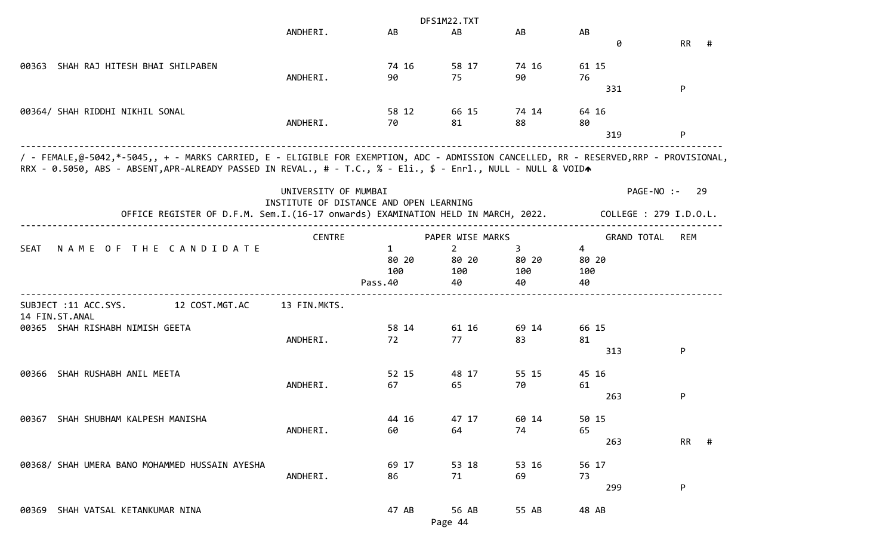| SEAT | NAME OF THE CANDIDATE | CENTRE | 1 | 2 | 3 | 4 | GRAND TOTAL | REM |
|---|---|---|---|---|---|---|---|---|
| | | ANDHERI. | AB | AB | AB | AB | 0 | RR # |
| 00363 | SHAH RAJ HITESH BHAI SHILPABEN | | 74 16 | 58 17 | 74 16 | 61 15 | | |
| | | ANDHERI. | 90 | 75 | 90 | 76 | 331 | P |
| 00364/ | SHAH RIDDHI NIKHIL SONAL | | 58 12 | 66 15 | 74 14 | 64 16 | | |
| | | ANDHERI. | 70 | 81 | 88 | 80 | 319 | P |

/ - FEMALE,@-5042,*-5045,, + - MARKS CARRIED, E - ELIGIBLE FOR EXEMPTION, ADC - ADMISSION CANCELLED, RR - RESERVED,RRP - PROVISIONAL, RRX - 0.5050, ABS - ABSENT,APR-ALREADY PASSED IN REVAL., # - T.C., % - Eli., $ - Enrl., NULL - NULL & VOID

UNIVERSITY OF MUMBAI

INSTITUTE OF DISTANCE AND OPEN LEARNING

PAGE-NO :- 29

OFFICE REGISTER OF D.F.M. Sem.I.(16-17 onwards) EXAMINATION HELD IN MARCH, 2022. COLLEGE : 279 I.D.O.L.

| SEAT | NAME OF THE CANDIDATE | CENTRE | PAPER WISE MARKS 1 | 2 | 3 | 4 | GRAND TOTAL | REM |
|---|---|---|---|---|---|---|---|---|
| | | | 80 20 | 80 20 | 80 20 | 80 20 | | |
| | | | 100 | 100 | 100 | 100 | | |
| | | Pass. | 40 | 40 | 40 | 40 | | |

SUBJECT :11 ACC.SYS. 12 COST.MGT.AC 13 FIN.MKTS. 14 FIN.ST.ANAL

| SEAT | NAME OF THE CANDIDATE | CENTRE | 1 | 2 | 3 | 4 | GRAND TOTAL | REM |
|---|---|---|---|---|---|---|---|---|
| 00365 | SHAH RISHABH NIMISH GEETA | | 58 14 | 61 16 | 69 14 | 66 15 | | |
| | | ANDHERI. | 72 | 77 | 83 | 81 | 313 | P |
| 00366 | SHAH RUSHABH ANIL MEETA | | 52 15 | 48 17 | 55 15 | 45 16 | | |
| | | ANDHERI. | 67 | 65 | 70 | 61 | 263 | P |
| 00367 | SHAH SHUBHAM KALPESH MANISHA | | 44 16 | 47 17 | 60 14 | 50 15 | | |
| | | ANDHERI. | 60 | 64 | 74 | 65 | 263 | RR # |
| 00368/ | SHAH UMERA BANO MOHAMMED HUSSAIN AYESHA | | 69 17 | 53 18 | 53 16 | 56 17 | | |
| | | ANDHERI. | 86 | 71 | 69 | 73 | 299 | P |
| 00369 | SHAH VATSAL KETANKUMAR NINA | | 47 AB | 56 AB | 55 AB | 48 AB | | |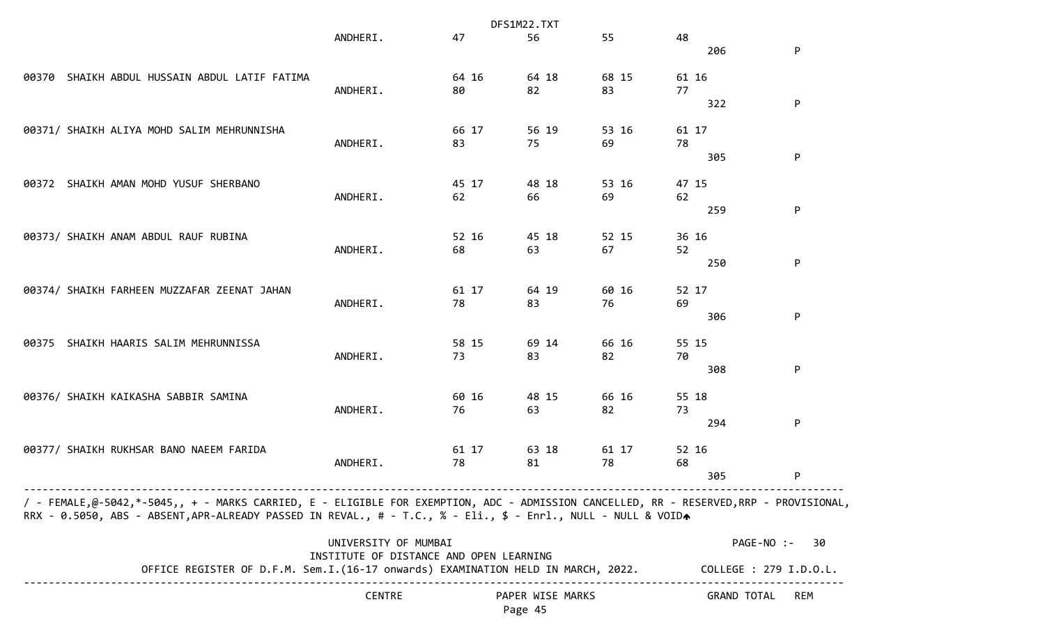| Seat No. / Name | Centre | Paper 1 | Paper 2 | Paper 3 | Paper 4 | Grand Total | Rem |
|---|---|---|---|---|---|---|---|
| | ANDHERI. | 47 | 56 | 55 | 48 | 206 | P |
| 00370 SHAIKH ABDUL HUSSAIN ABDUL LATIF FATIMA | | 64 16 | 64 18 | 68 15 | 61 16 | | |
| | ANDHERI. | 80 | 82 | 83 | 77 | 322 | P |
| 00371/ SHAIKH ALIYA MOHD SALIM MEHRUNNISHA | | 66 17 | 56 19 | 53 16 | 61 17 | | |
| | ANDHERI. | 83 | 75 | 69 | 78 | 305 | P |
| 00372 SHAIKH AMAN MOHD YUSUF SHERBANO | | 45 17 | 48 18 | 53 16 | 47 15 | | |
| | ANDHERI. | 62 | 66 | 69 | 62 | 259 | P |
| 00373/ SHAIKH ANAM ABDUL RAUF RUBINA | | 52 16 | 45 18 | 52 15 | 36 16 | | |
| | ANDHERI. | 68 | 63 | 67 | 52 | 250 | P |
| 00374/ SHAIKH FARHEEN MUZZAFAR ZEENAT JAHAN | | 61 17 | 64 19 | 60 16 | 52 17 | | |
| | ANDHERI. | 78 | 83 | 76 | 69 | 306 | P |
| 00375 SHAIKH HAARIS SALIM MEHRUNNISSA | | 58 15 | 69 14 | 66 16 | 55 15 | | |
| | ANDHERI. | 73 | 83 | 82 | 70 | 308 | P |
| 00376/ SHAIKH KAIKASHA SABBIR SAMINA | | 60 16 | 48 15 | 66 16 | 55 18 | | |
| | ANDHERI. | 76 | 63 | 82 | 73 | 294 | P |
| 00377/ SHAIKH RUKHSAR BANO NAEEM FARIDA | | 61 17 | 63 18 | 61 17 | 52 16 | | |
| | ANDHERI. | 78 | 81 | 78 | 68 | 305 | P |

/ - FEMALE,@-5042,*-5045,, + - MARKS CARRIED, E - ELIGIBLE FOR EXEMPTION, ADC - ADMISSION CANCELLED, RR - RESERVED,RRP - PROVISIONAL, RRX - 0.5050, ABS - ABSENT,APR-ALREADY PASSED IN REVAL., # - T.C., % - Eli., $ - Enrl., NULL - NULL & VOID

UNIVERSITY OF MUMBAI
INSTITUTE OF DISTANCE AND OPEN LEARNING
OFFICE REGISTER OF D.F.M. Sem.I.(16-17 onwards) EXAMINATION HELD IN MARCH, 2022. COLLEGE : 279 I.D.O.L.

PAGE-NO :- 30

CENTRE PAPER WISE MARKS GRAND TOTAL REM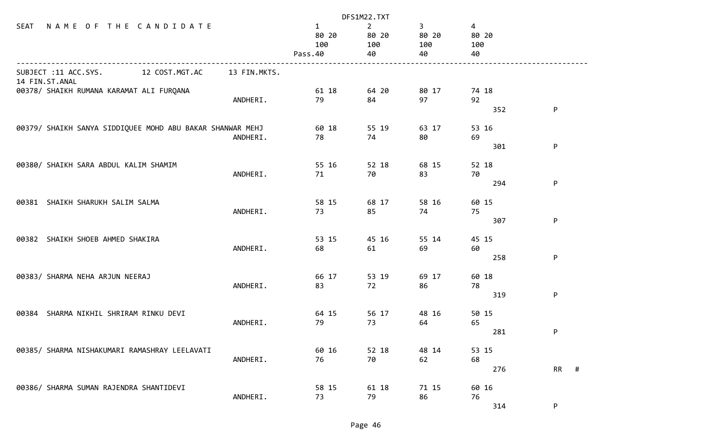DFS1M22.TXT

| SEAT | NAME OF THE CANDIDATE | | 1 | 2 | 3 | 4 | | |
|---|---|---|---|---|---|---|---|---|
| | | | 80 20 | 80 20 | 80 20 | 80 20 | | |
| | | | 100 | 100 | 100 | 100 | | |
| | | | Pass.40 | 40 | 40 | 40 | | |

SUBJECT :11 ACC.SYS. 12 COST.MGT.AC 13 FIN.MKTS.
14 FIN.ST.ANAL

| SEAT | NAME OF THE CANDIDATE | CENTRE | 1 | 2 | 3 | 4 | TOTAL | RESULT |
|---|---|---|---|---|---|---|---|---|
| 00378/ | SHAIKH RUMANA KARAMAT ALI FURQANA | ANDHERI. | 61 18<br>79 | 64 20<br>84 | 80 17<br>97 | 74 18<br>92 | 352 | P |
| 00379/ | SHAIKH SANYA SIDDIQUEE MOHD ABU BAKAR SHANWAR MEHJ | ANDHERI. | 60 18<br>78 | 55 19<br>74 | 63 17<br>80 | 53 16<br>69 | 301 | P |
| 00380/ | SHAIKH SARA ABDUL KALIM SHAMIM | ANDHERI. | 55 16<br>71 | 52 18<br>70 | 68 15<br>83 | 52 18<br>70 | 294 | P |
| 00381 | SHAIKH SHARUKH SALIM SALMA | ANDHERI. | 58 15<br>73 | 68 17<br>85 | 58 16<br>74 | 60 15<br>75 | 307 | P |
| 00382 | SHAIKH SHOEB AHMED SHAKIRA | ANDHERI. | 53 15<br>68 | 45 16<br>61 | 55 14<br>69 | 45 15<br>60 | 258 | P |
| 00383/ | SHARMA NEHA ARJUN NEERAJ | ANDHERI. | 66 17<br>83 | 53 19<br>72 | 69 17<br>86 | 60 18<br>78 | 319 | P |
| 00384 | SHARMA NIKHIL SHRIRAM RINKU DEVI | ANDHERI. | 64 15<br>79 | 56 17<br>73 | 48 16<br>64 | 50 15<br>65 | 281 | P |
| 00385/ | SHARMA NISHAKUMARI RAMASHRAY LEELAVATI | ANDHERI. | 60 16<br>76 | 52 18<br>70 | 48 14<br>62 | 53 15<br>68 | 276 | RR # |
| 00386/ | SHARMA SUMAN RAJENDRA SHANTIDEVI | ANDHERI. | 58 15<br>73 | 61 18<br>79 | 71 15<br>86 | 60 16<br>76 | 314 | P |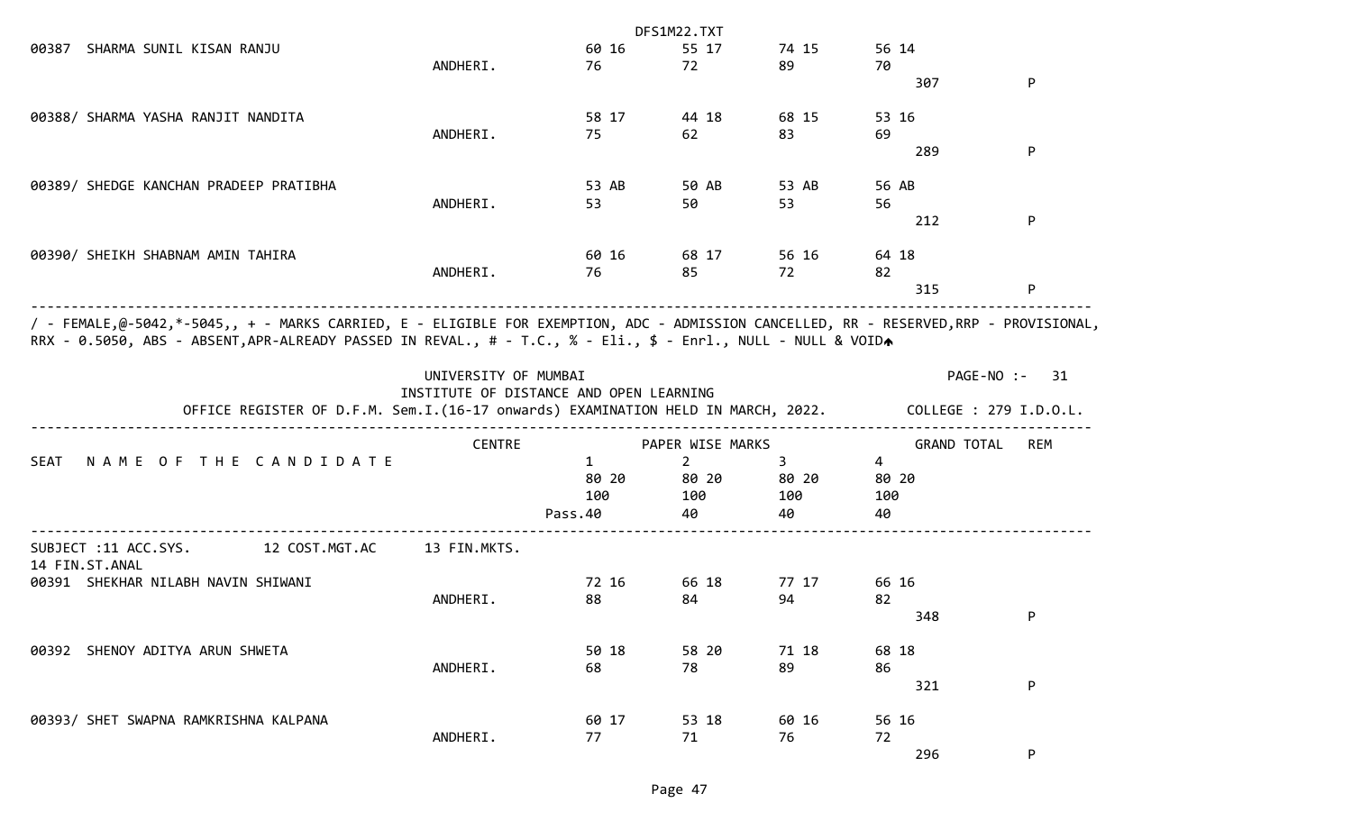| SEAT | NAME OF THE CANDIDATE | CENTRE | 1 | 2 | 3 | 4 | GRAND TOTAL | REM |
|---|---|---|---|---|---|---|---|---|
| 00387 | SHARMA SUNIL KISAN RANJU | ANDHERI. | 60 16 / 76 | 55 17 / 72 | 74 15 / 89 | 56 14 / 70 | 307 | P |
| 00388/ | SHARMA YASHA RANJIT NANDITA | ANDHERI. | 58 17 / 75 | 44 18 / 62 | 68 15 / 83 | 53 16 / 69 | 289 | P |
| 00389/ | SHEDGE KANCHAN PRADEEP PRATIBHA | ANDHERI. | 53 AB / 53 | 50 AB / 50 | 53 AB / 53 | 56 AB / 56 | 212 | P |
| 00390/ | SHEIKH SHABNAM AMIN TAHIRA | ANDHERI. | 60 16 / 76 | 68 17 / 85 | 56 16 / 72 | 64 18 / 82 | 315 | P |

/ - FEMALE,@-5042,*-5045,, + - MARKS CARRIED, E - ELIGIBLE FOR EXEMPTION, ADC - ADMISSION CANCELLED, RR - RESERVED,RRP - PROVISIONAL, RRX - 0.5050, ABS - ABSENT,APR-ALREADY PASSED IN REVAL., # - T.C., % - Eli., $ - Enrl., NULL - NULL & VOID

UNIVERSITY OF MUMBAI

INSTITUTE OF DISTANCE AND OPEN LEARNING

PAGE-NO :- 31

OFFICE REGISTER OF D.F.M. Sem.I.(16-17 onwards) EXAMINATION HELD IN MARCH, 2022.

COLLEGE : 279 I.D.O.L.

| SEAT | NAME OF THE CANDIDATE | CENTRE | PAPER WISE MARKS 1 | 2 | 3 | 4 | GRAND TOTAL | REM |
|---|---|---|---|---|---|---|---|---|
| | | | 80 20 | 80 20 | 80 20 | 80 20 | | |
| | | | 100 | 100 | 100 | 100 | | |
| | | | Pass.40 | 40 | 40 | 40 | | |

SUBJECT :11 ACC.SYS. 12 COST.MGT.AC 13 FIN.MKTS. 14 FIN.ST.ANAL

| SEAT | NAME OF THE CANDIDATE | CENTRE | 1 | 2 | 3 | 4 | GRAND TOTAL | REM |
|---|---|---|---|---|---|---|---|---|
| 00391 | SHEKHAR NILABH NAVIN SHIWANI | ANDHERI. | 72 16 / 88 | 66 18 / 84 | 77 17 / 94 | 66 16 / 82 | 348 | P |
| 00392 | SHENOY ADITYA ARUN SHWETA | ANDHERI. | 50 18 / 68 | 58 20 / 78 | 71 18 / 89 | 68 18 / 86 | 321 | P |
| 00393/ | SHET SWAPNA RAMKRISHNA KALPANA | ANDHERI. | 60 17 / 77 | 53 18 / 71 | 60 16 / 76 | 56 16 / 72 | 296 | P |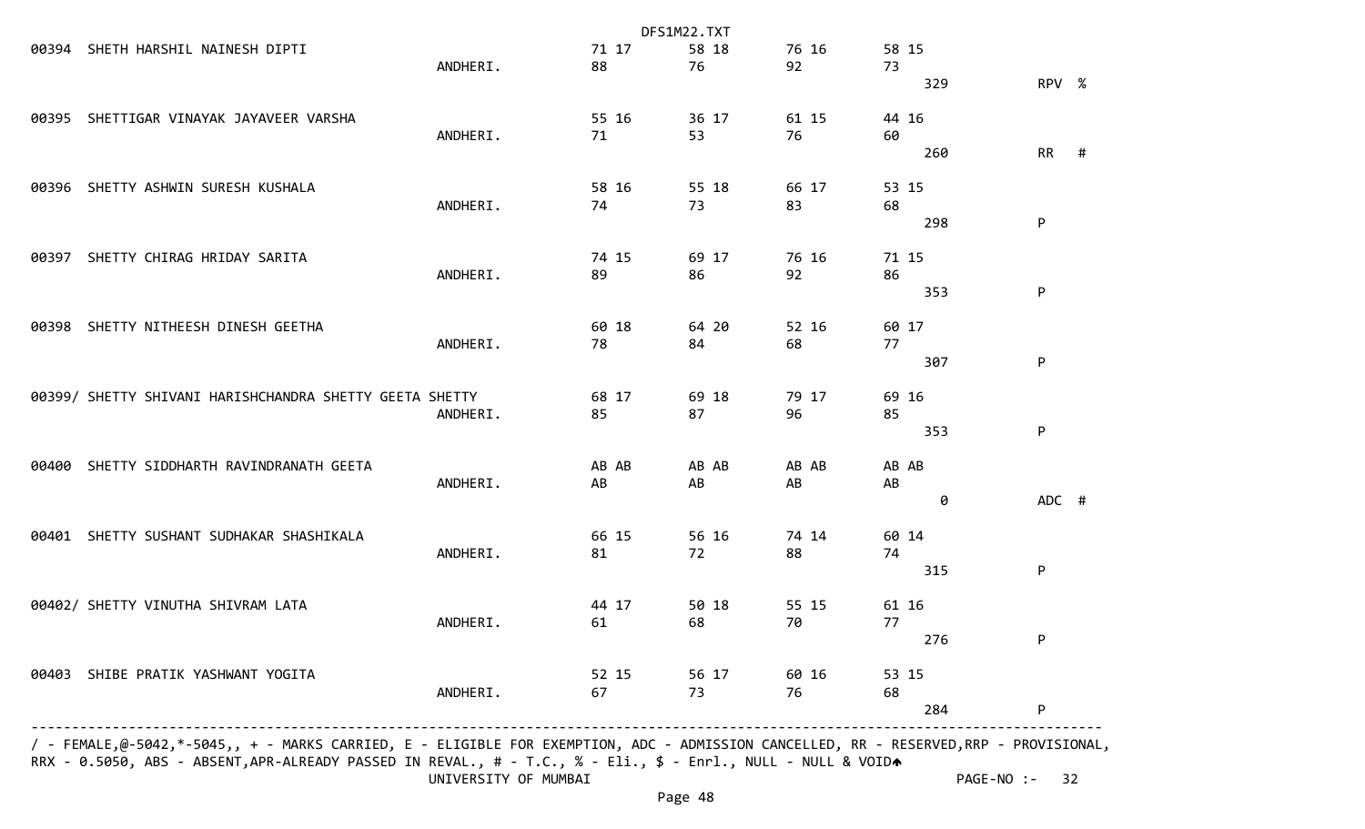| Seat No | Name | College | Sub 1 | Sub 2 | Sub 3 | Sub 4 | Total | Result |
|---|---|---|---|---|---|---|---|---|
| 00394 | SHETH HARSHIL NAINESH DIPTI | ANDHERI. | 71 17 / 88 | 58 18 / 76 | 76 16 / 92 | 58 15 / 73 | 329 | RPV % |
| 00395 | SHETTIGAR VINAYAK JAYAVEER VARSHA | ANDHERI. | 55 16 / 71 | 36 17 / 53 | 61 15 / 76 | 44 16 / 60 | 260 | RR # |
| 00396 | SHETTY ASHWIN SURESH KUSHALA | ANDHERI. | 58 16 / 74 | 55 18 / 73 | 66 17 / 83 | 53 15 / 68 | 298 | P |
| 00397 | SHETTY CHIRAG HRIDAY SARITA | ANDHERI. | 74 15 / 89 | 69 17 / 86 | 76 16 / 92 | 71 15 / 86 | 353 | P |
| 00398 | SHETTY NITHEESH DINESH GEETHA | ANDHERI. | 60 18 / 78 | 64 20 / 84 | 52 16 / 68 | 60 17 / 77 | 307 | P |
| 00399/ | SHETTY SHIVANI HARISHCHANDRA SHETTY GEETA SHETTY | ANDHERI. | 68 17 / 85 | 69 18 / 87 | 79 17 / 96 | 69 16 / 85 | 353 | P |
| 00400 | SHETTY SIDDHARTH RAVINDRANATH GEETA | ANDHERI. | AB AB / AB | AB AB / AB | AB AB / AB | AB AB / AB | 0 | ADC # |
| 00401 | SHETTY SUSHANT SUDHAKAR SHASHIKALA | ANDHERI. | 66 15 / 81 | 56 16 / 72 | 74 14 / 88 | 60 14 / 74 | 315 | P |
| 00402/ | SHETTY VINUTHA SHIVRAM LATA | ANDHERI. | 44 17 / 61 | 50 18 / 68 | 55 15 / 70 | 61 16 / 77 | 276 | P |
| 00403 | SHIBE PRATIK YASHWANT YOGITA | ANDHERI. | 52 15 / 67 | 56 17 / 73 | 60 16 / 76 | 53 15 / 68 | 284 | P |

/ - FEMALE,@-5042,*-5045,, + - MARKS CARRIED, E - ELIGIBLE FOR EXEMPTION, ADC - ADMISSION CANCELLED, RR - RESERVED,RRP - PROVISIONAL, RRX - 0.5050, ABS - ABSENT,APR-ALREADY PASSED IN REVAL., # - T.C., % - Eli., $ - Enrl., NULL - NULL & VOID

UNIVERSITY OF MUMBAI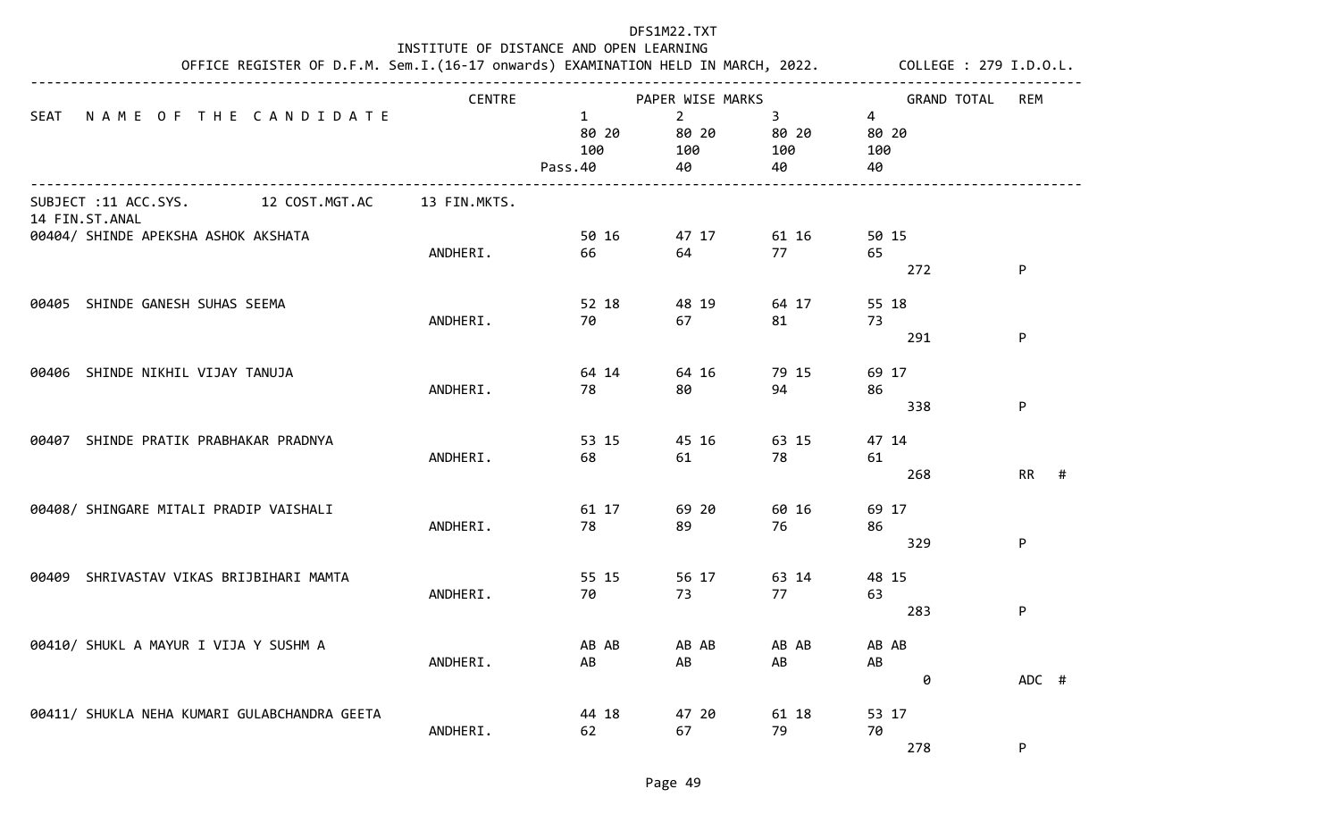DFS1M22.TXT

INSTITUTE OF DISTANCE AND OPEN LEARNING

OFFICE REGISTER OF D.F.M. Sem.I.(16-17 onwards) EXAMINATION HELD IN MARCH, 2022. COLLEGE : 279 I.D.O.L.

| SEAT | NAME OF THE CANDIDATE | CENTRE | 1 | 2 | 3 | 4 | GRAND TOTAL | REM |
|---|---|---|---|---|---|---|---|---|
| | | | 80 20 | 80 20 | 80 20 | 80 20 | | |
| | | | 100 | 100 | 100 | 100 | | |
| | | | Pass.40 | 40 | 40 | 40 | | |

SUBJECT :11 ACC.SYS. 12 COST.MGT.AC 13 FIN.MKTS. 14 FIN.ST.ANAL

| SEAT | NAME OF THE CANDIDATE | CENTRE | 1 | 2 | 3 | 4 | GRAND TOTAL | REM |
|---|---|---|---|---|---|---|---|---|
| 00404/ | SHINDE APEKSHA ASHOK AKSHATA | ANDHERI. | 50 16 / 66 | 47 17 / 64 | 61 16 / 77 | 50 15 / 65 | 272 | P |
| 00405 | SHINDE GANESH SUHAS SEEMA | ANDHERI. | 52 18 / 70 | 48 19 / 67 | 64 17 / 81 | 55 18 / 73 | 291 | P |
| 00406 | SHINDE NIKHIL VIJAY TANUJA | ANDHERI. | 64 14 / 78 | 64 16 / 80 | 79 15 / 94 | 69 17 / 86 | 338 | P |
| 00407 | SHINDE PRATIK PRABHAKAR PRADNYA | ANDHERI. | 53 15 / 68 | 45 16 / 61 | 63 15 / 78 | 47 14 / 61 | 268 | RR # |
| 00408/ | SHINGARE MITALI PRADIP VAISHALI | ANDHERI. | 61 17 / 78 | 69 20 / 89 | 60 16 / 76 | 69 17 / 86 | 329 | P |
| 00409 | SHRIVASTAV VIKAS BRIJBIHARI MAMTA | ANDHERI. | 55 15 / 70 | 56 17 / 73 | 63 14 / 77 | 48 15 / 63 | 283 | P |
| 00410/ | SHUKL A MAYUR I VIJA Y SUSHM A | ANDHERI. | AB AB / AB | AB AB / AB | AB AB / AB | AB AB / AB | 0 | ADC # |
| 00411/ | SHUKLA NEHA KUMARI GULABCHANDRA GEETA | ANDHERI. | 44 18 / 62 | 47 20 / 67 | 61 18 / 79 | 53 17 / 70 | 278 | P |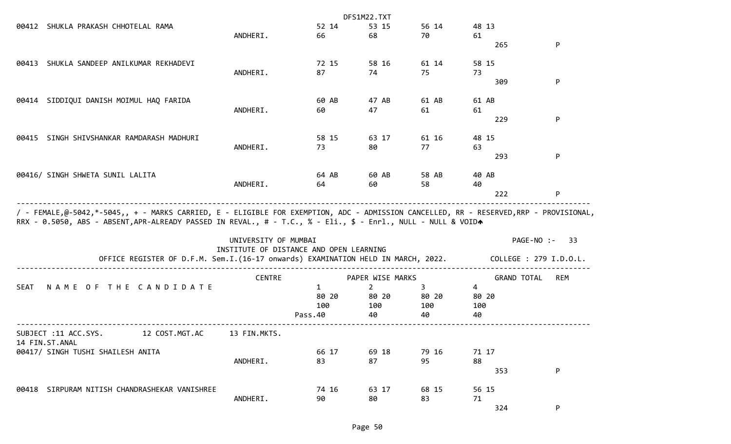| SEAT | NAME OF THE CANDIDATE | CENTRE | 1 | 2 | 3 | 4 | GRAND TOTAL | REM |
|---|---|---|---|---|---|---|---|---|
| 00412 | SHUKLA PRAKASH CHHOTELAL RAMA | ANDHERI. | 52 14<br>66 | 53 15<br>68 | 56 14<br>70 | 48 13<br>61 | 265 | P |
| 00413 | SHUKLA SANDEEP ANILKUMAR REKHADEVI | ANDHERI. | 72 15<br>87 | 58 16<br>74 | 61 14<br>75 | 58 15<br>73 | 309 | P |
| 00414 | SIDDIQUI DANISH MOIMUL HAQ FARIDA | ANDHERI. | 60 AB<br>60 | 47 AB<br>47 | 61 AB<br>61 | 61 AB<br>61 | 229 | P |
| 00415 | SINGH SHIVSHANKAR RAMDARASH MADHURI | ANDHERI. | 58 15<br>73 | 63 17<br>80 | 61 16<br>77 | 48 15<br>63 | 293 | P |
| 00416/ | SINGH SHWETA SUNIL LALITA | ANDHERI. | 64 AB<br>64 | 60 AB<br>60 | 58 AB<br>58 | 40 AB<br>40 | 222 | P |

/ - FEMALE,@-5042,*-5045,, + - MARKS CARRIED, E - ELIGIBLE FOR EXEMPTION, ADC - ADMISSION CANCELLED, RR - RESERVED,RRP - PROVISIONAL, RRX - 0.5050, ABS - ABSENT,APR-ALREADY PASSED IN REVAL., # - T.C., % - Eli., $ - Enrl., NULL - NULL & VOID

UNIVERSITY OF MUMBAI

PAGE-NO :- 33

INSTITUTE OF DISTANCE AND OPEN LEARNING

OFFICE REGISTER OF D.F.M. Sem.I.(16-17 onwards) EXAMINATION HELD IN MARCH, 2022.

COLLEGE : 279 I.D.O.L.

| SEAT | NAME OF THE CANDIDATE | CENTRE | 1 | 2 | 3 | 4 | GRAND TOTAL | REM |
|---|---|---|---|---|---|---|---|---|
| | | | 80 20 | 80 20 | 80 20 | 80 20 | | |
| | | | 100 | 100 | 100 | 100 | | |
| | | Pass. | 40 | 40 | 40 | 40 | | |

SUBJECT :11 ACC.SYS. 12 COST.MGT.AC 13 FIN.MKTS. 14 FIN.ST.ANAL

| SEAT | NAME OF THE CANDIDATE | CENTRE | 1 | 2 | 3 | 4 | GRAND TOTAL | REM |
|---|---|---|---|---|---|---|---|---|
| 00417/ | SINGH TUSHI SHAILESH ANITA | ANDHERI. | 66 17<br>83 | 69 18<br>87 | 79 16<br>95 | 71 17<br>88 | 353 | P |
| 00418 | SIRPURAM NITISH CHANDRASHEKAR VANISHREE | ANDHERI. | 74 16<br>90 | 63 17<br>80 | 68 15<br>83 | 56 15<br>71 | 324 | P |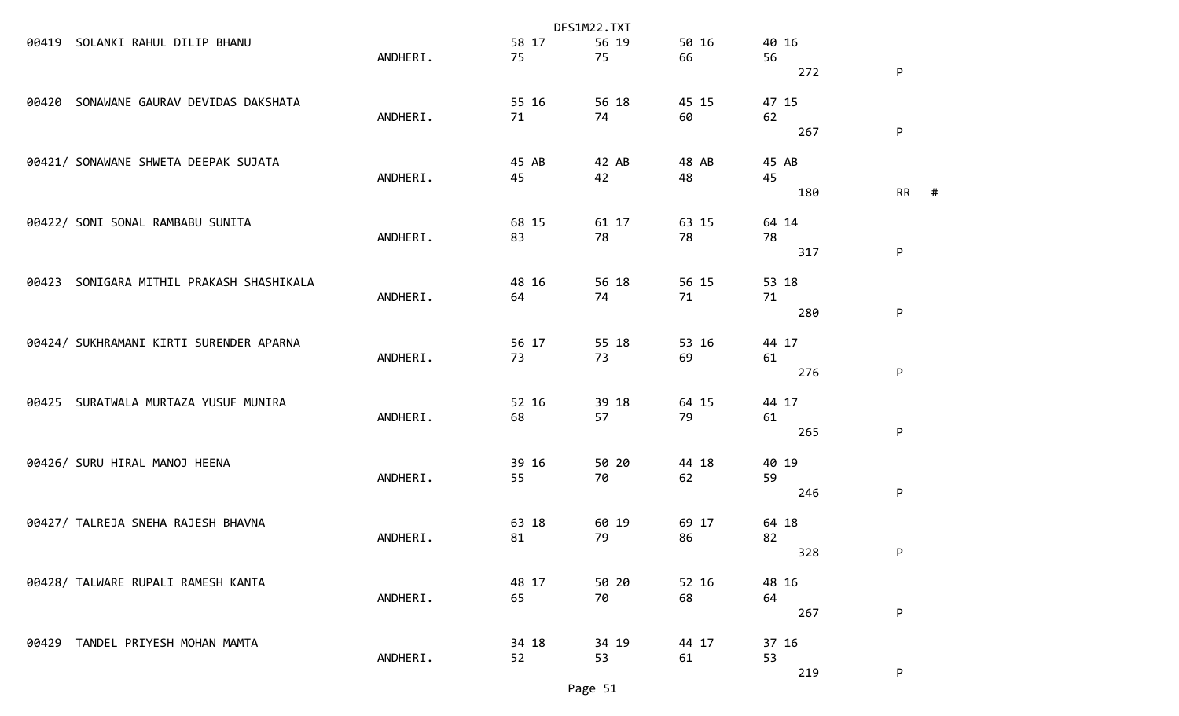```
00419  SOLANKI RAHUL DILIP BHANU                              58 17        56 19        50 16        40 16
                                         ANDHERI.             75           75           66           56
                                                                                                          272          P

00420  SONAWANE GAURAV DEVIDAS DAKSHATA                       55 16        56 18        45 15        47 15
                                         ANDHERI.             71           74           60           62
                                                                                                          267          P

00421/ SONAWANE SHWETA DEEPAK SUJATA                          45 AB        42 AB        48 AB        45 AB
                                         ANDHERI.             45           42           48           45
                                                                                                          180          RR   #

00422/ SONI SONAL RAMBABU SUNITA                              68 15        61 17        63 15        64 14
                                         ANDHERI.             83           78           78           78
                                                                                                          317          P

00423  SONIGARA MITHIL PRAKASH SHASHIKALA                     48 16        56 18        56 15        53 18
                                         ANDHERI.             64           74           71           71
                                                                                                          280          P

00424/ SUKHRAMANI KIRTI SURENDER APARNA                       56 17        55 18        53 16        44 17
                                         ANDHERI.             73           73           69           61
                                                                                                          276          P

00425  SURATWALA MURTAZA YUSUF MUNIRA                         52 16        39 18        64 15        44 17
                                         ANDHERI.             68           57           79           61
                                                                                                          265          P

00426/ SURU HIRAL MANOJ HEENA                                 39 16        50 20        44 18        40 19
                                         ANDHERI.             55           70           62           59
                                                                                                          246          P

00427/ TALREJA SNEHA RAJESH BHAVNA                            63 18        60 19        69 17        64 18
                                         ANDHERI.             81           79           86           82
                                                                                                          328          P

00428/ TALWARE RUPALI RAMESH KANTA                            48 17        50 20        52 16        48 16
                                         ANDHERI.             65           70           68           64
                                                                                                          267          P

00429  TANDEL PRIYESH MOHAN MAMTA                             34 18        34 19        44 17        37 16
                                         ANDHERI.             52           53           61           53
                                                                                                          219          P
```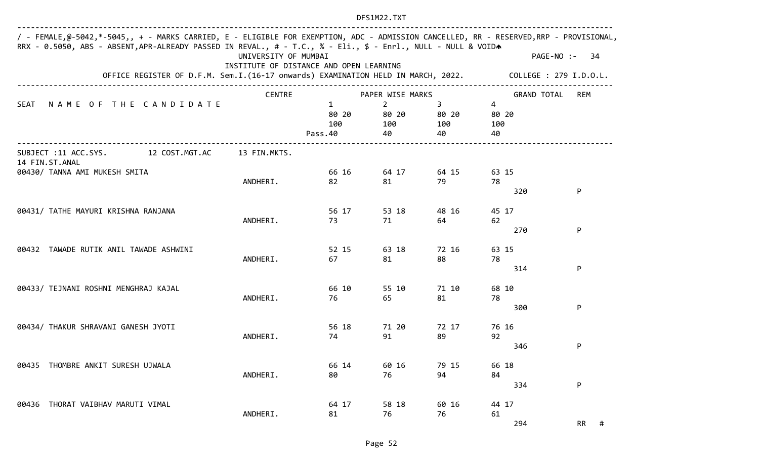/ - FEMALE,@-5042,*-5045,, + - MARKS CARRIED, E - ELIGIBLE FOR EXEMPTION, ADC - ADMISSION CANCELLED, RR - RESERVED,RRP - PROVISIONAL, RRX - 0.5050, ABS - ABSENT,APR-ALREADY PASSED IN REVAL., # - T.C., % - Eli., $ - Enrl., NULL - NULL & VOID

UNIVERSITY OF MUMBAI

INSTITUTE OF DISTANCE AND OPEN LEARNING

OFFICE REGISTER OF D.F.M. Sem.I.(16-17 onwards) EXAMINATION HELD IN MARCH, 2022.

PAGE-NO :- 34

COLLEGE : 279 I.D.O.L.

| SEAT | NAME OF THE CANDIDATE | CENTRE | 1 | 2 | 3 | 4 | GRAND TOTAL | REM |
|---|---|---|---|---|---|---|---|---|
| | | | 80 20 | 80 20 | 80 20 | 80 20 | | |
| | | | 100 | 100 | 100 | 100 | | |
| | | | Pass.40 | 40 | 40 | 40 | | |

SUBJECT :11 ACC.SYS. 12 COST.MGT.AC 13 FIN.MKTS. 14 FIN.ST.ANAL

| SEAT | NAME OF THE CANDIDATE | CENTRE | 1 | 2 | 3 | 4 | GRAND TOTAL | REM |
|---|---|---|---|---|---|---|---|---|
| 00430/ | TANNA AMI MUKESH SMITA | ANDHERI. | 66 16 / 82 | 64 17 / 81 | 64 15 / 79 | 63 15 / 78 | 320 | P |
| 00431/ | TATHE MAYURI KRISHNA RANJANA | ANDHERI. | 56 17 / 73 | 53 18 / 71 | 48 16 / 64 | 45 17 / 62 | 270 | P |
| 00432 | TAWADE RUTIK ANIL TAWADE ASHWINI | ANDHERI. | 52 15 / 67 | 63 18 / 81 | 72 16 / 88 | 63 15 / 78 | 314 | P |
| 00433/ | TEJNANI ROSHNI MENGHRAJ KAJAL | ANDHERI. | 66 10 / 76 | 55 10 / 65 | 71 10 / 81 | 68 10 / 78 | 300 | P |
| 00434/ | THAKUR SHRAVANI GANESH JYOTI | ANDHERI. | 56 18 / 74 | 71 20 / 91 | 72 17 / 89 | 76 16 / 92 | 346 | P |
| 00435 | THOMBRE ANKIT SURESH UJWALA | ANDHERI. | 66 14 / 80 | 60 16 / 76 | 79 15 / 94 | 66 18 / 84 | 334 | P |
| 00436 | THORAT VAIBHAV MARUTI VIMAL | ANDHERI. | 64 17 / 81 | 58 18 / 76 | 60 16 / 76 | 44 17 / 61 | 294 | RR # |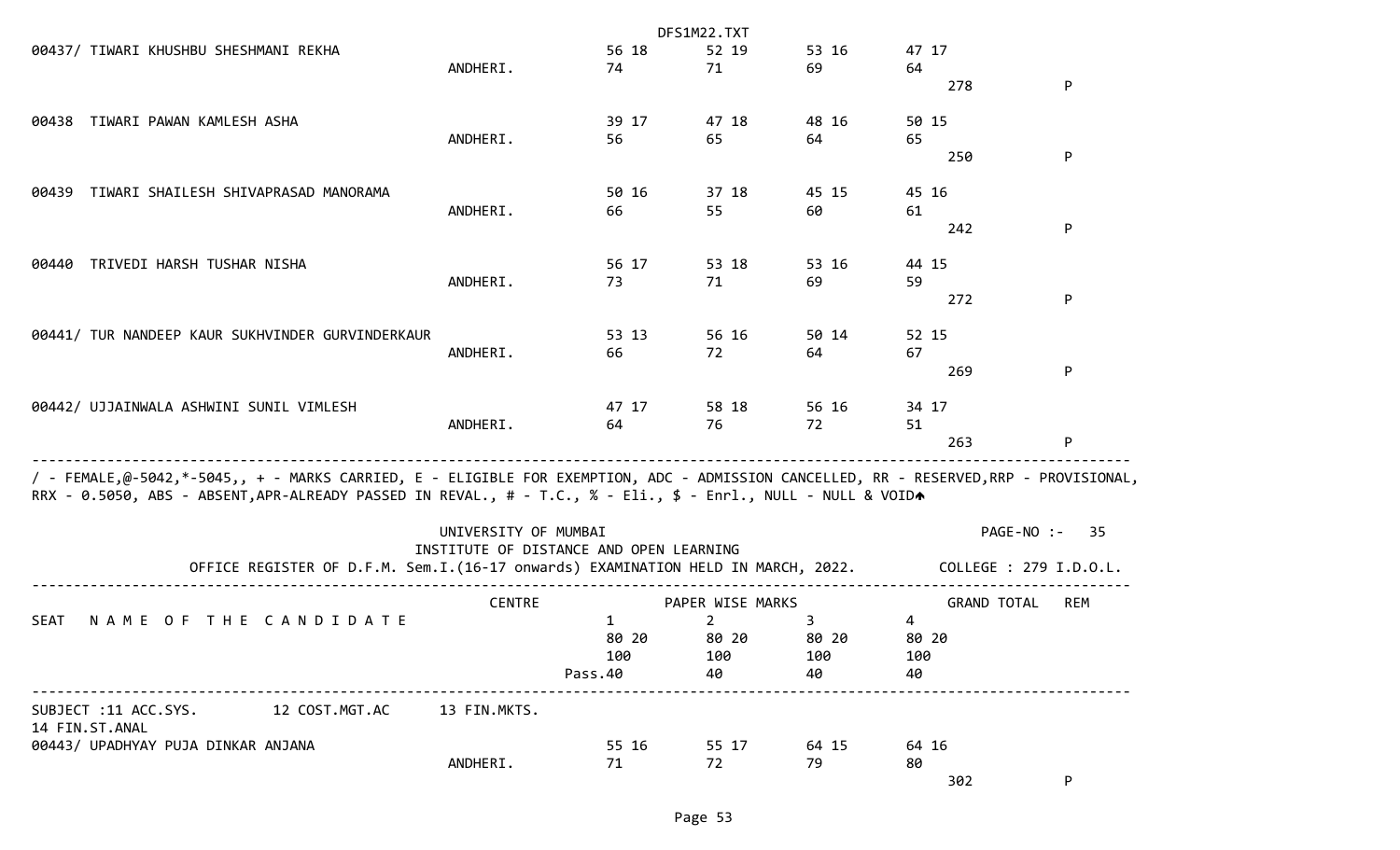| SEAT | NAME OF THE CANDIDATE | CENTRE | 1 | 2 | 3 | 4 | GRAND TOTAL | REM |
|---|---|---|---|---|---|---|---|---|
| 00437/ | TIWARI KHUSHBU SHESHMANI REKHA | ANDHERI. | 56 18<br>74 | 52 19<br>71 | 53 16<br>69 | 47 17<br>64 | 278 | P |
| 00438 | TIWARI PAWAN KAMLESH ASHA | ANDHERI. | 39 17<br>56 | 47 18<br>65 | 48 16<br>64 | 50 15<br>65 | 250 | P |
| 00439 | TIWARI SHAILESH SHIVAPRASAD MANORAMA | ANDHERI. | 50 16<br>66 | 37 18<br>55 | 45 15<br>60 | 45 16<br>61 | 242 | P |
| 00440 | TRIVEDI HARSH TUSHAR NISHA | ANDHERI. | 56 17<br>73 | 53 18<br>71 | 53 16<br>69 | 44 15<br>59 | 272 | P |
| 00441/ | TUR NANDEEP KAUR SUKHVINDER GURVINDERKAUR | ANDHERI. | 53 13<br>66 | 56 16<br>72 | 50 14<br>64 | 52 15<br>67 | 269 | P |
| 00442/ | UJJAINWALA ASHWINI SUNIL VIMLESH | ANDHERI. | 47 17<br>64 | 58 18<br>76 | 56 16<br>72 | 34 17<br>51 | 263 | P |

/ - FEMALE,@-5042,*-5045,, + - MARKS CARRIED, E - ELIGIBLE FOR EXEMPTION, ADC - ADMISSION CANCELLED, RR - RESERVED,RRP - PROVISIONAL, RRX - 0.5050, ABS - ABSENT,APR-ALREADY PASSED IN REVAL., # - T.C., % - Eli., $ - Enrl., NULL - NULL & VOID

UNIVERSITY OF MUMBAI

INSTITUTE OF DISTANCE AND OPEN LEARNING

PAGE-NO :- 35

OFFICE REGISTER OF D.F.M. Sem.I.(16-17 onwards) EXAMINATION HELD IN MARCH, 2022.

COLLEGE : 279 I.D.O.L.

| SEAT | NAME OF THE CANDIDATE | CENTRE | 1 | 2 | 3 | 4 | GRAND TOTAL | REM |
|---|---|---|---|---|---|---|---|---|
| | | | 80 20<br>100 | 80 20<br>100 | 80 20<br>100 | 80 20<br>100 | | |
| | | Pass. | 40 | 40 | 40 | 40 | | |

SUBJECT :11 ACC.SYS. 12 COST.MGT.AC 13 FIN.MKTS. 14 FIN.ST.ANAL

| SEAT | NAME OF THE CANDIDATE | CENTRE | 1 | 2 | 3 | 4 | GRAND TOTAL | REM |
|---|---|---|---|---|---|---|---|---|
| 00443/ | UPADHYAY PUJA DINKAR ANJANA | ANDHERI. | 55 16<br>71 | 55 17<br>72 | 64 15<br>79 | 64 16<br>80 | 302 | P |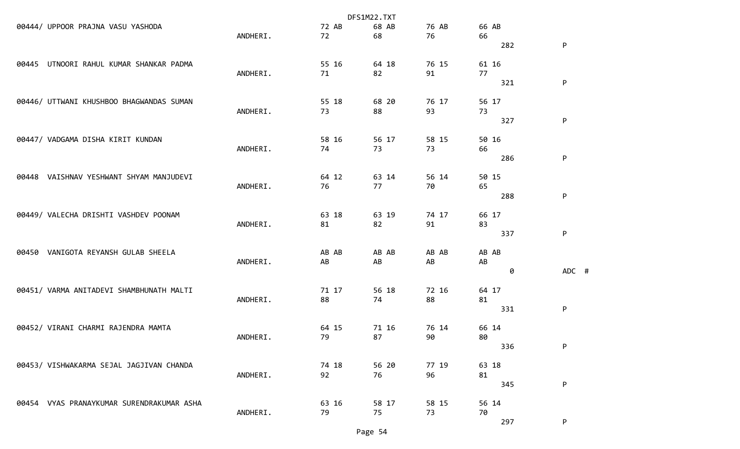```
00444/ UPPOOR PRAJNA VASU YASHODA                          72 AB      68 AB      76 AB      66 AB
                                          ANDHERI.         72         68         76         66
                                                                                               282         P

00445  UTNOORI RAHUL KUMAR SHANKAR PADMA                   55 16      64 18      76 15      61 16
                                          ANDHERI.         71         82         91         77
                                                                                               321         P

00446/ UTTWANI KHUSHBOO BHAGWANDAS SUMAN                   55 18      68 20      76 17      56 17
                                          ANDHERI.         73         88         93         73
                                                                                               327         P

00447/ VADGAMA DISHA KIRIT KUNDAN                          58 16      56 17      58 15      50 16
                                          ANDHERI.         74         73         73         66
                                                                                               286         P

00448  VAISHNAV YESHWANT SHYAM MANJUDEVI                   64 12      63 14      56 14      50 15
                                          ANDHERI.         76         77         70         65
                                                                                               288         P

00449/ VALECHA DRISHTI VASHDEV POONAM                      63 18      63 19      74 17      66 17
                                          ANDHERI.         81         82         91         83
                                                                                               337         P

00450  VANIGOTA REYANSH GULAB SHEELA                       AB AB      AB AB      AB AB      AB AB
                                          ANDHERI.         AB         AB         AB         AB
                                                                                                 0         ADC  #

00451/ VARMA ANITADEVI SHAMBHUNATH MALTI                   71 17      56 18      72 16      64 17
                                          ANDHERI.         88         74         88         81
                                                                                               331         P

00452/ VIRANI CHARMI RAJENDRA MAMTA                        64 15      71 16      76 14      66 14
                                          ANDHERI.         79         87         90         80
                                                                                               336         P

00453/ VISHWAKARMA SEJAL JAGJIVAN CHANDA                   74 18      56 20      77 19      63 18
                                          ANDHERI.         92         76         96         81
                                                                                               345         P

00454  VYAS PRANAYKUMAR SURENDRAKUMAR ASHA                 63 16      58 17      58 15      56 14
                                          ANDHERI.         79         75         73         70
                                                                                               297         P
```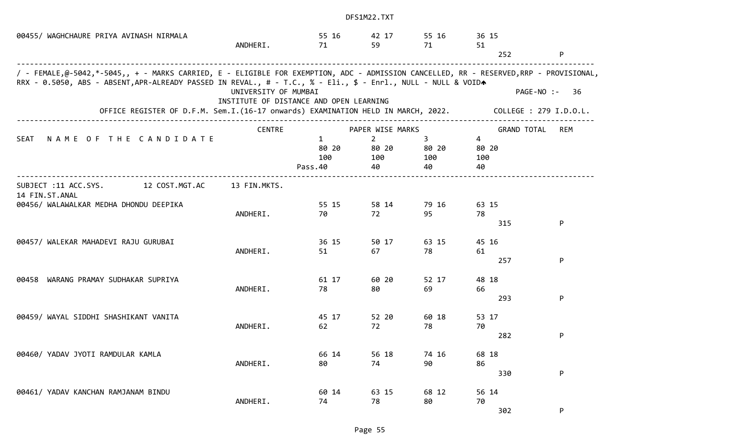| SEAT NAME OF THE CANDIDATE | CENTRE | 1 | 2 | 3 | 4 | GRAND TOTAL | REM |
|---|---|---|---|---|---|---|---|
| 00455/ WAGHCHAURE PRIYA AVINASH NIRMALA | ANDHERI. | 55 16<br>71 | 42 17<br>59 | 55 16<br>71 | 36 15<br>51 | 252 | P |

/ - FEMALE,@-5042,*-5045,, + - MARKS CARRIED, E - ELIGIBLE FOR EXEMPTION, ADC - ADMISSION CANCELLED, RR - RESERVED,RRP - PROVISIONAL, RRX - 0.5050, ABS - ABSENT,APR-ALREADY PASSED IN REVAL., # - T.C., % - Eli., $ - Enrl., NULL - NULL & VOID

UNIVERSITY OF MUMBAI

INSTITUTE OF DISTANCE AND OPEN LEARNING

PAGE-NO :- 36

OFFICE REGISTER OF D.F.M. Sem.I.(16-17 onwards) EXAMINATION HELD IN MARCH, 2022. COLLEGE : 279 I.D.O.L.

SUBJECT :11 ACC.SYS. 12 COST.MGT.AC 13 FIN.MKTS. 14 FIN.ST.ANAL

| SEAT NAME OF THE CANDIDATE | CENTRE | PAPER WISE MARKS 1 | 2 | 3 | 4 | GRAND TOTAL | REM |
|---|---|---|---|---|---|---|---|
| | | 80 20 | 80 20 | 80 20 | 80 20 | | |
| | | 100 | 100 | 100 | 100 | | |
| | | Pass.40 | 40 | 40 | 40 | | |
| 00456/ WALAWALKAR MEDHA DHONDU DEEPIKA | ANDHERI. | 55 15<br>70 | 58 14<br>72 | 79 16<br>95 | 63 15<br>78 | 315 | P |
| 00457/ WALEKAR MAHADEVI RAJU GURUBAI | ANDHERI. | 36 15<br>51 | 50 17<br>67 | 63 15<br>78 | 45 16<br>61 | 257 | P |
| 00458 WARANG PRAMAY SUDHAKAR SUPRIYA | ANDHERI. | 61 17<br>78 | 60 20<br>80 | 52 17<br>69 | 48 18<br>66 | 293 | P |
| 00459/ WAYAL SIDDHI SHASHIKANT VANITA | ANDHERI. | 45 17<br>62 | 52 20<br>72 | 60 18<br>78 | 53 17<br>70 | 282 | P |
| 00460/ YADAV JYOTI RAMDULAR KAMLA | ANDHERI. | 66 14<br>80 | 56 18<br>74 | 74 16<br>90 | 68 18<br>86 | 330 | P |
| 00461/ YADAV KANCHAN RAMJANAM BINDU | ANDHERI. | 60 14<br>74 | 63 15<br>78 | 68 12<br>80 | 56 14<br>70 | 302 | P |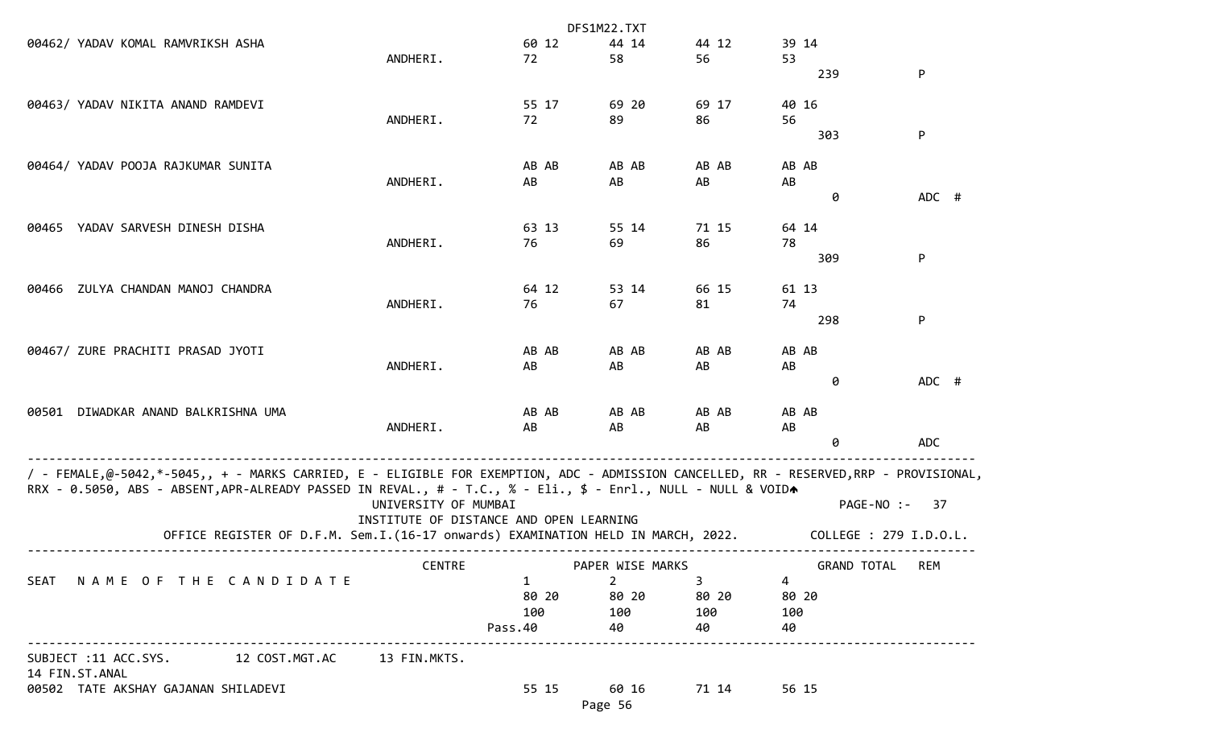| SEAT / NAME OF THE CANDIDATE | CENTRE | 1 | 2 | 3 | 4 | GRAND TOTAL | REM |
|---|---|---|---|---|---|---|---|
| 00462/ YADAV KOMAL RAMVRIKSH ASHA | ANDHERI. | 60 12<br>72 | 44 14<br>58 | 44 12<br>56 | 39 14<br>53 | 239 | P |
| 00463/ YADAV NIKITA ANAND RAMDEVI | ANDHERI. | 55 17<br>72 | 69 20<br>89 | 69 17<br>86 | 40 16<br>56 | 303 | P |
| 00464/ YADAV POOJA RAJKUMAR SUNITA | ANDHERI. | AB AB<br>AB | AB AB<br>AB | AB AB<br>AB | AB AB<br>AB | 0 | ADC # |
| 00465 YADAV SARVESH DINESH DISHA | ANDHERI. | 63 13<br>76 | 55 14<br>69 | 71 15<br>86 | 64 14<br>78 | 309 | P |
| 00466 ZULYA CHANDAN MANOJ CHANDRA | ANDHERI. | 64 12<br>76 | 53 14<br>67 | 66 15<br>81 | 61 13<br>74 | 298 | P |
| 00467/ ZURE PRACHITI PRASAD JYOTI | ANDHERI. | AB AB<br>AB | AB AB<br>AB | AB AB<br>AB | AB AB<br>AB | 0 | ADC # |
| 00501 DIWADKAR ANAND BALKRISHNA UMA | ANDHERI. | AB AB<br>AB | AB AB<br>AB | AB AB<br>AB | AB AB<br>AB | 0 | ADC |

/ - FEMALE,@-5042,*-5045,, + - MARKS CARRIED, E - ELIGIBLE FOR EXEMPTION, ADC - ADMISSION CANCELLED, RR - RESERVED,RRP - PROVISIONAL, RRX - 0.5050, ABS - ABSENT,APR-ALREADY PASSED IN REVAL., # - T.C., % - Eli., $ - Enrl., NULL - NULL & VOID

UNIVERSITY OF MUMBAI PAGE-NO :- 37

INSTITUTE OF DISTANCE AND OPEN LEARNING

OFFICE REGISTER OF D.F.M. Sem.I.(16-17 onwards) EXAMINATION HELD IN MARCH, 2022. COLLEGE : 279 I.D.O.L.

| SEAT NAME OF THE CANDIDATE | CENTRE | PAPER WISE MARKS | | | | GRAND TOTAL | REM |
|---|---|---|---|---|---|---|---|
| | | 1 | 2 | 3 | 4 | | |
| | | 80 20 | 80 20 | 80 20 | 80 20 | | |
| | | 100 | 100 | 100 | 100 | | |
| | Pass. | 40 | 40 | 40 | 40 | | |

SUBJECT :11 ACC.SYS. 12 COST.MGT.AC 13 FIN.MKTS. 14 FIN.ST.ANAL

| SEAT / NAME OF THE CANDIDATE | CENTRE | 1 | 2 | 3 | 4 | GRAND TOTAL | REM |
|---|---|---|---|---|---|---|---|
| 00502 TATE AKSHAY GAJANAN SHILADEVI | | 55 15 | 60 16 | 71 14 | 56 15 | | |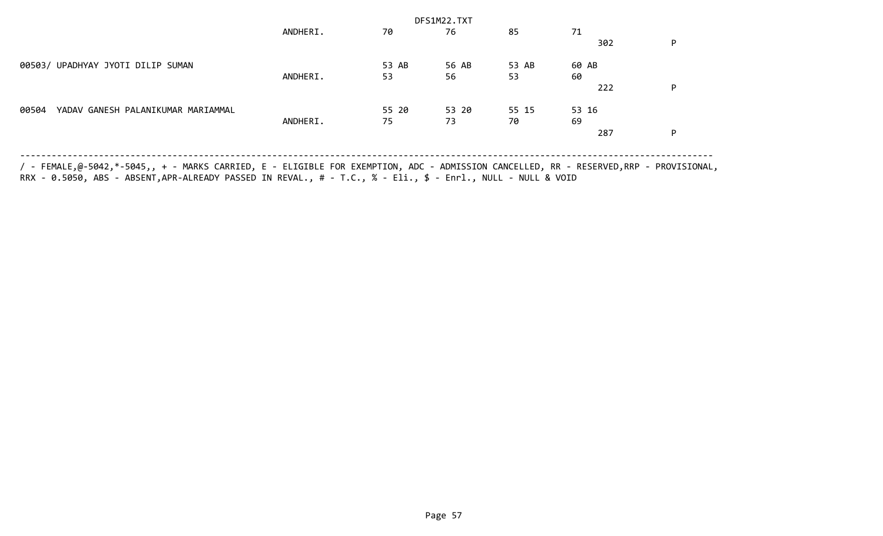| | | | | | | | |
|---|---|---|---|---|---|---|---|
| | ANDHERI. | 70 | 76 | 85 | 71 | | |
| | | | | | | 302 | P |
| 00503/ UPADHYAY JYOTI DILIP SUMAN | | 53 AB | 56 AB | 53 AB | 60 AB | | |
| | ANDHERI. | 53 | 56 | 53 | 60 | | |
| | | | | | | 222 | P |
| 00504 YADAV GANESH PALANIKUMAR MARIAMMAL | | 55 20 | 53 20 | 55 15 | 53 16 | | |
| | ANDHERI. | 75 | 73 | 70 | 69 | | |
| | | | | | | 287 | P |

/ - FEMALE,@-5042,*-5045,, + - MARKS CARRIED, E - ELIGIBLE FOR EXEMPTION, ADC - ADMISSION CANCELLED, RR - RESERVED,RRP - PROVISIONAL, RRX - 0.5050, ABS - ABSENT,APR-ALREADY PASSED IN REVAL., # - T.C., % - Eli., $ - Enrl., NULL - NULL & VOID